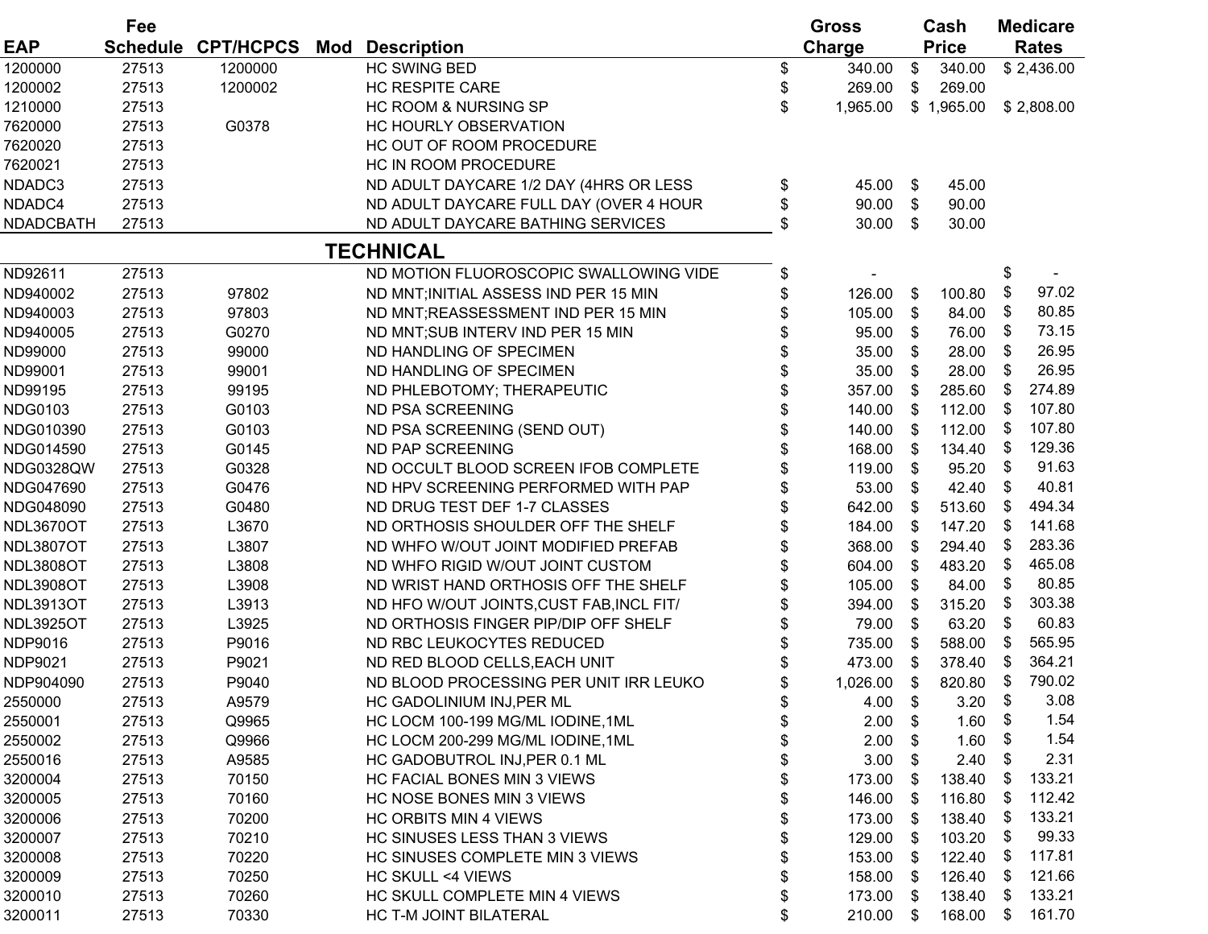| EAP | Fee Schedule | CPT/HCPCS | Mod | Description | Gross Charge | Cash Price | Medicare Rates |
|---|---|---|---|---|---|---|---|
| 1200000 | 27513 | 1200000 | | HC SWING BED | $ 340.00 | $ 340.00 | $ 2,436.00 |
| 1200002 | 27513 | 1200002 | | HC RESPITE CARE | $ 269.00 | $ 269.00 | |
| 1210000 | 27513 | | | HC ROOM & NURSING SP | $ 1,965.00 | $ 1,965.00 | $ 2,808.00 |
| 7620000 | 27513 | G0378 | | HC HOURLY OBSERVATION | | | |
| 7620020 | 27513 | | | HC OUT OF ROOM PROCEDURE | | | |
| 7620021 | 27513 | | | HC IN ROOM PROCEDURE | | | |
| NDADC3 | 27513 | | | ND ADULT DAYCARE 1/2 DAY (4HRS OR LESS | $ 45.00 | $ 45.00 | |
| NDADC4 | 27513 | | | ND ADULT DAYCARE FULL DAY (OVER 4 HOUR | $ 90.00 | $ 90.00 | |
| NDADCBATH | 27513 | | | ND ADULT DAYCARE BATHING SERVICES | $ 30.00 | $ 30.00 | |
| | | | | **TECHNICAL** | | | |
| ND92611 | 27513 | | | ND MOTION FLUOROSCOPIC SWALLOWING VIDE | $ - | | $ - |
| ND940002 | 27513 | 97802 | | ND MNT;INITIAL ASSESS IND PER 15 MIN | $ 126.00 | $ 100.80 | $ 97.02 |
| ND940003 | 27513 | 97803 | | ND MNT;REASSESSMENT IND PER 15 MIN | $ 105.00 | $ 84.00 | $ 80.85 |
| ND940005 | 27513 | G0270 | | ND MNT;SUB INTERV IND PER 15 MIN | $ 95.00 | $ 76.00 | $ 73.15 |
| ND99000 | 27513 | 99000 | | ND HANDLING OF SPECIMEN | $ 35.00 | $ 28.00 | $ 26.95 |
| ND99001 | 27513 | 99001 | | ND HANDLING OF SPECIMEN | $ 35.00 | $ 28.00 | $ 26.95 |
| ND99195 | 27513 | 99195 | | ND PHLEBOTOMY; THERAPEUTIC | $ 357.00 | $ 285.60 | $ 274.89 |
| NDG0103 | 27513 | G0103 | | ND PSA SCREENING | $ 140.00 | $ 112.00 | $ 107.80 |
| NDG010390 | 27513 | G0103 | | ND PSA SCREENING (SEND OUT) | $ 140.00 | $ 112.00 | $ 107.80 |
| NDG014590 | 27513 | G0145 | | ND PAP SCREENING | $ 168.00 | $ 134.40 | $ 129.36 |
| NDG0328QW | 27513 | G0328 | | ND OCCULT BLOOD SCREEN IFOB COMPLETE | $ 119.00 | $ 95.20 | $ 91.63 |
| NDG047690 | 27513 | G0476 | | ND HPV SCREENING PERFORMED WITH PAP | $ 53.00 | $ 42.40 | $ 40.81 |
| NDG048090 | 27513 | G0480 | | ND DRUG TEST DEF 1-7 CLASSES | $ 642.00 | $ 513.60 | $ 494.34 |
| NDL3670OT | 27513 | L3670 | | ND ORTHOSIS SHOULDER OFF THE SHELF | $ 184.00 | $ 147.20 | $ 141.68 |
| NDL3807OT | 27513 | L3807 | | ND WHFO W/OUT JOINT MODIFIED PREFAB | $ 368.00 | $ 294.40 | $ 283.36 |
| NDL3808OT | 27513 | L3808 | | ND WHFO RIGID W/OUT JOINT CUSTOM | $ 604.00 | $ 483.20 | $ 465.08 |
| NDL3908OT | 27513 | L3908 | | ND WRIST HAND ORTHOSIS OFF THE SHELF | $ 105.00 | $ 84.00 | $ 80.85 |
| NDL3913OT | 27513 | L3913 | | ND HFO W/OUT JOINTS,CUST FAB,INCL FIT/ | $ 394.00 | $ 315.20 | $ 303.38 |
| NDL3925OT | 27513 | L3925 | | ND ORTHOSIS FINGER PIP/DIP OFF SHELF | $ 79.00 | $ 63.20 | $ 60.83 |
| NDP9016 | 27513 | P9016 | | ND RBC LEUKOCYTES REDUCED | $ 735.00 | $ 588.00 | $ 565.95 |
| NDP9021 | 27513 | P9021 | | ND RED BLOOD CELLS,EACH UNIT | $ 473.00 | $ 378.40 | $ 364.21 |
| NDP904090 | 27513 | P9040 | | ND BLOOD PROCESSING PER UNIT IRR LEUKO | $ 1,026.00 | $ 820.80 | $ 790.02 |
| 2550000 | 27513 | A9579 | | HC GADOLINIUM INJ,PER ML | $ 4.00 | $ 3.20 | $ 3.08 |
| 2550001 | 27513 | Q9965 | | HC LOCM 100-199 MG/ML IODINE,1ML | $ 2.00 | $ 1.60 | $ 1.54 |
| 2550002 | 27513 | Q9966 | | HC LOCM 200-299 MG/ML IODINE,1ML | $ 2.00 | $ 1.60 | $ 1.54 |
| 2550016 | 27513 | A9585 | | HC GADOBUTROL INJ,PER 0.1 ML | $ 3.00 | $ 2.40 | $ 2.31 |
| 3200004 | 27513 | 70150 | | HC FACIAL BONES MIN 3 VIEWS | $ 173.00 | $ 138.40 | $ 133.21 |
| 3200005 | 27513 | 70160 | | HC NOSE BONES MIN 3 VIEWS | $ 146.00 | $ 116.80 | $ 112.42 |
| 3200006 | 27513 | 70200 | | HC ORBITS MIN 4 VIEWS | $ 173.00 | $ 138.40 | $ 133.21 |
| 3200007 | 27513 | 70210 | | HC SINUSES LESS THAN 3 VIEWS | $ 129.00 | $ 103.20 | $ 99.33 |
| 3200008 | 27513 | 70220 | | HC SINUSES COMPLETE MIN 3 VIEWS | $ 153.00 | $ 122.40 | $ 117.81 |
| 3200009 | 27513 | 70250 | | HC SKULL <4 VIEWS | $ 158.00 | $ 126.40 | $ 121.66 |
| 3200010 | 27513 | 70260 | | HC SKULL COMPLETE MIN 4 VIEWS | $ 173.00 | $ 138.40 | $ 133.21 |
| 3200011 | 27513 | 70330 | | HC T-M JOINT BILATERAL | $ 210.00 | $ 168.00 | $ 161.70 |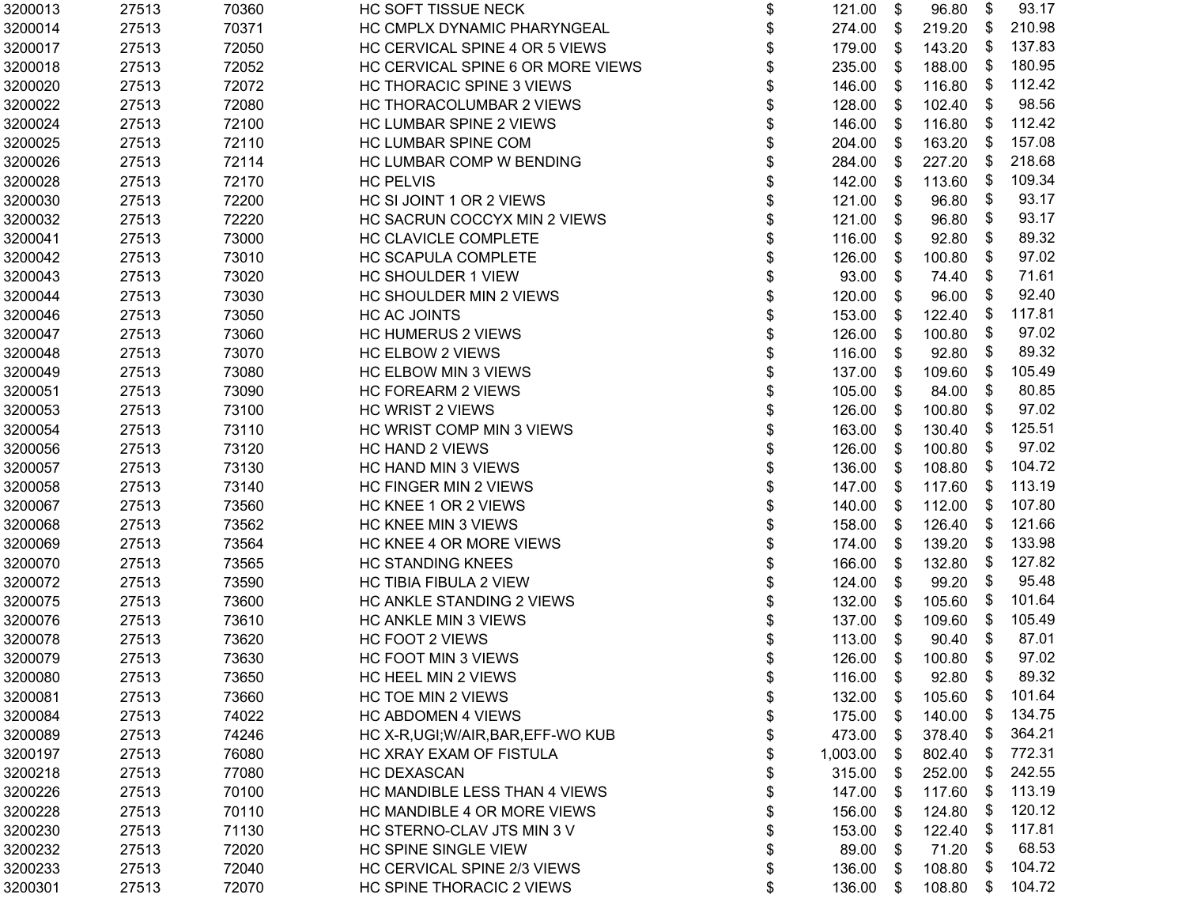| | | | | | | |
|---|---|---|---|---|---|---|
| 3200013 | 27513 | 70360 | HC SOFT TISSUE NECK | $ 121.00 | $ 96.80 | $ 93.17 |
| 3200014 | 27513 | 70371 | HC CMPLX DYNAMIC PHARYNGEAL | $ 274.00 | $ 219.20 | $ 210.98 |
| 3200017 | 27513 | 72050 | HC CERVICAL SPINE 4 OR 5 VIEWS | $ 179.00 | $ 143.20 | $ 137.83 |
| 3200018 | 27513 | 72052 | HC CERVICAL SPINE 6 OR MORE VIEWS | $ 235.00 | $ 188.00 | $ 180.95 |
| 3200020 | 27513 | 72072 | HC THORACIC SPINE 3 VIEWS | $ 146.00 | $ 116.80 | $ 112.42 |
| 3200022 | 27513 | 72080 | HC THORACOLUMBAR 2 VIEWS | $ 128.00 | $ 102.40 | $ 98.56 |
| 3200024 | 27513 | 72100 | HC LUMBAR SPINE 2 VIEWS | $ 146.00 | $ 116.80 | $ 112.42 |
| 3200025 | 27513 | 72110 | HC LUMBAR SPINE COM | $ 204.00 | $ 163.20 | $ 157.08 |
| 3200026 | 27513 | 72114 | HC LUMBAR COMP W BENDING | $ 284.00 | $ 227.20 | $ 218.68 |
| 3200028 | 27513 | 72170 | HC PELVIS | $ 142.00 | $ 113.60 | $ 109.34 |
| 3200030 | 27513 | 72200 | HC SI JOINT 1 OR 2 VIEWS | $ 121.00 | $ 96.80 | $ 93.17 |
| 3200032 | 27513 | 72220 | HC SACRUN COCCYX MIN 2 VIEWS | $ 121.00 | $ 96.80 | $ 93.17 |
| 3200041 | 27513 | 73000 | HC CLAVICLE COMPLETE | $ 116.00 | $ 92.80 | $ 89.32 |
| 3200042 | 27513 | 73010 | HC SCAPULA COMPLETE | $ 126.00 | $ 100.80 | $ 97.02 |
| 3200043 | 27513 | 73020 | HC SHOULDER 1 VIEW | $ 93.00 | $ 74.40 | $ 71.61 |
| 3200044 | 27513 | 73030 | HC SHOULDER MIN 2 VIEWS | $ 120.00 | $ 96.00 | $ 92.40 |
| 3200046 | 27513 | 73050 | HC AC JOINTS | $ 153.00 | $ 122.40 | $ 117.81 |
| 3200047 | 27513 | 73060 | HC HUMERUS 2 VIEWS | $ 126.00 | $ 100.80 | $ 97.02 |
| 3200048 | 27513 | 73070 | HC ELBOW 2 VIEWS | $ 116.00 | $ 92.80 | $ 89.32 |
| 3200049 | 27513 | 73080 | HC ELBOW MIN 3 VIEWS | $ 137.00 | $ 109.60 | $ 105.49 |
| 3200051 | 27513 | 73090 | HC FOREARM 2 VIEWS | $ 105.00 | $ 84.00 | $ 80.85 |
| 3200053 | 27513 | 73100 | HC WRIST 2 VIEWS | $ 126.00 | $ 100.80 | $ 97.02 |
| 3200054 | 27513 | 73110 | HC WRIST COMP MIN 3 VIEWS | $ 163.00 | $ 130.40 | $ 125.51 |
| 3200056 | 27513 | 73120 | HC HAND 2 VIEWS | $ 126.00 | $ 100.80 | $ 97.02 |
| 3200057 | 27513 | 73130 | HC HAND MIN 3 VIEWS | $ 136.00 | $ 108.80 | $ 104.72 |
| 3200058 | 27513 | 73140 | HC FINGER MIN 2 VIEWS | $ 147.00 | $ 117.60 | $ 113.19 |
| 3200067 | 27513 | 73560 | HC KNEE 1 OR 2 VIEWS | $ 140.00 | $ 112.00 | $ 107.80 |
| 3200068 | 27513 | 73562 | HC KNEE MIN 3 VIEWS | $ 158.00 | $ 126.40 | $ 121.66 |
| 3200069 | 27513 | 73564 | HC KNEE 4 OR MORE VIEWS | $ 174.00 | $ 139.20 | $ 133.98 |
| 3200070 | 27513 | 73565 | HC STANDING KNEES | $ 166.00 | $ 132.80 | $ 127.82 |
| 3200072 | 27513 | 73590 | HC TIBIA FIBULA 2 VIEW | $ 124.00 | $ 99.20 | $ 95.48 |
| 3200075 | 27513 | 73600 | HC ANKLE STANDING 2 VIEWS | $ 132.00 | $ 105.60 | $ 101.64 |
| 3200076 | 27513 | 73610 | HC ANKLE MIN 3 VIEWS | $ 137.00 | $ 109.60 | $ 105.49 |
| 3200078 | 27513 | 73620 | HC FOOT 2 VIEWS | $ 113.00 | $ 90.40 | $ 87.01 |
| 3200079 | 27513 | 73630 | HC FOOT MIN 3 VIEWS | $ 126.00 | $ 100.80 | $ 97.02 |
| 3200080 | 27513 | 73650 | HC HEEL MIN 2 VIEWS | $ 116.00 | $ 92.80 | $ 89.32 |
| 3200081 | 27513 | 73660 | HC TOE MIN 2 VIEWS | $ 132.00 | $ 105.60 | $ 101.64 |
| 3200084 | 27513 | 74022 | HC ABDOMEN 4 VIEWS | $ 175.00 | $ 140.00 | $ 134.75 |
| 3200089 | 27513 | 74246 | HC X-R,UGI;W/AIR,BAR,EFF-WO KUB | $ 473.00 | $ 378.40 | $ 364.21 |
| 3200197 | 27513 | 76080 | HC XRAY EXAM OF FISTULA | $ 1,003.00 | $ 802.40 | $ 772.31 |
| 3200218 | 27513 | 77080 | HC DEXASCAN | $ 315.00 | $ 252.00 | $ 242.55 |
| 3200226 | 27513 | 70100 | HC MANDIBLE LESS THAN 4 VIEWS | $ 147.00 | $ 117.60 | $ 113.19 |
| 3200228 | 27513 | 70110 | HC MANDIBLE 4 OR MORE VIEWS | $ 156.00 | $ 124.80 | $ 120.12 |
| 3200230 | 27513 | 71130 | HC STERNO-CLAV JTS MIN 3 V | $ 153.00 | $ 122.40 | $ 117.81 |
| 3200232 | 27513 | 72020 | HC SPINE SINGLE VIEW | $ 89.00 | $ 71.20 | $ 68.53 |
| 3200233 | 27513 | 72040 | HC CERVICAL SPINE 2/3 VIEWS | $ 136.00 | $ 108.80 | $ 104.72 |
| 3200301 | 27513 | 72070 | HC SPINE THORACIC 2 VIEWS | $ 136.00 | $ 108.80 | $ 104.72 |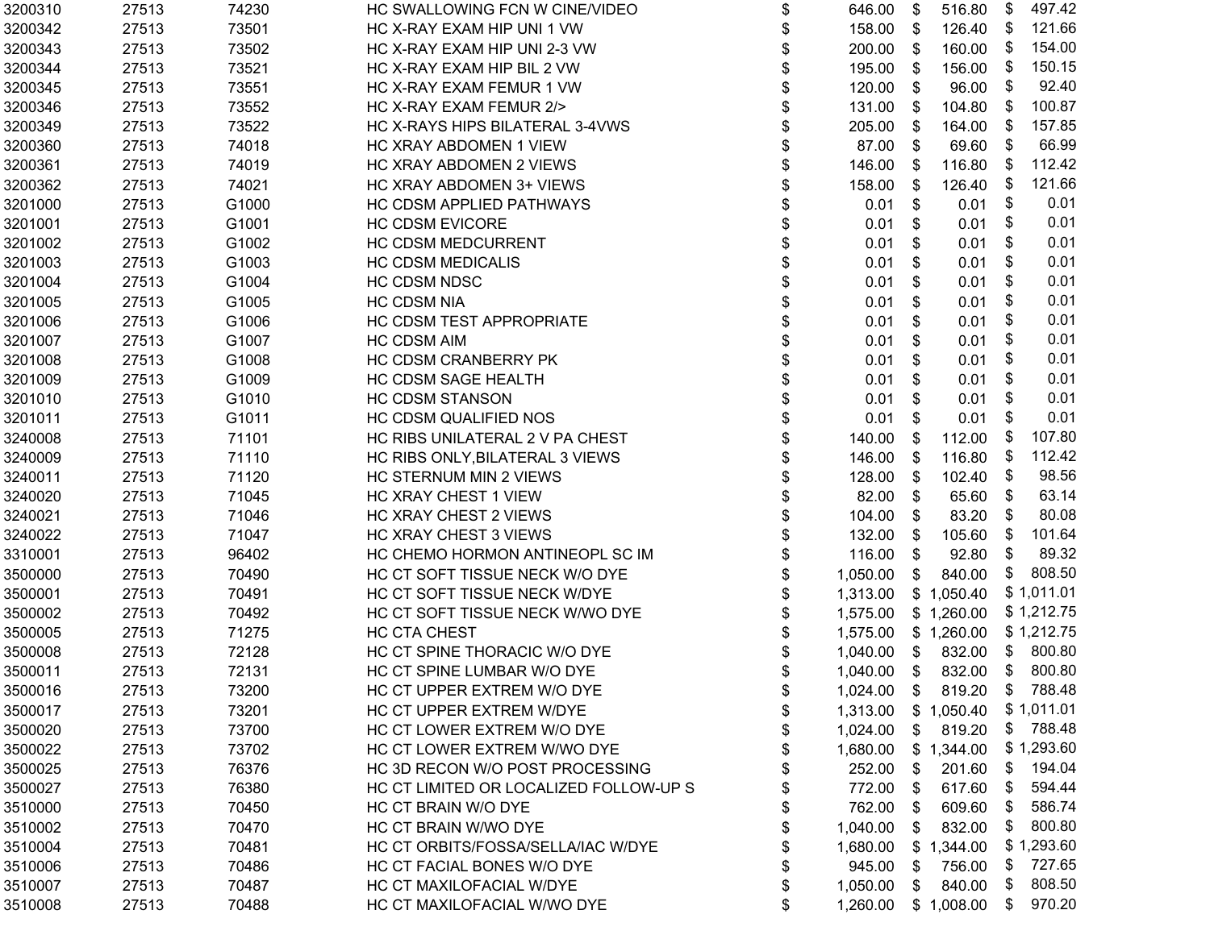| | | | | | | |
|---|---|---|---|---|---|---|
| 3200310 | 27513 | 74230 | HC SWALLOWING FCN W CINE/VIDEO | $ 646.00 | $ 516.80 | $ 497.42 |
| 3200342 | 27513 | 73501 | HC X-RAY EXAM HIP UNI 1 VW | $ 158.00 | $ 126.40 | $ 121.66 |
| 3200343 | 27513 | 73502 | HC X-RAY EXAM HIP UNI 2-3 VW | $ 200.00 | $ 160.00 | $ 154.00 |
| 3200344 | 27513 | 73521 | HC X-RAY EXAM HIP BIL 2 VW | $ 195.00 | $ 156.00 | $ 150.15 |
| 3200345 | 27513 | 73551 | HC X-RAY EXAM FEMUR 1 VW | $ 120.00 | $ 96.00 | $ 92.40 |
| 3200346 | 27513 | 73552 | HC X-RAY EXAM FEMUR 2/> | $ 131.00 | $ 104.80 | $ 100.87 |
| 3200349 | 27513 | 73522 | HC X-RAYS HIPS BILATERAL 3-4VWS | $ 205.00 | $ 164.00 | $ 157.85 |
| 3200360 | 27513 | 74018 | HC XRAY ABDOMEN 1 VIEW | $ 87.00 | $ 69.60 | $ 66.99 |
| 3200361 | 27513 | 74019 | HC XRAY ABDOMEN 2 VIEWS | $ 146.00 | $ 116.80 | $ 112.42 |
| 3200362 | 27513 | 74021 | HC XRAY ABDOMEN 3+ VIEWS | $ 158.00 | $ 126.40 | $ 121.66 |
| 3201000 | 27513 | G1000 | HC CDSM APPLIED PATHWAYS | $ 0.01 | $ 0.01 | $ 0.01 |
| 3201001 | 27513 | G1001 | HC CDSM EVICORE | $ 0.01 | $ 0.01 | $ 0.01 |
| 3201002 | 27513 | G1002 | HC CDSM MEDCURRENT | $ 0.01 | $ 0.01 | $ 0.01 |
| 3201003 | 27513 | G1003 | HC CDSM MEDICALIS | $ 0.01 | $ 0.01 | $ 0.01 |
| 3201004 | 27513 | G1004 | HC CDSM NDSC | $ 0.01 | $ 0.01 | $ 0.01 |
| 3201005 | 27513 | G1005 | HC CDSM NIA | $ 0.01 | $ 0.01 | $ 0.01 |
| 3201006 | 27513 | G1006 | HC CDSM TEST APPROPRIATE | $ 0.01 | $ 0.01 | $ 0.01 |
| 3201007 | 27513 | G1007 | HC CDSM AIM | $ 0.01 | $ 0.01 | $ 0.01 |
| 3201008 | 27513 | G1008 | HC CDSM CRANBERRY PK | $ 0.01 | $ 0.01 | $ 0.01 |
| 3201009 | 27513 | G1009 | HC CDSM SAGE HEALTH | $ 0.01 | $ 0.01 | $ 0.01 |
| 3201010 | 27513 | G1010 | HC CDSM STANSON | $ 0.01 | $ 0.01 | $ 0.01 |
| 3201011 | 27513 | G1011 | HC CDSM QUALIFIED NOS | $ 0.01 | $ 0.01 | $ 0.01 |
| 3240008 | 27513 | 71101 | HC RIBS UNILATERAL 2 V PA CHEST | $ 140.00 | $ 112.00 | $ 107.80 |
| 3240009 | 27513 | 71110 | HC RIBS ONLY,BILATERAL 3 VIEWS | $ 146.00 | $ 116.80 | $ 112.42 |
| 3240011 | 27513 | 71120 | HC STERNUM MIN 2 VIEWS | $ 128.00 | $ 102.40 | $ 98.56 |
| 3240020 | 27513 | 71045 | HC XRAY CHEST 1 VIEW | $ 82.00 | $ 65.60 | $ 63.14 |
| 3240021 | 27513 | 71046 | HC XRAY CHEST 2 VIEWS | $ 104.00 | $ 83.20 | $ 80.08 |
| 3240022 | 27513 | 71047 | HC XRAY CHEST 3 VIEWS | $ 132.00 | $ 105.60 | $ 101.64 |
| 3310001 | 27513 | 96402 | HC CHEMO HORMON ANTINEOPL SC IM | $ 116.00 | $ 92.80 | $ 89.32 |
| 3500000 | 27513 | 70490 | HC CT SOFT TISSUE NECK W/O DYE | $ 1,050.00 | $ 840.00 | $ 808.50 |
| 3500001 | 27513 | 70491 | HC CT SOFT TISSUE NECK W/DYE | $ 1,313.00 | $ 1,050.40 | $ 1,011.01 |
| 3500002 | 27513 | 70492 | HC CT SOFT TISSUE NECK W/WO DYE | $ 1,575.00 | $ 1,260.00 | $ 1,212.75 |
| 3500005 | 27513 | 71275 | HC CTA CHEST | $ 1,575.00 | $ 1,260.00 | $ 1,212.75 |
| 3500008 | 27513 | 72128 | HC CT SPINE THORACIC W/O DYE | $ 1,040.00 | $ 832.00 | $ 800.80 |
| 3500011 | 27513 | 72131 | HC CT SPINE LUMBAR W/O DYE | $ 1,040.00 | $ 832.00 | $ 800.80 |
| 3500016 | 27513 | 73200 | HC CT UPPER EXTREM W/O DYE | $ 1,024.00 | $ 819.20 | $ 788.48 |
| 3500017 | 27513 | 73201 | HC CT UPPER EXTREM W/DYE | $ 1,313.00 | $ 1,050.40 | $ 1,011.01 |
| 3500020 | 27513 | 73700 | HC CT LOWER EXTREM W/O DYE | $ 1,024.00 | $ 819.20 | $ 788.48 |
| 3500022 | 27513 | 73702 | HC CT LOWER EXTREM W/WO DYE | $ 1,680.00 | $ 1,344.00 | $ 1,293.60 |
| 3500025 | 27513 | 76376 | HC 3D RECON W/O POST PROCESSING | $ 252.00 | $ 201.60 | $ 194.04 |
| 3500027 | 27513 | 76380 | HC CT LIMITED OR LOCALIZED FOLLOW-UP S | $ 772.00 | $ 617.60 | $ 594.44 |
| 3510000 | 27513 | 70450 | HC CT BRAIN W/O DYE | $ 762.00 | $ 609.60 | $ 586.74 |
| 3510002 | 27513 | 70470 | HC CT BRAIN W/WO DYE | $ 1,040.00 | $ 832.00 | $ 800.80 |
| 3510004 | 27513 | 70481 | HC CT ORBITS/FOSSA/SELLA/IAC W/DYE | $ 1,680.00 | $ 1,344.00 | $ 1,293.60 |
| 3510006 | 27513 | 70486 | HC CT FACIAL BONES W/O DYE | $ 945.00 | $ 756.00 | $ 727.65 |
| 3510007 | 27513 | 70487 | HC CT MAXILOFACIAL W/DYE | $ 1,050.00 | $ 840.00 | $ 808.50 |
| 3510008 | 27513 | 70488 | HC CT MAXILOFACIAL W/WO DYE | $ 1,260.00 | $ 1,008.00 | $ 970.20 |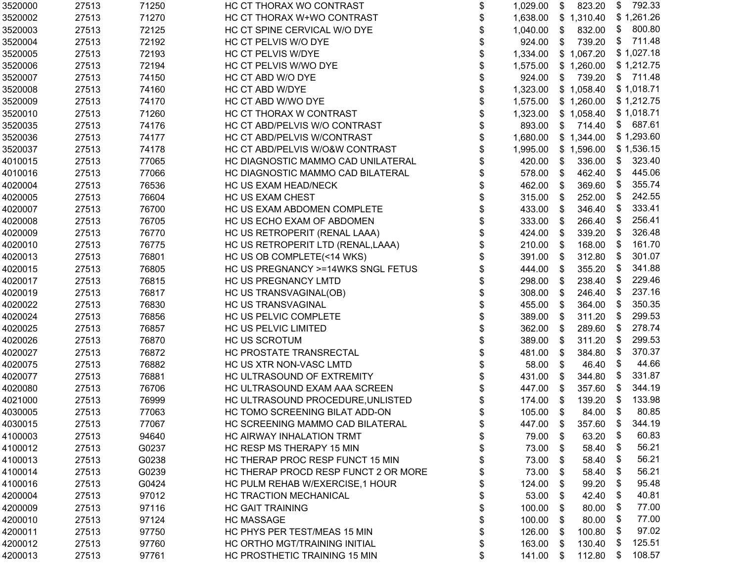| | | | | | | |
|---|---|---|---|---|---|---|
| 3520000 | 27513 | 71250 | HC CT THORAX WO CONTRAST | $ 1,029.00 | $ 823.20 | $ 792.33 |
| 3520002 | 27513 | 71270 | HC CT THORAX W+WO CONTRAST | $ 1,638.00 | $ 1,310.40 | $ 1,261.26 |
| 3520003 | 27513 | 72125 | HC CT SPINE CERVICAL W/O DYE | $ 1,040.00 | $ 832.00 | $ 800.80 |
| 3520004 | 27513 | 72192 | HC CT PELVIS W/O DYE | $ 924.00 | $ 739.20 | $ 711.48 |
| 3520005 | 27513 | 72193 | HC CT PELVIS W/DYE | $ 1,334.00 | $ 1,067.20 | $ 1,027.18 |
| 3520006 | 27513 | 72194 | HC CT PELVIS W/WO DYE | $ 1,575.00 | $ 1,260.00 | $ 1,212.75 |
| 3520007 | 27513 | 74150 | HC CT ABD W/O DYE | $ 924.00 | $ 739.20 | $ 711.48 |
| 3520008 | 27513 | 74160 | HC CT ABD W/DYE | $ 1,323.00 | $ 1,058.40 | $ 1,018.71 |
| 3520009 | 27513 | 74170 | HC CT ABD W/WO DYE | $ 1,575.00 | $ 1,260.00 | $ 1,212.75 |
| 3520010 | 27513 | 71260 | HC CT THORAX W CONTRAST | $ 1,323.00 | $ 1,058.40 | $ 1,018.71 |
| 3520035 | 27513 | 74176 | HC CT ABD/PELVIS W/O CONTRAST | $ 893.00 | $ 714.40 | $ 687.61 |
| 3520036 | 27513 | 74177 | HC CT ABD/PELVIS W/CONTRAST | $ 1,680.00 | $ 1,344.00 | $ 1,293.60 |
| 3520037 | 27513 | 74178 | HC CT ABD/PELVIS W/O&W CONTRAST | $ 1,995.00 | $ 1,596.00 | $ 1,536.15 |
| 4010015 | 27513 | 77065 | HC DIAGNOSTIC MAMMO CAD UNILATERAL | $ 420.00 | $ 336.00 | $ 323.40 |
| 4010016 | 27513 | 77066 | HC DIAGNOSTIC MAMMO CAD BILATERAL | $ 578.00 | $ 462.40 | $ 445.06 |
| 4020004 | 27513 | 76536 | HC US EXAM HEAD/NECK | $ 462.00 | $ 369.60 | $ 355.74 |
| 4020005 | 27513 | 76604 | HC US EXAM CHEST | $ 315.00 | $ 252.00 | $ 242.55 |
| 4020007 | 27513 | 76700 | HC US EXAM ABDOMEN COMPLETE | $ 433.00 | $ 346.40 | $ 333.41 |
| 4020008 | 27513 | 76705 | HC US ECHO EXAM OF ABDOMEN | $ 333.00 | $ 266.40 | $ 256.41 |
| 4020009 | 27513 | 76770 | HC US RETROPERIT (RENAL LAAA) | $ 424.00 | $ 339.20 | $ 326.48 |
| 4020010 | 27513 | 76775 | HC US RETROPERIT LTD (RENAL,LAAA) | $ 210.00 | $ 168.00 | $ 161.70 |
| 4020013 | 27513 | 76801 | HC US OB COMPLETE(<14 WKS) | $ 391.00 | $ 312.80 | $ 301.07 |
| 4020015 | 27513 | 76805 | HC US PREGNANCY >=14WKS SNGL FETUS | $ 444.00 | $ 355.20 | $ 341.88 |
| 4020017 | 27513 | 76815 | HC US PREGNANCY LMTD | $ 298.00 | $ 238.40 | $ 229.46 |
| 4020019 | 27513 | 76817 | HC US TRANSVAGINAL(OB) | $ 308.00 | $ 246.40 | $ 237.16 |
| 4020022 | 27513 | 76830 | HC US TRANSVAGINAL | $ 455.00 | $ 364.00 | $ 350.35 |
| 4020024 | 27513 | 76856 | HC US PELVIC COMPLETE | $ 389.00 | $ 311.20 | $ 299.53 |
| 4020025 | 27513 | 76857 | HC US PELVIC LIMITED | $ 362.00 | $ 289.60 | $ 278.74 |
| 4020026 | 27513 | 76870 | HC US SCROTUM | $ 389.00 | $ 311.20 | $ 299.53 |
| 4020027 | 27513 | 76872 | HC PROSTATE TRANSRECTAL | $ 481.00 | $ 384.80 | $ 370.37 |
| 4020075 | 27513 | 76882 | HC US XTR NON-VASC LMTD | $ 58.00 | $ 46.40 | $ 44.66 |
| 4020077 | 27513 | 76881 | HC ULTRASOUND OF EXTREMITY | $ 431.00 | $ 344.80 | $ 331.87 |
| 4020080 | 27513 | 76706 | HC ULTRASOUND EXAM AAA SCREEN | $ 447.00 | $ 357.60 | $ 344.19 |
| 4021000 | 27513 | 76999 | HC ULTRASOUND PROCEDURE,UNLISTED | $ 174.00 | $ 139.20 | $ 133.98 |
| 4030005 | 27513 | 77063 | HC TOMO SCREENING BILAT ADD-ON | $ 105.00 | $ 84.00 | $ 80.85 |
| 4030015 | 27513 | 77067 | HC SCREENING MAMMO CAD BILATERAL | $ 447.00 | $ 357.60 | $ 344.19 |
| 4100003 | 27513 | 94640 | HC AIRWAY INHALATION TRMT | $ 79.00 | $ 63.20 | $ 60.83 |
| 4100012 | 27513 | G0237 | HC RESP MS THERAPY 15 MIN | $ 73.00 | $ 58.40 | $ 56.21 |
| 4100013 | 27513 | G0238 | HC THERAP PROC RESP FUNCT 15 MIN | $ 73.00 | $ 58.40 | $ 56.21 |
| 4100014 | 27513 | G0239 | HC THERAP PROCD RESP FUNCT 2 OR MORE | $ 73.00 | $ 58.40 | $ 56.21 |
| 4100016 | 27513 | G0424 | HC PULM REHAB W/EXERCISE,1 HOUR | $ 124.00 | $ 99.20 | $ 95.48 |
| 4200004 | 27513 | 97012 | HC TRACTION MECHANICAL | $ 53.00 | $ 42.40 | $ 40.81 |
| 4200009 | 27513 | 97116 | HC GAIT TRAINING | $ 100.00 | $ 80.00 | $ 77.00 |
| 4200010 | 27513 | 97124 | HC MASSAGE | $ 100.00 | $ 80.00 | $ 77.00 |
| 4200011 | 27513 | 97750 | HC PHYS PER TEST/MEAS 15 MIN | $ 126.00 | $ 100.80 | $ 97.02 |
| 4200012 | 27513 | 97760 | HC ORTHO MGT/TRAINING INITIAL | $ 163.00 | $ 130.40 | $ 125.51 |
| 4200013 | 27513 | 97761 | HC PROSTHETIC TRAINING 15 MIN | $ 141.00 | $ 112.80 | $ 108.57 |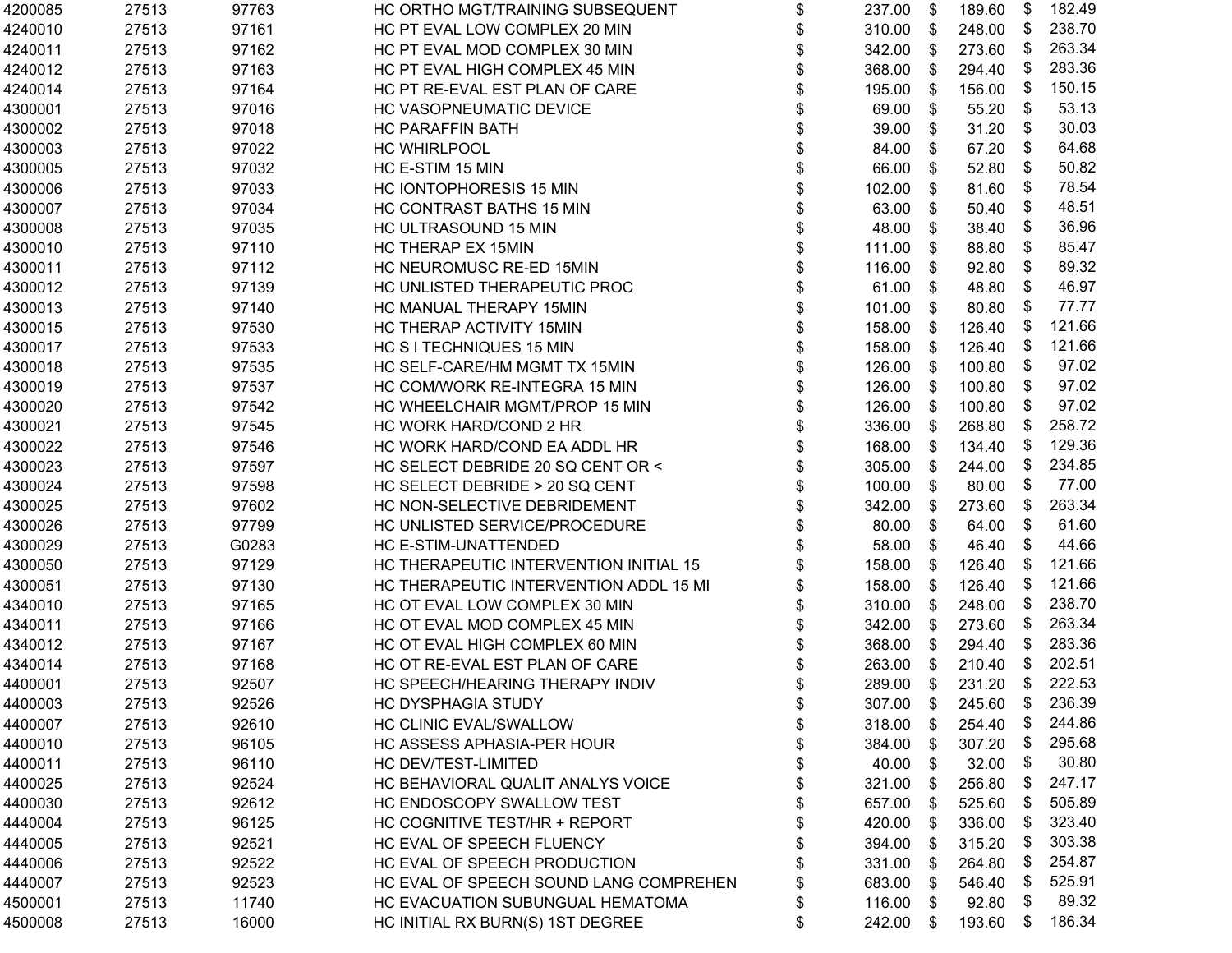| | | | | | |
|---|---|---|---|---|---|
| 4200085 | 27513 | 97763 | HC ORTHO MGT/TRAINING SUBSEQUENT | $ 237.00 | $ 189.60 | $ 182.49 |
| 4240010 | 27513 | 97161 | HC PT EVAL LOW COMPLEX 20 MIN | $ 310.00 | $ 248.00 | $ 238.70 |
| 4240011 | 27513 | 97162 | HC PT EVAL MOD COMPLEX 30 MIN | $ 342.00 | $ 273.60 | $ 263.34 |
| 4240012 | 27513 | 97163 | HC PT EVAL HIGH COMPLEX 45 MIN | $ 368.00 | $ 294.40 | $ 283.36 |
| 4240014 | 27513 | 97164 | HC PT RE-EVAL EST PLAN OF CARE | $ 195.00 | $ 156.00 | $ 150.15 |
| 4300001 | 27513 | 97016 | HC VASOPNEUMATIC DEVICE | $ 69.00 | $ 55.20 | $ 53.13 |
| 4300002 | 27513 | 97018 | HC PARAFFIN BATH | $ 39.00 | $ 31.20 | $ 30.03 |
| 4300003 | 27513 | 97022 | HC WHIRLPOOL | $ 84.00 | $ 67.20 | $ 64.68 |
| 4300005 | 27513 | 97032 | HC E-STIM 15 MIN | $ 66.00 | $ 52.80 | $ 50.82 |
| 4300006 | 27513 | 97033 | HC IONTOPHORESIS 15 MIN | $ 102.00 | $ 81.60 | $ 78.54 |
| 4300007 | 27513 | 97034 | HC CONTRAST BATHS 15 MIN | $ 63.00 | $ 50.40 | $ 48.51 |
| 4300008 | 27513 | 97035 | HC ULTRASOUND 15 MIN | $ 48.00 | $ 38.40 | $ 36.96 |
| 4300010 | 27513 | 97110 | HC THERAP EX 15MIN | $ 111.00 | $ 88.80 | $ 85.47 |
| 4300011 | 27513 | 97112 | HC NEUROMUSC RE-ED 15MIN | $ 116.00 | $ 92.80 | $ 89.32 |
| 4300012 | 27513 | 97139 | HC UNLISTED THERAPEUTIC PROC | $ 61.00 | $ 48.80 | $ 46.97 |
| 4300013 | 27513 | 97140 | HC MANUAL THERAPY 15MIN | $ 101.00 | $ 80.80 | $ 77.77 |
| 4300015 | 27513 | 97530 | HC THERAP ACTIVITY 15MIN | $ 158.00 | $ 126.40 | $ 121.66 |
| 4300017 | 27513 | 97533 | HC S I TECHNIQUES 15 MIN | $ 158.00 | $ 126.40 | $ 121.66 |
| 4300018 | 27513 | 97535 | HC SELF-CARE/HM MGMT TX 15MIN | $ 126.00 | $ 100.80 | $ 97.02 |
| 4300019 | 27513 | 97537 | HC COM/WORK RE-INTEGRA 15 MIN | $ 126.00 | $ 100.80 | $ 97.02 |
| 4300020 | 27513 | 97542 | HC WHEELCHAIR MGMT/PROP 15 MIN | $ 126.00 | $ 100.80 | $ 97.02 |
| 4300021 | 27513 | 97545 | HC WORK HARD/COND 2 HR | $ 336.00 | $ 268.80 | $ 258.72 |
| 4300022 | 27513 | 97546 | HC WORK HARD/COND EA ADDL HR | $ 168.00 | $ 134.40 | $ 129.36 |
| 4300023 | 27513 | 97597 | HC SELECT DEBRIDE 20 SQ CENT OR < | $ 305.00 | $ 244.00 | $ 234.85 |
| 4300024 | 27513 | 97598 | HC SELECT DEBRIDE > 20 SQ CENT | $ 100.00 | $ 80.00 | $ 77.00 |
| 4300025 | 27513 | 97602 | HC NON-SELECTIVE DEBRIDEMENT | $ 342.00 | $ 273.60 | $ 263.34 |
| 4300026 | 27513 | 97799 | HC UNLISTED SERVICE/PROCEDURE | $ 80.00 | $ 64.00 | $ 61.60 |
| 4300029 | 27513 | G0283 | HC E-STIM-UNATTENDED | $ 58.00 | $ 46.40 | $ 44.66 |
| 4300050 | 27513 | 97129 | HC THERAPEUTIC INTERVENTION INITIAL 15 | $ 158.00 | $ 126.40 | $ 121.66 |
| 4300051 | 27513 | 97130 | HC THERAPEUTIC INTERVENTION ADDL 15 MI | $ 158.00 | $ 126.40 | $ 121.66 |
| 4340010 | 27513 | 97165 | HC OT EVAL LOW COMPLEX 30 MIN | $ 310.00 | $ 248.00 | $ 238.70 |
| 4340011 | 27513 | 97166 | HC OT EVAL MOD COMPLEX 45 MIN | $ 342.00 | $ 273.60 | $ 263.34 |
| 4340012 | 27513 | 97167 | HC OT EVAL HIGH COMPLEX 60 MIN | $ 368.00 | $ 294.40 | $ 283.36 |
| 4340014 | 27513 | 97168 | HC OT RE-EVAL EST PLAN OF CARE | $ 263.00 | $ 210.40 | $ 202.51 |
| 4400001 | 27513 | 92507 | HC SPEECH/HEARING THERAPY INDIV | $ 289.00 | $ 231.20 | $ 222.53 |
| 4400003 | 27513 | 92526 | HC DYSPHAGIA STUDY | $ 307.00 | $ 245.60 | $ 236.39 |
| 4400007 | 27513 | 92610 | HC CLINIC EVAL/SWALLOW | $ 318.00 | $ 254.40 | $ 244.86 |
| 4400010 | 27513 | 96105 | HC ASSESS APHASIA-PER HOUR | $ 384.00 | $ 307.20 | $ 295.68 |
| 4400011 | 27513 | 96110 | HC DEV/TEST-LIMITED | $ 40.00 | $ 32.00 | $ 30.80 |
| 4400025 | 27513 | 92524 | HC BEHAVIORAL QUALIT ANALYS VOICE | $ 321.00 | $ 256.80 | $ 247.17 |
| 4400030 | 27513 | 92612 | HC ENDOSCOPY SWALLOW TEST | $ 657.00 | $ 525.60 | $ 505.89 |
| 4440004 | 27513 | 96125 | HC COGNITIVE TEST/HR + REPORT | $ 420.00 | $ 336.00 | $ 323.40 |
| 4440005 | 27513 | 92521 | HC EVAL OF SPEECH FLUENCY | $ 394.00 | $ 315.20 | $ 303.38 |
| 4440006 | 27513 | 92522 | HC EVAL OF SPEECH PRODUCTION | $ 331.00 | $ 264.80 | $ 254.87 |
| 4440007 | 27513 | 92523 | HC EVAL OF SPEECH SOUND LANG COMPREHEN | $ 683.00 | $ 546.40 | $ 525.91 |
| 4500001 | 27513 | 11740 | HC EVACUATION SUBUNGUAL HEMATOMA | $ 116.00 | $ 92.80 | $ 89.32 |
| 4500008 | 27513 | 16000 | HC INITIAL RX BURN(S) 1ST DEGREE | $ 242.00 | $ 193.60 | $ 186.34 |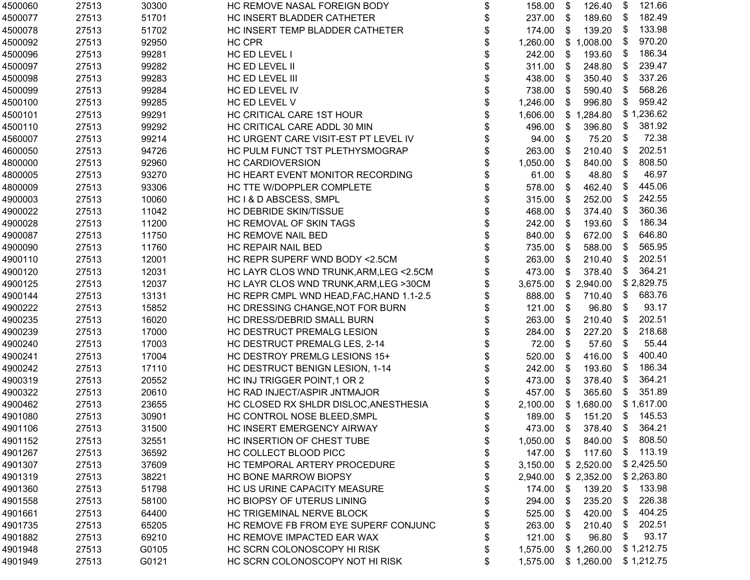| | | | | | | |
|---|---|---|---|---|---|---|
| 4500060 | 27513 | 30300 | HC REMOVE NASAL FOREIGN BODY | $ 158.00 | $ 126.40 | $ 121.66 |
| 4500077 | 27513 | 51701 | HC INSERT BLADDER CATHETER | $ 237.00 | $ 189.60 | $ 182.49 |
| 4500078 | 27513 | 51702 | HC INSERT TEMP BLADDER CATHETER | $ 174.00 | $ 139.20 | $ 133.98 |
| 4500092 | 27513 | 92950 | HC CPR | $ 1,260.00 | $ 1,008.00 | $ 970.20 |
| 4500096 | 27513 | 99281 | HC ED LEVEL I | $ 242.00 | $ 193.60 | $ 186.34 |
| 4500097 | 27513 | 99282 | HC ED LEVEL II | $ 311.00 | $ 248.80 | $ 239.47 |
| 4500098 | 27513 | 99283 | HC ED LEVEL III | $ 438.00 | $ 350.40 | $ 337.26 |
| 4500099 | 27513 | 99284 | HC ED LEVEL IV | $ 738.00 | $ 590.40 | $ 568.26 |
| 4500100 | 27513 | 99285 | HC ED LEVEL V | $ 1,246.00 | $ 996.80 | $ 959.42 |
| 4500101 | 27513 | 99291 | HC CRITICAL CARE 1ST HOUR | $ 1,606.00 | $ 1,284.80 | $ 1,236.62 |
| 4500110 | 27513 | 99292 | HC CRITICAL CARE ADDL 30 MIN | $ 496.00 | $ 396.80 | $ 381.92 |
| 4560007 | 27513 | 99214 | HC URGENT CARE VISIT-EST PT LEVEL IV | $ 94.00 | $ 75.20 | $ 72.38 |
| 4600050 | 27513 | 94726 | HC PULM FUNCT TST PLETHYSMOGRAP | $ 263.00 | $ 210.40 | $ 202.51 |
| 4800000 | 27513 | 92960 | HC CARDIOVERSION | $ 1,050.00 | $ 840.00 | $ 808.50 |
| 4800005 | 27513 | 93270 | HC HEART EVENT MONITOR RECORDING | $ 61.00 | $ 48.80 | $ 46.97 |
| 4800009 | 27513 | 93306 | HC TTE W/DOPPLER COMPLETE | $ 578.00 | $ 462.40 | $ 445.06 |
| 4900003 | 27513 | 10060 | HC I & D ABSCESS, SMPL | $ 315.00 | $ 252.00 | $ 242.55 |
| 4900022 | 27513 | 11042 | HC DEBRIDE SKIN/TISSUE | $ 468.00 | $ 374.40 | $ 360.36 |
| 4900028 | 27513 | 11200 | HC REMOVAL OF SKIN TAGS | $ 242.00 | $ 193.60 | $ 186.34 |
| 4900087 | 27513 | 11750 | HC REMOVE NAIL BED | $ 840.00 | $ 672.00 | $ 646.80 |
| 4900090 | 27513 | 11760 | HC REPAIR NAIL BED | $ 735.00 | $ 588.00 | $ 565.95 |
| 4900110 | 27513 | 12001 | HC REPR SUPERF WND BODY <2.5CM | $ 263.00 | $ 210.40 | $ 202.51 |
| 4900120 | 27513 | 12031 | HC LAYR CLOS WND TRUNK,ARM,LEG <2.5CM | $ 473.00 | $ 378.40 | $ 364.21 |
| 4900125 | 27513 | 12037 | HC LAYR CLOS WND TRUNK,ARM,LEG >30CM | $ 3,675.00 | $ 2,940.00 | $ 2,829.75 |
| 4900144 | 27513 | 13131 | HC REPR CMPL WND HEAD,FAC,HAND 1.1-2.5 | $ 888.00 | $ 710.40 | $ 683.76 |
| 4900222 | 27513 | 15852 | HC DRESSING CHANGE,NOT FOR BURN | $ 121.00 | $ 96.80 | $ 93.17 |
| 4900235 | 27513 | 16020 | HC DRESS/DEBRID SMALL BURN | $ 263.00 | $ 210.40 | $ 202.51 |
| 4900239 | 27513 | 17000 | HC DESTRUCT PREMALG LESION | $ 284.00 | $ 227.20 | $ 218.68 |
| 4900240 | 27513 | 17003 | HC DESTRUCT PREMALG LES, 2-14 | $ 72.00 | $ 57.60 | $ 55.44 |
| 4900241 | 27513 | 17004 | HC DESTROY PREMLG LESIONS 15+ | $ 520.00 | $ 416.00 | $ 400.40 |
| 4900242 | 27513 | 17110 | HC DESTRUCT BENIGN LESION, 1-14 | $ 242.00 | $ 193.60 | $ 186.34 |
| 4900319 | 27513 | 20552 | HC INJ TRIGGER POINT,1 OR 2 | $ 473.00 | $ 378.40 | $ 364.21 |
| 4900322 | 27513 | 20610 | HC RAD INJECT/ASPIR JNTMAJOR | $ 457.00 | $ 365.60 | $ 351.89 |
| 4900462 | 27513 | 23655 | HC CLOSED RX SHLDR DISLOC,ANESTHESIA | $ 2,100.00 | $ 1,680.00 | $ 1,617.00 |
| 4901080 | 27513 | 30901 | HC CONTROL NOSE BLEED,SMPL | $ 189.00 | $ 151.20 | $ 145.53 |
| 4901106 | 27513 | 31500 | HC INSERT EMERGENCY AIRWAY | $ 473.00 | $ 378.40 | $ 364.21 |
| 4901152 | 27513 | 32551 | HC INSERTION OF CHEST TUBE | $ 1,050.00 | $ 840.00 | $ 808.50 |
| 4901267 | 27513 | 36592 | HC COLLECT BLOOD PICC | $ 147.00 | $ 117.60 | $ 113.19 |
| 4901307 | 27513 | 37609 | HC TEMPORAL ARTERY PROCEDURE | $ 3,150.00 | $ 2,520.00 | $ 2,425.50 |
| 4901319 | 27513 | 38221 | HC BONE MARROW BIOPSY | $ 2,940.00 | $ 2,352.00 | $ 2,263.80 |
| 4901360 | 27513 | 51798 | HC US URINE CAPACITY MEASURE | $ 174.00 | $ 139.20 | $ 133.98 |
| 4901558 | 27513 | 58100 | HC BIOPSY OF UTERUS LINING | $ 294.00 | $ 235.20 | $ 226.38 |
| 4901661 | 27513 | 64400 | HC TRIGEMINAL NERVE BLOCK | $ 525.00 | $ 420.00 | $ 404.25 |
| 4901735 | 27513 | 65205 | HC REMOVE FB FROM EYE SUPERF CONJUNC | $ 263.00 | $ 210.40 | $ 202.51 |
| 4901882 | 27513 | 69210 | HC REMOVE IMPACTED EAR WAX | $ 121.00 | $ 96.80 | $ 93.17 |
| 4901948 | 27513 | G0105 | HC SCRN COLONOSCOPY HI RISK | $ 1,575.00 | $ 1,260.00 | $ 1,212.75 |
| 4901949 | 27513 | G0121 | HC SCRN COLONOSCOPY NOT HI RISK | $ 1,575.00 | $ 1,260.00 | $ 1,212.75 |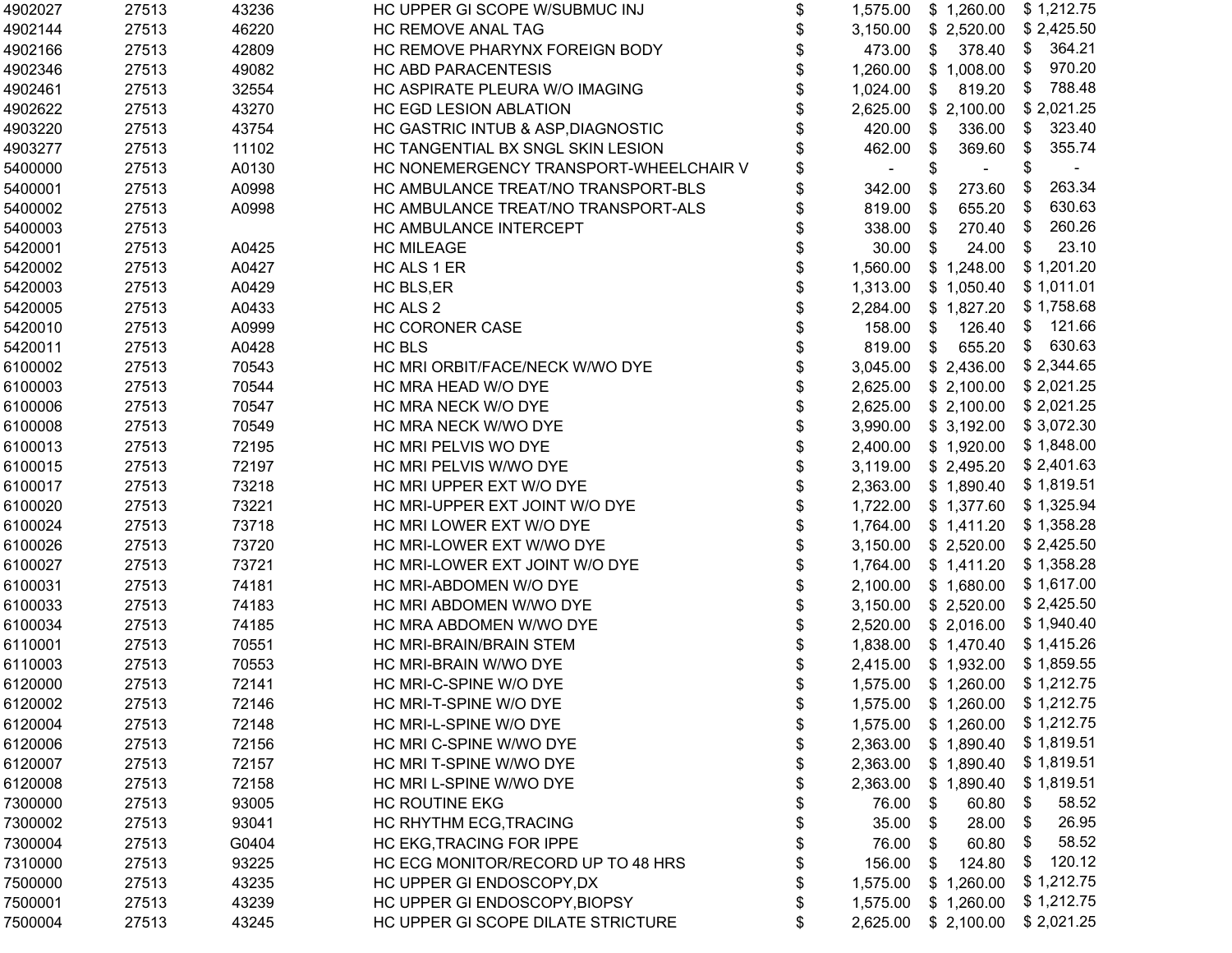| | | | | | | |
|---|---|---|---|---|---|---|
| 4902027 | 27513 | 43236 | HC UPPER GI SCOPE W/SUBMUC INJ | $ 1,575.00 | $ 1,260.00 | $ 1,212.75 |
| 4902144 | 27513 | 46220 | HC REMOVE ANAL TAG | $ 3,150.00 | $ 2,520.00 | $ 2,425.50 |
| 4902166 | 27513 | 42809 | HC REMOVE PHARYNX FOREIGN BODY | $ 473.00 | $ 378.40 | $ 364.21 |
| 4902346 | 27513 | 49082 | HC ABD PARACENTESIS | $ 1,260.00 | $ 1,008.00 | $ 970.20 |
| 4902461 | 27513 | 32554 | HC ASPIRATE PLEURA W/O IMAGING | $ 1,024.00 | $ 819.20 | $ 788.48 |
| 4902622 | 27513 | 43270 | HC EGD LESION ABLATION | $ 2,625.00 | $ 2,100.00 | $ 2,021.25 |
| 4903220 | 27513 | 43754 | HC GASTRIC INTUB & ASP,DIAGNOSTIC | $ 420.00 | $ 336.00 | $ 323.40 |
| 4903277 | 27513 | 11102 | HC TANGENTIAL BX SNGL SKIN LESION | $ 462.00 | $ 369.60 | $ 355.74 |
| 5400000 | 27513 | A0130 | HC NONEMERGENCY TRANSPORT-WHEELCHAIR V | $ - | $ - | $ - |
| 5400001 | 27513 | A0998 | HC AMBULANCE TREAT/NO TRANSPORT-BLS | $ 342.00 | $ 273.60 | $ 263.34 |
| 5400002 | 27513 | A0998 | HC AMBULANCE TREAT/NO TRANSPORT-ALS | $ 819.00 | $ 655.20 | $ 630.63 |
| 5400003 | 27513 | | HC AMBULANCE INTERCEPT | $ 338.00 | $ 270.40 | $ 260.26 |
| 5420001 | 27513 | A0425 | HC MILEAGE | $ 30.00 | $ 24.00 | $ 23.10 |
| 5420002 | 27513 | A0427 | HC ALS 1 ER | $ 1,560.00 | $ 1,248.00 | $ 1,201.20 |
| 5420003 | 27513 | A0429 | HC BLS,ER | $ 1,313.00 | $ 1,050.40 | $ 1,011.01 |
| 5420005 | 27513 | A0433 | HC ALS 2 | $ 2,284.00 | $ 1,827.20 | $ 1,758.68 |
| 5420010 | 27513 | A0999 | HC CORONER CASE | $ 158.00 | $ 126.40 | $ 121.66 |
| 5420011 | 27513 | A0428 | HC BLS | $ 819.00 | $ 655.20 | $ 630.63 |
| 6100002 | 27513 | 70543 | HC MRI ORBIT/FACE/NECK W/WO DYE | $ 3,045.00 | $ 2,436.00 | $ 2,344.65 |
| 6100003 | 27513 | 70544 | HC MRA HEAD W/O DYE | $ 2,625.00 | $ 2,100.00 | $ 2,021.25 |
| 6100006 | 27513 | 70547 | HC MRA NECK W/O DYE | $ 2,625.00 | $ 2,100.00 | $ 2,021.25 |
| 6100008 | 27513 | 70549 | HC MRA NECK W/WO DYE | $ 3,990.00 | $ 3,192.00 | $ 3,072.30 |
| 6100013 | 27513 | 72195 | HC MRI PELVIS WO DYE | $ 2,400.00 | $ 1,920.00 | $ 1,848.00 |
| 6100015 | 27513 | 72197 | HC MRI PELVIS W/WO DYE | $ 3,119.00 | $ 2,495.20 | $ 2,401.63 |
| 6100017 | 27513 | 73218 | HC MRI UPPER EXT W/O DYE | $ 2,363.00 | $ 1,890.40 | $ 1,819.51 |
| 6100020 | 27513 | 73221 | HC MRI-UPPER EXT JOINT W/O DYE | $ 1,722.00 | $ 1,377.60 | $ 1,325.94 |
| 6100024 | 27513 | 73718 | HC MRI LOWER EXT W/O DYE | $ 1,764.00 | $ 1,411.20 | $ 1,358.28 |
| 6100026 | 27513 | 73720 | HC MRI-LOWER EXT W/WO DYE | $ 3,150.00 | $ 2,520.00 | $ 2,425.50 |
| 6100027 | 27513 | 73721 | HC MRI-LOWER EXT JOINT W/O DYE | $ 1,764.00 | $ 1,411.20 | $ 1,358.28 |
| 6100031 | 27513 | 74181 | HC MRI-ABDOMEN W/O DYE | $ 2,100.00 | $ 1,680.00 | $ 1,617.00 |
| 6100033 | 27513 | 74183 | HC MRI ABDOMEN W/WO DYE | $ 3,150.00 | $ 2,520.00 | $ 2,425.50 |
| 6100034 | 27513 | 74185 | HC MRA ABDOMEN W/WO DYE | $ 2,520.00 | $ 2,016.00 | $ 1,940.40 |
| 6110001 | 27513 | 70551 | HC MRI-BRAIN/BRAIN STEM | $ 1,838.00 | $ 1,470.40 | $ 1,415.26 |
| 6110003 | 27513 | 70553 | HC MRI-BRAIN W/WO DYE | $ 2,415.00 | $ 1,932.00 | $ 1,859.55 |
| 6120000 | 27513 | 72141 | HC MRI-C-SPINE W/O DYE | $ 1,575.00 | $ 1,260.00 | $ 1,212.75 |
| 6120002 | 27513 | 72146 | HC MRI-T-SPINE W/O DYE | $ 1,575.00 | $ 1,260.00 | $ 1,212.75 |
| 6120004 | 27513 | 72148 | HC MRI-L-SPINE W/O DYE | $ 1,575.00 | $ 1,260.00 | $ 1,212.75 |
| 6120006 | 27513 | 72156 | HC MRI C-SPINE W/WO DYE | $ 2,363.00 | $ 1,890.40 | $ 1,819.51 |
| 6120007 | 27513 | 72157 | HC MRI T-SPINE W/WO DYE | $ 2,363.00 | $ 1,890.40 | $ 1,819.51 |
| 6120008 | 27513 | 72158 | HC MRI L-SPINE W/WO DYE | $ 2,363.00 | $ 1,890.40 | $ 1,819.51 |
| 7300000 | 27513 | 93005 | HC ROUTINE EKG | $ 76.00 | $ 60.80 | $ 58.52 |
| 7300002 | 27513 | 93041 | HC RHYTHM ECG,TRACING | $ 35.00 | $ 28.00 | $ 26.95 |
| 7300004 | 27513 | G0404 | HC EKG,TRACING FOR IPPE | $ 76.00 | $ 60.80 | $ 58.52 |
| 7310000 | 27513 | 93225 | HC ECG MONITOR/RECORD UP TO 48 HRS | $ 156.00 | $ 124.80 | $ 120.12 |
| 7500000 | 27513 | 43235 | HC UPPER GI ENDOSCOPY,DX | $ 1,575.00 | $ 1,260.00 | $ 1,212.75 |
| 7500001 | 27513 | 43239 | HC UPPER GI ENDOSCOPY,BIOPSY | $ 1,575.00 | $ 1,260.00 | $ 1,212.75 |
| 7500004 | 27513 | 43245 | HC UPPER GI SCOPE DILATE STRICTURE | $ 2,625.00 | $ 2,100.00 | $ 2,021.25 |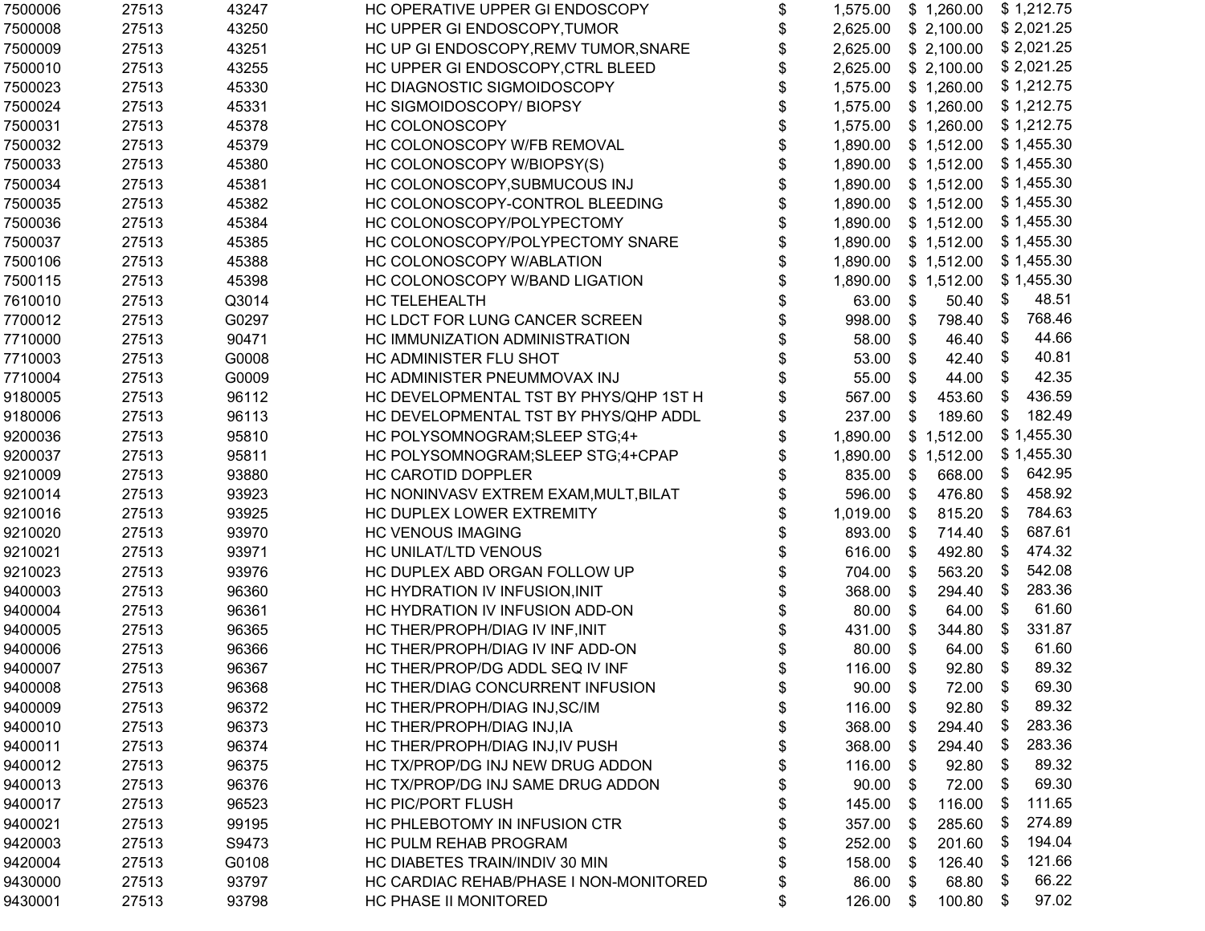| | | | | | | |
|---|---|---|---|---|---|---|
| 7500006 | 27513 | 43247 | HC OPERATIVE UPPER GI ENDOSCOPY | $ 1,575.00 | $ 1,260.00 | $ 1,212.75 |
| 7500008 | 27513 | 43250 | HC UPPER GI ENDOSCOPY,TUMOR | $ 2,625.00 | $ 2,100.00 | $ 2,021.25 |
| 7500009 | 27513 | 43251 | HC UP GI ENDOSCOPY,REMV TUMOR,SNARE | $ 2,625.00 | $ 2,100.00 | $ 2,021.25 |
| 7500010 | 27513 | 43255 | HC UPPER GI ENDOSCOPY,CTRL BLEED | $ 2,625.00 | $ 2,100.00 | $ 2,021.25 |
| 7500023 | 27513 | 45330 | HC DIAGNOSTIC SIGMOIDOSCOPY | $ 1,575.00 | $ 1,260.00 | $ 1,212.75 |
| 7500024 | 27513 | 45331 | HC SIGMOIDOSCOPY/ BIOPSY | $ 1,575.00 | $ 1,260.00 | $ 1,212.75 |
| 7500031 | 27513 | 45378 | HC COLONOSCOPY | $ 1,575.00 | $ 1,260.00 | $ 1,212.75 |
| 7500032 | 27513 | 45379 | HC COLONOSCOPY W/FB REMOVAL | $ 1,890.00 | $ 1,512.00 | $ 1,455.30 |
| 7500033 | 27513 | 45380 | HC COLONOSCOPY W/BIOPSY(S) | $ 1,890.00 | $ 1,512.00 | $ 1,455.30 |
| 7500034 | 27513 | 45381 | HC COLONOSCOPY,SUBMUCOUS INJ | $ 1,890.00 | $ 1,512.00 | $ 1,455.30 |
| 7500035 | 27513 | 45382 | HC COLONOSCOPY-CONTROL BLEEDING | $ 1,890.00 | $ 1,512.00 | $ 1,455.30 |
| 7500036 | 27513 | 45384 | HC COLONOSCOPY/POLYPECTOMY | $ 1,890.00 | $ 1,512.00 | $ 1,455.30 |
| 7500037 | 27513 | 45385 | HC COLONOSCOPY/POLYPECTOMY SNARE | $ 1,890.00 | $ 1,512.00 | $ 1,455.30 |
| 7500106 | 27513 | 45388 | HC COLONOSCOPY W/ABLATION | $ 1,890.00 | $ 1,512.00 | $ 1,455.30 |
| 7500115 | 27513 | 45398 | HC COLONOSCOPY W/BAND LIGATION | $ 1,890.00 | $ 1,512.00 | $ 1,455.30 |
| 7610010 | 27513 | Q3014 | HC TELEHEALTH | $ 63.00 | $ 50.40 | $ 48.51 |
| 7700012 | 27513 | G0297 | HC LDCT FOR LUNG CANCER SCREEN | $ 998.00 | $ 798.40 | $ 768.46 |
| 7710000 | 27513 | 90471 | HC IMMUNIZATION ADMINISTRATION | $ 58.00 | $ 46.40 | $ 44.66 |
| 7710003 | 27513 | G0008 | HC ADMINISTER FLU SHOT | $ 53.00 | $ 42.40 | $ 40.81 |
| 7710004 | 27513 | G0009 | HC ADMINISTER PNEUMMOVAX INJ | $ 55.00 | $ 44.00 | $ 42.35 |
| 9180005 | 27513 | 96112 | HC DEVELOPMENTAL TST BY PHYS/QHP 1ST H | $ 567.00 | $ 453.60 | $ 436.59 |
| 9180006 | 27513 | 96113 | HC DEVELOPMENTAL TST BY PHYS/QHP ADDL | $ 237.00 | $ 189.60 | $ 182.49 |
| 9200036 | 27513 | 95810 | HC POLYSOMNOGRAM;SLEEP STG;4+ | $ 1,890.00 | $ 1,512.00 | $ 1,455.30 |
| 9200037 | 27513 | 95811 | HC POLYSOMNOGRAM;SLEEP STG;4+CPAP | $ 1,890.00 | $ 1,512.00 | $ 1,455.30 |
| 9210009 | 27513 | 93880 | HC CAROTID DOPPLER | $ 835.00 | $ 668.00 | $ 642.95 |
| 9210014 | 27513 | 93923 | HC NONINVASV EXTREM EXAM,MULT,BILAT | $ 596.00 | $ 476.80 | $ 458.92 |
| 9210016 | 27513 | 93925 | HC DUPLEX LOWER EXTREMITY | $ 1,019.00 | $ 815.20 | $ 784.63 |
| 9210020 | 27513 | 93970 | HC VENOUS IMAGING | $ 893.00 | $ 714.40 | $ 687.61 |
| 9210021 | 27513 | 93971 | HC UNILAT/LTD VENOUS | $ 616.00 | $ 492.80 | $ 474.32 |
| 9210023 | 27513 | 93976 | HC DUPLEX ABD ORGAN FOLLOW UP | $ 704.00 | $ 563.20 | $ 542.08 |
| 9400003 | 27513 | 96360 | HC HYDRATION IV INFUSION,INIT | $ 368.00 | $ 294.40 | $ 283.36 |
| 9400004 | 27513 | 96361 | HC HYDRATION IV INFUSION ADD-ON | $ 80.00 | $ 64.00 | $ 61.60 |
| 9400005 | 27513 | 96365 | HC THER/PROPH/DIAG IV INF,INIT | $ 431.00 | $ 344.80 | $ 331.87 |
| 9400006 | 27513 | 96366 | HC THER/PROPH/DIAG IV INF ADD-ON | $ 80.00 | $ 64.00 | $ 61.60 |
| 9400007 | 27513 | 96367 | HC THER/PROP/DG ADDL SEQ IV INF | $ 116.00 | $ 92.80 | $ 89.32 |
| 9400008 | 27513 | 96368 | HC THER/DIAG CONCURRENT INFUSION | $ 90.00 | $ 72.00 | $ 69.30 |
| 9400009 | 27513 | 96372 | HC THER/PROPH/DIAG INJ,SC/IM | $ 116.00 | $ 92.80 | $ 89.32 |
| 9400010 | 27513 | 96373 | HC THER/PROPH/DIAG INJ,IA | $ 368.00 | $ 294.40 | $ 283.36 |
| 9400011 | 27513 | 96374 | HC THER/PROPH/DIAG INJ,IV PUSH | $ 368.00 | $ 294.40 | $ 283.36 |
| 9400012 | 27513 | 96375 | HC TX/PROP/DG INJ NEW DRUG ADDON | $ 116.00 | $ 92.80 | $ 89.32 |
| 9400013 | 27513 | 96376 | HC TX/PROP/DG INJ SAME DRUG ADDON | $ 90.00 | $ 72.00 | $ 69.30 |
| 9400017 | 27513 | 96523 | HC PIC/PORT FLUSH | $ 145.00 | $ 116.00 | $ 111.65 |
| 9400021 | 27513 | 99195 | HC PHLEBOTOMY IN INFUSION CTR | $ 357.00 | $ 285.60 | $ 274.89 |
| 9420003 | 27513 | S9473 | HC PULM REHAB PROGRAM | $ 252.00 | $ 201.60 | $ 194.04 |
| 9420004 | 27513 | G0108 | HC DIABETES TRAIN/INDIV 30 MIN | $ 158.00 | $ 126.40 | $ 121.66 |
| 9430000 | 27513 | 93797 | HC CARDIAC REHAB/PHASE I NON-MONITORED | $ 86.00 | $ 68.80 | $ 66.22 |
| 9430001 | 27513 | 93798 | HC PHASE II MONITORED | $ 126.00 | $ 100.80 | $ 97.02 |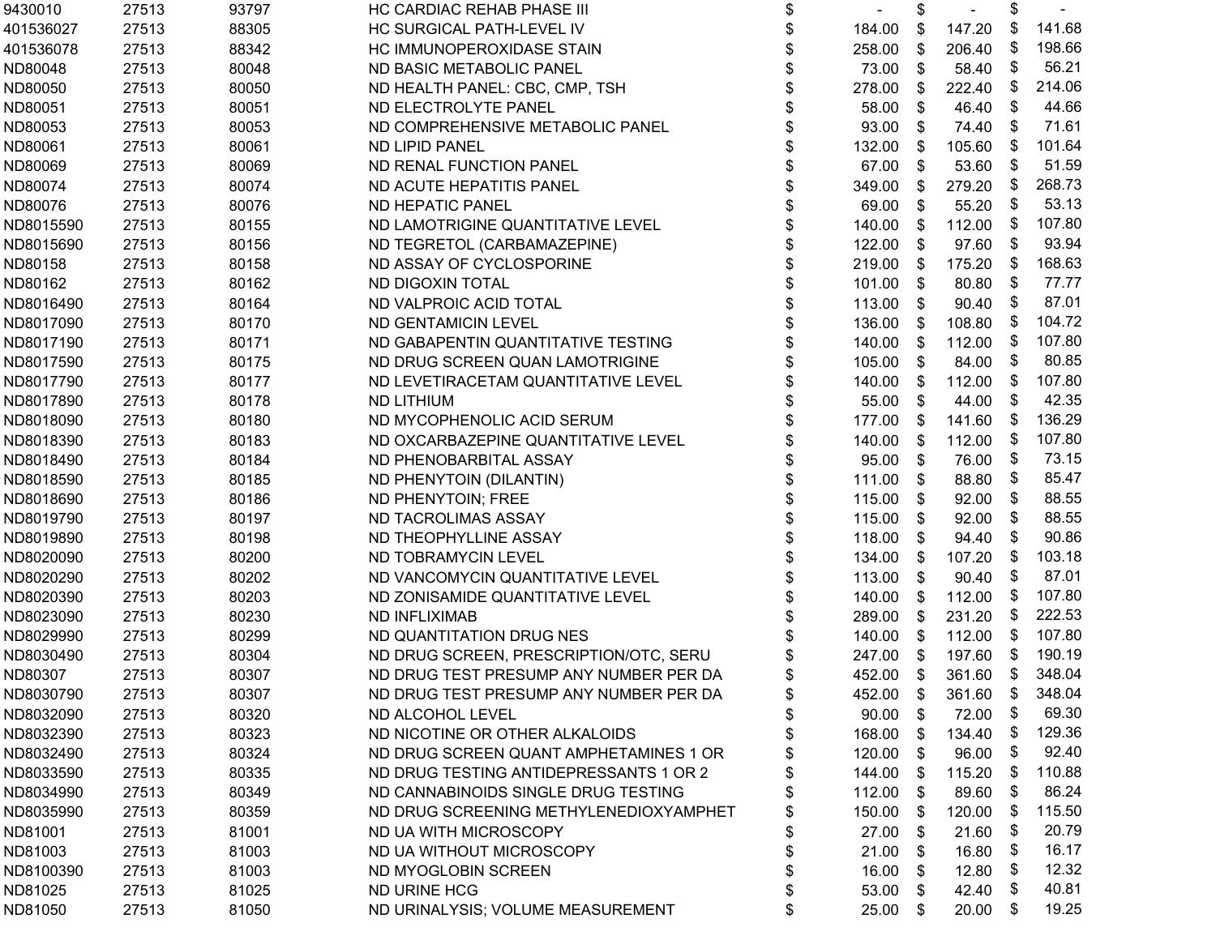| | | | | | | |
|---|---|---|---|---|---|---|
| 9430010 | 27513 | 93797 | HC CARDIAC REHAB PHASE III | $ - | $ - | $ - |
| 401536027 | 27513 | 88305 | HC SURGICAL PATH-LEVEL IV | $ 184.00 | $ 147.20 | $ 141.68 |
| 401536078 | 27513 | 88342 | HC IMMUNOPEROXIDASE STAIN | $ 258.00 | $ 206.40 | $ 198.66 |
| ND80048 | 27513 | 80048 | ND BASIC METABOLIC PANEL | $ 73.00 | $ 58.40 | $ 56.21 |
| ND80050 | 27513 | 80050 | ND HEALTH PANEL: CBC, CMP, TSH | $ 278.00 | $ 222.40 | $ 214.06 |
| ND80051 | 27513 | 80051 | ND ELECTROLYTE PANEL | $ 58.00 | $ 46.40 | $ 44.66 |
| ND80053 | 27513 | 80053 | ND COMPREHENSIVE METABOLIC PANEL | $ 93.00 | $ 74.40 | $ 71.61 |
| ND80061 | 27513 | 80061 | ND LIPID PANEL | $ 132.00 | $ 105.60 | $ 101.64 |
| ND80069 | 27513 | 80069 | ND RENAL FUNCTION PANEL | $ 67.00 | $ 53.60 | $ 51.59 |
| ND80074 | 27513 | 80074 | ND ACUTE HEPATITIS PANEL | $ 349.00 | $ 279.20 | $ 268.73 |
| ND80076 | 27513 | 80076 | ND HEPATIC PANEL | $ 69.00 | $ 55.20 | $ 53.13 |
| ND8015590 | 27513 | 80155 | ND LAMOTRIGINE QUANTITATIVE LEVEL | $ 140.00 | $ 112.00 | $ 107.80 |
| ND8015690 | 27513 | 80156 | ND TEGRETOL (CARBAMAZEPINE) | $ 122.00 | $ 97.60 | $ 93.94 |
| ND80158 | 27513 | 80158 | ND ASSAY OF CYCLOSPORINE | $ 219.00 | $ 175.20 | $ 168.63 |
| ND80162 | 27513 | 80162 | ND DIGOXIN TOTAL | $ 101.00 | $ 80.80 | $ 77.77 |
| ND8016490 | 27513 | 80164 | ND VALPROIC ACID TOTAL | $ 113.00 | $ 90.40 | $ 87.01 |
| ND8017090 | 27513 | 80170 | ND GENTAMICIN LEVEL | $ 136.00 | $ 108.80 | $ 104.72 |
| ND8017190 | 27513 | 80171 | ND GABAPENTIN QUANTITATIVE TESTING | $ 140.00 | $ 112.00 | $ 107.80 |
| ND8017590 | 27513 | 80175 | ND DRUG SCREEN QUAN LAMOTRIGINE | $ 105.00 | $ 84.00 | $ 80.85 |
| ND8017790 | 27513 | 80177 | ND LEVETIRACETAM QUANTITATIVE LEVEL | $ 140.00 | $ 112.00 | $ 107.80 |
| ND8017890 | 27513 | 80178 | ND LITHIUM | $ 55.00 | $ 44.00 | $ 42.35 |
| ND8018090 | 27513 | 80180 | ND MYCOPHENOLIC ACID SERUM | $ 177.00 | $ 141.60 | $ 136.29 |
| ND8018390 | 27513 | 80183 | ND OXCARBAZEPINE QUANTITATIVE LEVEL | $ 140.00 | $ 112.00 | $ 107.80 |
| ND8018490 | 27513 | 80184 | ND PHENOBARBITAL ASSAY | $ 95.00 | $ 76.00 | $ 73.15 |
| ND8018590 | 27513 | 80185 | ND PHENYTOIN (DILANTIN) | $ 111.00 | $ 88.80 | $ 85.47 |
| ND8018690 | 27513 | 80186 | ND PHENYTOIN; FREE | $ 115.00 | $ 92.00 | $ 88.55 |
| ND8019790 | 27513 | 80197 | ND TACROLIMAS ASSAY | $ 115.00 | $ 92.00 | $ 88.55 |
| ND8019890 | 27513 | 80198 | ND THEOPHYLLINE ASSAY | $ 118.00 | $ 94.40 | $ 90.86 |
| ND8020090 | 27513 | 80200 | ND TOBRAMYCIN LEVEL | $ 134.00 | $ 107.20 | $ 103.18 |
| ND8020290 | 27513 | 80202 | ND VANCOMYCIN QUANTITATIVE LEVEL | $ 113.00 | $ 90.40 | $ 87.01 |
| ND8020390 | 27513 | 80203 | ND ZONISAMIDE QUANTITATIVE LEVEL | $ 140.00 | $ 112.00 | $ 107.80 |
| ND8023090 | 27513 | 80230 | ND INFLIXIMAB | $ 289.00 | $ 231.20 | $ 222.53 |
| ND8029990 | 27513 | 80299 | ND QUANTITATION DRUG NES | $ 140.00 | $ 112.00 | $ 107.80 |
| ND8030490 | 27513 | 80304 | ND DRUG SCREEN, PRESCRIPTION/OTC, SERU | $ 247.00 | $ 197.60 | $ 190.19 |
| ND80307 | 27513 | 80307 | ND DRUG TEST PRESUMP ANY NUMBER PER DA | $ 452.00 | $ 361.60 | $ 348.04 |
| ND8030790 | 27513 | 80307 | ND DRUG TEST PRESUMP ANY NUMBER PER DA | $ 452.00 | $ 361.60 | $ 348.04 |
| ND8032090 | 27513 | 80320 | ND ALCOHOL LEVEL | $ 90.00 | $ 72.00 | $ 69.30 |
| ND8032390 | 27513 | 80323 | ND NICOTINE OR OTHER ALKALOIDS | $ 168.00 | $ 134.40 | $ 129.36 |
| ND8032490 | 27513 | 80324 | ND DRUG SCREEN QUANT AMPHETAMINES 1 OR | $ 120.00 | $ 96.00 | $ 92.40 |
| ND8033590 | 27513 | 80335 | ND DRUG TESTING ANTIDEPRESSANTS 1 OR 2 | $ 144.00 | $ 115.20 | $ 110.88 |
| ND8034990 | 27513 | 80349 | ND CANNABINOIDS SINGLE DRUG TESTING | $ 112.00 | $ 89.60 | $ 86.24 |
| ND8035990 | 27513 | 80359 | ND DRUG SCREENING METHYLENEDIOXYAMPHET | $ 150.00 | $ 120.00 | $ 115.50 |
| ND81001 | 27513 | 81001 | ND UA WITH MICROSCOPY | $ 27.00 | $ 21.60 | $ 20.79 |
| ND81003 | 27513 | 81003 | ND UA WITHOUT MICROSCOPY | $ 21.00 | $ 16.80 | $ 16.17 |
| ND8100390 | 27513 | 81003 | ND MYOGLOBIN SCREEN | $ 16.00 | $ 12.80 | $ 12.32 |
| ND81025 | 27513 | 81025 | ND URINE HCG | $ 53.00 | $ 42.40 | $ 40.81 |
| ND81050 | 27513 | 81050 | ND URINALYSIS; VOLUME MEASUREMENT | $ 25.00 | $ 20.00 | $ 19.25 |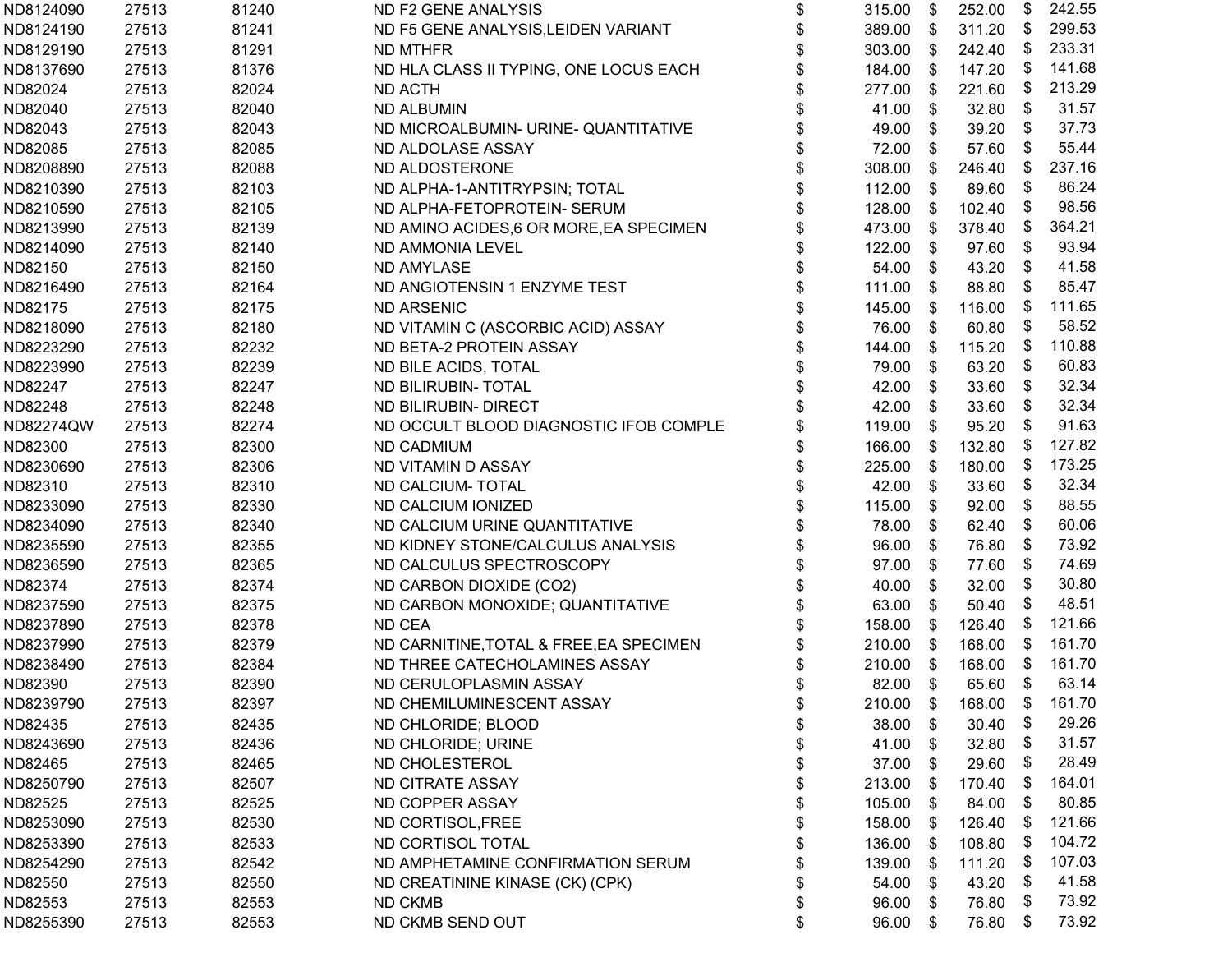| | | | | | | | | | | |
|---|---|---|---|---|---|---|---|---|---|---|
| ND8124090 | 27513 | 81240 | ND F2 GENE ANALYSIS | $ | 315.00 | $ | 252.00 | $ | 242.55 |
| ND8124190 | 27513 | 81241 | ND F5 GENE ANALYSIS,LEIDEN VARIANT | $ | 389.00 | $ | 311.20 | $ | 299.53 |
| ND8129190 | 27513 | 81291 | ND MTHFR | $ | 303.00 | $ | 242.40 | $ | 233.31 |
| ND8137690 | 27513 | 81376 | ND HLA CLASS II TYPING, ONE LOCUS EACH | $ | 184.00 | $ | 147.20 | $ | 141.68 |
| ND82024 | 27513 | 82024 | ND ACTH | $ | 277.00 | $ | 221.60 | $ | 213.29 |
| ND82040 | 27513 | 82040 | ND ALBUMIN | $ | 41.00 | $ | 32.80 | $ | 31.57 |
| ND82043 | 27513 | 82043 | ND MICROALBUMIN- URINE- QUANTITATIVE | $ | 49.00 | $ | 39.20 | $ | 37.73 |
| ND82085 | 27513 | 82085 | ND ALDOLASE ASSAY | $ | 72.00 | $ | 57.60 | $ | 55.44 |
| ND8208890 | 27513 | 82088 | ND ALDOSTERONE | $ | 308.00 | $ | 246.40 | $ | 237.16 |
| ND8210390 | 27513 | 82103 | ND ALPHA-1-ANTITRYPSIN; TOTAL | $ | 112.00 | $ | 89.60 | $ | 86.24 |
| ND8210590 | 27513 | 82105 | ND ALPHA-FETOPROTEIN- SERUM | $ | 128.00 | $ | 102.40 | $ | 98.56 |
| ND8213990 | 27513 | 82139 | ND AMINO ACIDES,6 OR MORE,EA SPECIMEN | $ | 473.00 | $ | 378.40 | $ | 364.21 |
| ND8214090 | 27513 | 82140 | ND AMMONIA LEVEL | $ | 122.00 | $ | 97.60 | $ | 93.94 |
| ND82150 | 27513 | 82150 | ND AMYLASE | $ | 54.00 | $ | 43.20 | $ | 41.58 |
| ND8216490 | 27513 | 82164 | ND ANGIOTENSIN 1 ENZYME TEST | $ | 111.00 | $ | 88.80 | $ | 85.47 |
| ND82175 | 27513 | 82175 | ND ARSENIC | $ | 145.00 | $ | 116.00 | $ | 111.65 |
| ND8218090 | 27513 | 82180 | ND VITAMIN C (ASCORBIC ACID) ASSAY | $ | 76.00 | $ | 60.80 | $ | 58.52 |
| ND8223290 | 27513 | 82232 | ND BETA-2 PROTEIN ASSAY | $ | 144.00 | $ | 115.20 | $ | 110.88 |
| ND8223990 | 27513 | 82239 | ND BILE ACIDS, TOTAL | $ | 79.00 | $ | 63.20 | $ | 60.83 |
| ND82247 | 27513 | 82247 | ND BILIRUBIN- TOTAL | $ | 42.00 | $ | 33.60 | $ | 32.34 |
| ND82248 | 27513 | 82248 | ND BILIRUBIN- DIRECT | $ | 42.00 | $ | 33.60 | $ | 32.34 |
| ND82274QW | 27513 | 82274 | ND OCCULT BLOOD DIAGNOSTIC IFOB COMPLE | $ | 119.00 | $ | 95.20 | $ | 91.63 |
| ND82300 | 27513 | 82300 | ND CADMIUM | $ | 166.00 | $ | 132.80 | $ | 127.82 |
| ND8230690 | 27513 | 82306 | ND VITAMIN D ASSAY | $ | 225.00 | $ | 180.00 | $ | 173.25 |
| ND82310 | 27513 | 82310 | ND CALCIUM- TOTAL | $ | 42.00 | $ | 33.60 | $ | 32.34 |
| ND8233090 | 27513 | 82330 | ND CALCIUM IONIZED | $ | 115.00 | $ | 92.00 | $ | 88.55 |
| ND8234090 | 27513 | 82340 | ND CALCIUM URINE QUANTITATIVE | $ | 78.00 | $ | 62.40 | $ | 60.06 |
| ND8235590 | 27513 | 82355 | ND KIDNEY STONE/CALCULUS ANALYSIS | $ | 96.00 | $ | 76.80 | $ | 73.92 |
| ND8236590 | 27513 | 82365 | ND CALCULUS SPECTROSCOPY | $ | 97.00 | $ | 77.60 | $ | 74.69 |
| ND82374 | 27513 | 82374 | ND CARBON DIOXIDE (CO2) | $ | 40.00 | $ | 32.00 | $ | 30.80 |
| ND8237590 | 27513 | 82375 | ND CARBON MONOXIDE; QUANTITATIVE | $ | 63.00 | $ | 50.40 | $ | 48.51 |
| ND8237890 | 27513 | 82378 | ND CEA | $ | 158.00 | $ | 126.40 | $ | 121.66 |
| ND8237990 | 27513 | 82379 | ND CARNITINE,TOTAL & FREE,EA SPECIMEN | $ | 210.00 | $ | 168.00 | $ | 161.70 |
| ND8238490 | 27513 | 82384 | ND THREE CATECHOLAMINES ASSAY | $ | 210.00 | $ | 168.00 | $ | 161.70 |
| ND82390 | 27513 | 82390 | ND CERULOPLASMIN ASSAY | $ | 82.00 | $ | 65.60 | $ | 63.14 |
| ND8239790 | 27513 | 82397 | ND CHEMILUMINESCENT ASSAY | $ | 210.00 | $ | 168.00 | $ | 161.70 |
| ND82435 | 27513 | 82435 | ND CHLORIDE; BLOOD | $ | 38.00 | $ | 30.40 | $ | 29.26 |
| ND8243690 | 27513 | 82436 | ND CHLORIDE; URINE | $ | 41.00 | $ | 32.80 | $ | 31.57 |
| ND82465 | 27513 | 82465 | ND CHOLESTEROL | $ | 37.00 | $ | 29.60 | $ | 28.49 |
| ND8250790 | 27513 | 82507 | ND CITRATE ASSAY | $ | 213.00 | $ | 170.40 | $ | 164.01 |
| ND82525 | 27513 | 82525 | ND COPPER ASSAY | $ | 105.00 | $ | 84.00 | $ | 80.85 |
| ND8253090 | 27513 | 82530 | ND CORTISOL,FREE | $ | 158.00 | $ | 126.40 | $ | 121.66 |
| ND8253390 | 27513 | 82533 | ND CORTISOL TOTAL | $ | 136.00 | $ | 108.80 | $ | 104.72 |
| ND8254290 | 27513 | 82542 | ND AMPHETAMINE CONFIRMATION SERUM | $ | 139.00 | $ | 111.20 | $ | 107.03 |
| ND82550 | 27513 | 82550 | ND CREATININE KINASE (CK) (CPK) | $ | 54.00 | $ | 43.20 | $ | 41.58 |
| ND82553 | 27513 | 82553 | ND CKMB | $ | 96.00 | $ | 76.80 | $ | 73.92 |
| ND8255390 | 27513 | 82553 | ND CKMB SEND OUT | $ | 96.00 | $ | 76.80 | $ | 73.92 |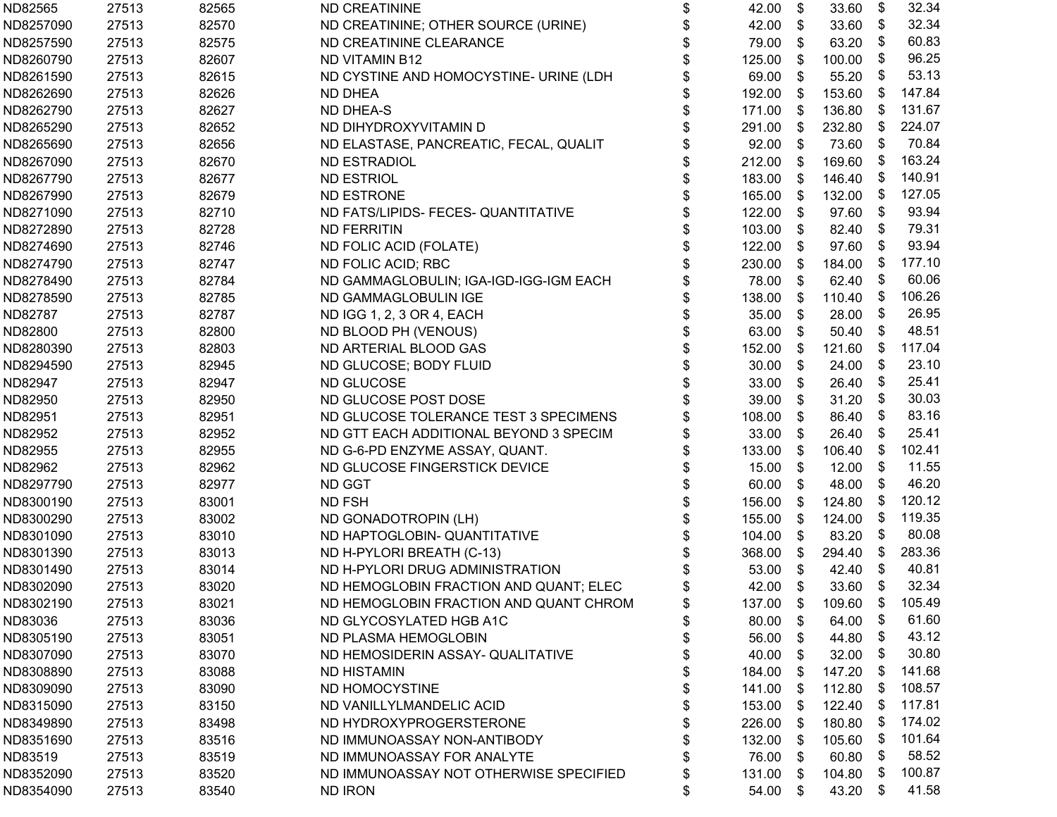| | | | | | | |
|---|---|---|---|---|---|---|
| ND82565 | 27513 | 82565 | ND CREATININE | $ 42.00 | $ 33.60 | $ 32.34 |
| ND8257090 | 27513 | 82570 | ND CREATININE; OTHER SOURCE (URINE) | $ 42.00 | $ 33.60 | $ 32.34 |
| ND8257590 | 27513 | 82575 | ND CREATININE CLEARANCE | $ 79.00 | $ 63.20 | $ 60.83 |
| ND8260790 | 27513 | 82607 | ND VITAMIN B12 | $ 125.00 | $ 100.00 | $ 96.25 |
| ND8261590 | 27513 | 82615 | ND CYSTINE AND HOMOCYSTINE- URINE (LDH | $ 69.00 | $ 55.20 | $ 53.13 |
| ND8262690 | 27513 | 82626 | ND DHEA | $ 192.00 | $ 153.60 | $ 147.84 |
| ND8262790 | 27513 | 82627 | ND DHEA-S | $ 171.00 | $ 136.80 | $ 131.67 |
| ND8265290 | 27513 | 82652 | ND DIHYDROXYVITAMIN D | $ 291.00 | $ 232.80 | $ 224.07 |
| ND8265690 | 27513 | 82656 | ND ELASTASE, PANCREATIC, FECAL, QUALIT | $ 92.00 | $ 73.60 | $ 70.84 |
| ND8267090 | 27513 | 82670 | ND ESTRADIOL | $ 212.00 | $ 169.60 | $ 163.24 |
| ND8267790 | 27513 | 82677 | ND ESTRIOL | $ 183.00 | $ 146.40 | $ 140.91 |
| ND8267990 | 27513 | 82679 | ND ESTRONE | $ 165.00 | $ 132.00 | $ 127.05 |
| ND8271090 | 27513 | 82710 | ND FATS/LIPIDS- FECES- QUANTITATIVE | $ 122.00 | $ 97.60 | $ 93.94 |
| ND8272890 | 27513 | 82728 | ND FERRITIN | $ 103.00 | $ 82.40 | $ 79.31 |
| ND8274690 | 27513 | 82746 | ND FOLIC ACID (FOLATE) | $ 122.00 | $ 97.60 | $ 93.94 |
| ND8274790 | 27513 | 82747 | ND FOLIC ACID; RBC | $ 230.00 | $ 184.00 | $ 177.10 |
| ND8278490 | 27513 | 82784 | ND GAMMAGLOBULIN; IGA-IGD-IGG-IGM EACH | $ 78.00 | $ 62.40 | $ 60.06 |
| ND8278590 | 27513 | 82785 | ND GAMMAGLOBULIN IGE | $ 138.00 | $ 110.40 | $ 106.26 |
| ND82787 | 27513 | 82787 | ND IGG 1, 2, 3 OR 4, EACH | $ 35.00 | $ 28.00 | $ 26.95 |
| ND82800 | 27513 | 82800 | ND BLOOD PH (VENOUS) | $ 63.00 | $ 50.40 | $ 48.51 |
| ND8280390 | 27513 | 82803 | ND ARTERIAL BLOOD GAS | $ 152.00 | $ 121.60 | $ 117.04 |
| ND8294590 | 27513 | 82945 | ND GLUCOSE; BODY FLUID | $ 30.00 | $ 24.00 | $ 23.10 |
| ND82947 | 27513 | 82947 | ND GLUCOSE | $ 33.00 | $ 26.40 | $ 25.41 |
| ND82950 | 27513 | 82950 | ND GLUCOSE POST DOSE | $ 39.00 | $ 31.20 | $ 30.03 |
| ND82951 | 27513 | 82951 | ND GLUCOSE TOLERANCE TEST 3 SPECIMENS | $ 108.00 | $ 86.40 | $ 83.16 |
| ND82952 | 27513 | 82952 | ND GTT EACH ADDITIONAL BEYOND 3 SPECIM | $ 33.00 | $ 26.40 | $ 25.41 |
| ND82955 | 27513 | 82955 | ND G-6-PD ENZYME ASSAY, QUANT. | $ 133.00 | $ 106.40 | $ 102.41 |
| ND82962 | 27513 | 82962 | ND GLUCOSE FINGERSTICK DEVICE | $ 15.00 | $ 12.00 | $ 11.55 |
| ND8297790 | 27513 | 82977 | ND GGT | $ 60.00 | $ 48.00 | $ 46.20 |
| ND8300190 | 27513 | 83001 | ND FSH | $ 156.00 | $ 124.80 | $ 120.12 |
| ND8300290 | 27513 | 83002 | ND GONADOTROPIN (LH) | $ 155.00 | $ 124.00 | $ 119.35 |
| ND8301090 | 27513 | 83010 | ND HAPTOGLOBIN- QUANTITATIVE | $ 104.00 | $ 83.20 | $ 80.08 |
| ND8301390 | 27513 | 83013 | ND H-PYLORI BREATH (C-13) | $ 368.00 | $ 294.40 | $ 283.36 |
| ND8301490 | 27513 | 83014 | ND H-PYLORI DRUG ADMINISTRATION | $ 53.00 | $ 42.40 | $ 40.81 |
| ND8302090 | 27513 | 83020 | ND HEMOGLOBIN FRACTION AND QUANT; ELEC | $ 42.00 | $ 33.60 | $ 32.34 |
| ND8302190 | 27513 | 83021 | ND HEMOGLOBIN FRACTION AND QUANT CHROM | $ 137.00 | $ 109.60 | $ 105.49 |
| ND83036 | 27513 | 83036 | ND GLYCOSYLATED HGB A1C | $ 80.00 | $ 64.00 | $ 61.60 |
| ND8305190 | 27513 | 83051 | ND PLASMA HEMOGLOBIN | $ 56.00 | $ 44.80 | $ 43.12 |
| ND8307090 | 27513 | 83070 | ND HEMOSIDERIN ASSAY- QUALITATIVE | $ 40.00 | $ 32.00 | $ 30.80 |
| ND8308890 | 27513 | 83088 | ND HISTAMIN | $ 184.00 | $ 147.20 | $ 141.68 |
| ND8309090 | 27513 | 83090 | ND HOMOCYSTINE | $ 141.00 | $ 112.80 | $ 108.57 |
| ND8315090 | 27513 | 83150 | ND VANILLYLMANDELIC ACID | $ 153.00 | $ 122.40 | $ 117.81 |
| ND8349890 | 27513 | 83498 | ND HYDROXYPROGERSTERONE | $ 226.00 | $ 180.80 | $ 174.02 |
| ND8351690 | 27513 | 83516 | ND IMMUNOASSAY NON-ANTIBODY | $ 132.00 | $ 105.60 | $ 101.64 |
| ND83519 | 27513 | 83519 | ND IMMUNOASSAY FOR ANALYTE | $ 76.00 | $ 60.80 | $ 58.52 |
| ND8352090 | 27513 | 83520 | ND IMMUNOASSAY NOT OTHERWISE SPECIFIED | $ 131.00 | $ 104.80 | $ 100.87 |
| ND8354090 | 27513 | 83540 | ND IRON | $ 54.00 | $ 43.20 | $ 41.58 |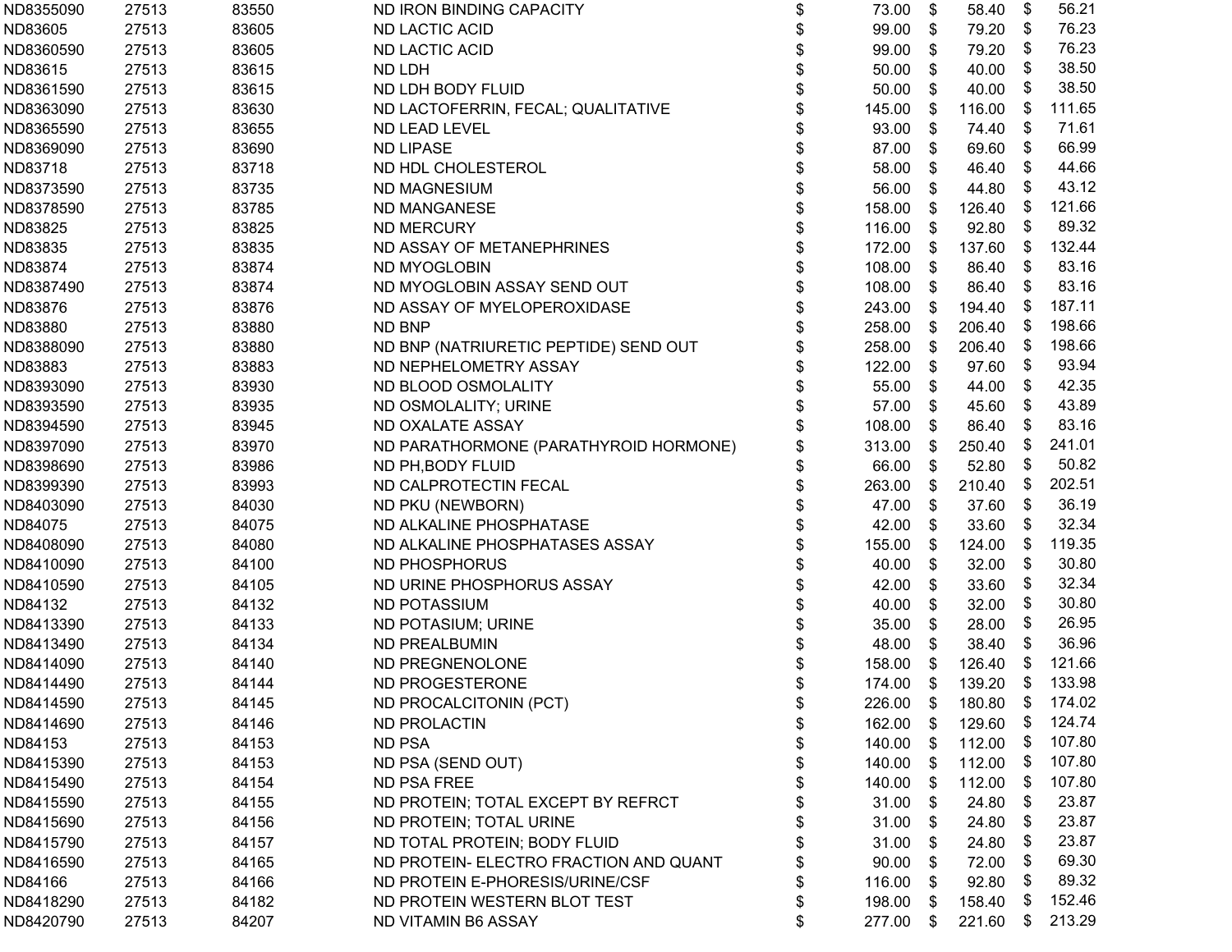| | | | | | |
|---|---|---|---|---|---|
| ND8355090 | 27513 | 83550 | ND IRON BINDING CAPACITY | $ 73.00 | $ 58.40 | $ 56.21 |
| ND83605 | 27513 | 83605 | ND LACTIC ACID | $ 99.00 | $ 79.20 | $ 76.23 |
| ND8360590 | 27513 | 83605 | ND LACTIC ACID | $ 99.00 | $ 79.20 | $ 76.23 |
| ND83615 | 27513 | 83615 | ND LDH | $ 50.00 | $ 40.00 | $ 38.50 |
| ND8361590 | 27513 | 83615 | ND LDH BODY FLUID | $ 50.00 | $ 40.00 | $ 38.50 |
| ND8363090 | 27513 | 83630 | ND LACTOFERRIN, FECAL; QUALITATIVE | $ 145.00 | $ 116.00 | $ 111.65 |
| ND8365590 | 27513 | 83655 | ND LEAD LEVEL | $ 93.00 | $ 74.40 | $ 71.61 |
| ND8369090 | 27513 | 83690 | ND LIPASE | $ 87.00 | $ 69.60 | $ 66.99 |
| ND83718 | 27513 | 83718 | ND HDL CHOLESTEROL | $ 58.00 | $ 46.40 | $ 44.66 |
| ND8373590 | 27513 | 83735 | ND MAGNESIUM | $ 56.00 | $ 44.80 | $ 43.12 |
| ND8378590 | 27513 | 83785 | ND MANGANESE | $ 158.00 | $ 126.40 | $ 121.66 |
| ND83825 | 27513 | 83825 | ND MERCURY | $ 116.00 | $ 92.80 | $ 89.32 |
| ND83835 | 27513 | 83835 | ND ASSAY OF METANEPHRINES | $ 172.00 | $ 137.60 | $ 132.44 |
| ND83874 | 27513 | 83874 | ND MYOGLOBIN | $ 108.00 | $ 86.40 | $ 83.16 |
| ND8387490 | 27513 | 83874 | ND MYOGLOBIN ASSAY SEND OUT | $ 108.00 | $ 86.40 | $ 83.16 |
| ND83876 | 27513 | 83876 | ND ASSAY OF MYELOPEROXIDASE | $ 243.00 | $ 194.40 | $ 187.11 |
| ND83880 | 27513 | 83880 | ND BNP | $ 258.00 | $ 206.40 | $ 198.66 |
| ND8388090 | 27513 | 83880 | ND BNP (NATRIURETIC PEPTIDE) SEND OUT | $ 258.00 | $ 206.40 | $ 198.66 |
| ND83883 | 27513 | 83883 | ND NEPHELOMETRY ASSAY | $ 122.00 | $ 97.60 | $ 93.94 |
| ND8393090 | 27513 | 83930 | ND BLOOD OSMOLALITY | $ 55.00 | $ 44.00 | $ 42.35 |
| ND8393590 | 27513 | 83935 | ND OSMOLALITY; URINE | $ 57.00 | $ 45.60 | $ 43.89 |
| ND8394590 | 27513 | 83945 | ND OXALATE ASSAY | $ 108.00 | $ 86.40 | $ 83.16 |
| ND8397090 | 27513 | 83970 | ND PARATHORMONE (PARATHYROID HORMONE) | $ 313.00 | $ 250.40 | $ 241.01 |
| ND8398690 | 27513 | 83986 | ND PH,BODY FLUID | $ 66.00 | $ 52.80 | $ 50.82 |
| ND8399390 | 27513 | 83993 | ND CALPROTECTIN FECAL | $ 263.00 | $ 210.40 | $ 202.51 |
| ND8403090 | 27513 | 84030 | ND PKU (NEWBORN) | $ 47.00 | $ 37.60 | $ 36.19 |
| ND84075 | 27513 | 84075 | ND ALKALINE PHOSPHATASE | $ 42.00 | $ 33.60 | $ 32.34 |
| ND8408090 | 27513 | 84080 | ND ALKALINE PHOSPHATASES ASSAY | $ 155.00 | $ 124.00 | $ 119.35 |
| ND8410090 | 27513 | 84100 | ND PHOSPHORUS | $ 40.00 | $ 32.00 | $ 30.80 |
| ND8410590 | 27513 | 84105 | ND URINE PHOSPHORUS ASSAY | $ 42.00 | $ 33.60 | $ 32.34 |
| ND84132 | 27513 | 84132 | ND POTASSIUM | $ 40.00 | $ 32.00 | $ 30.80 |
| ND8413390 | 27513 | 84133 | ND POTASIUM; URINE | $ 35.00 | $ 28.00 | $ 26.95 |
| ND8413490 | 27513 | 84134 | ND PREALBUMIN | $ 48.00 | $ 38.40 | $ 36.96 |
| ND8414090 | 27513 | 84140 | ND PREGNENOLONE | $ 158.00 | $ 126.40 | $ 121.66 |
| ND8414490 | 27513 | 84144 | ND PROGESTERONE | $ 174.00 | $ 139.20 | $ 133.98 |
| ND8414590 | 27513 | 84145 | ND PROCALCITONIN (PCT) | $ 226.00 | $ 180.80 | $ 174.02 |
| ND8414690 | 27513 | 84146 | ND PROLACTIN | $ 162.00 | $ 129.60 | $ 124.74 |
| ND84153 | 27513 | 84153 | ND PSA | $ 140.00 | $ 112.00 | $ 107.80 |
| ND8415390 | 27513 | 84153 | ND PSA (SEND OUT) | $ 140.00 | $ 112.00 | $ 107.80 |
| ND8415490 | 27513 | 84154 | ND PSA FREE | $ 140.00 | $ 112.00 | $ 107.80 |
| ND8415590 | 27513 | 84155 | ND PROTEIN; TOTAL EXCEPT BY REFRCT | $ 31.00 | $ 24.80 | $ 23.87 |
| ND8415690 | 27513 | 84156 | ND PROTEIN; TOTAL URINE | $ 31.00 | $ 24.80 | $ 23.87 |
| ND8415790 | 27513 | 84157 | ND TOTAL PROTEIN; BODY FLUID | $ 31.00 | $ 24.80 | $ 23.87 |
| ND8416590 | 27513 | 84165 | ND PROTEIN- ELECTRO FRACTION AND QUANT | $ 90.00 | $ 72.00 | $ 69.30 |
| ND84166 | 27513 | 84166 | ND PROTEIN E-PHORESIS/URINE/CSF | $ 116.00 | $ 92.80 | $ 89.32 |
| ND8418290 | 27513 | 84182 | ND PROTEIN WESTERN BLOT TEST | $ 198.00 | $ 158.40 | $ 152.46 |
| ND8420790 | 27513 | 84207 | ND VITAMIN B6 ASSAY | $ 277.00 | $ 221.60 | $ 213.29 |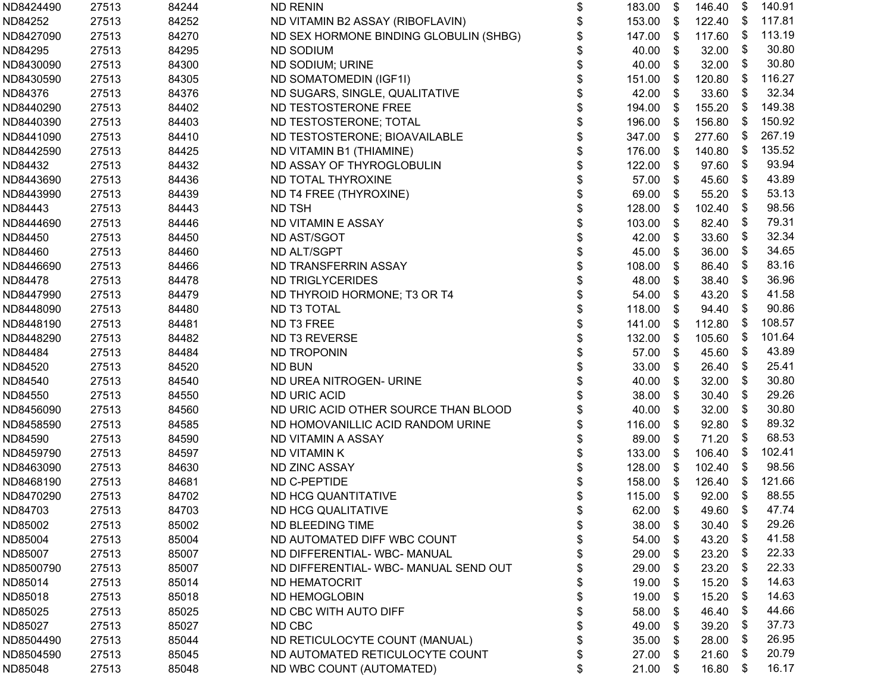| | | | | | | |
|---|---|---|---|---|---|---|
| ND8424490 | 27513 | 84244 | ND RENIN | $ 183.00 | $ 146.40 | $ 140.91 |
| ND84252 | 27513 | 84252 | ND VITAMIN B2 ASSAY (RIBOFLAVIN) | $ 153.00 | $ 122.40 | $ 117.81 |
| ND8427090 | 27513 | 84270 | ND SEX HORMONE BINDING GLOBULIN (SHBG) | $ 147.00 | $ 117.60 | $ 113.19 |
| ND84295 | 27513 | 84295 | ND SODIUM | $ 40.00 | $ 32.00 | $ 30.80 |
| ND8430090 | 27513 | 84300 | ND SODIUM; URINE | $ 40.00 | $ 32.00 | $ 30.80 |
| ND8430590 | 27513 | 84305 | ND SOMATOMEDIN (IGF1I) | $ 151.00 | $ 120.80 | $ 116.27 |
| ND84376 | 27513 | 84376 | ND SUGARS, SINGLE, QUALITATIVE | $ 42.00 | $ 33.60 | $ 32.34 |
| ND8440290 | 27513 | 84402 | ND TESTOSTERONE FREE | $ 194.00 | $ 155.20 | $ 149.38 |
| ND8440390 | 27513 | 84403 | ND TESTOSTERONE; TOTAL | $ 196.00 | $ 156.80 | $ 150.92 |
| ND8441090 | 27513 | 84410 | ND TESTOSTERONE; BIOAVAILABLE | $ 347.00 | $ 277.60 | $ 267.19 |
| ND8442590 | 27513 | 84425 | ND VITAMIN B1 (THIAMINE) | $ 176.00 | $ 140.80 | $ 135.52 |
| ND84432 | 27513 | 84432 | ND ASSAY OF THYROGLOBULIN | $ 122.00 | $ 97.60 | $ 93.94 |
| ND8443690 | 27513 | 84436 | ND TOTAL THYROXINE | $ 57.00 | $ 45.60 | $ 43.89 |
| ND8443990 | 27513 | 84439 | ND T4 FREE (THYROXINE) | $ 69.00 | $ 55.20 | $ 53.13 |
| ND84443 | 27513 | 84443 | ND TSH | $ 128.00 | $ 102.40 | $ 98.56 |
| ND8444690 | 27513 | 84446 | ND VITAMIN E ASSAY | $ 103.00 | $ 82.40 | $ 79.31 |
| ND84450 | 27513 | 84450 | ND AST/SGOT | $ 42.00 | $ 33.60 | $ 32.34 |
| ND84460 | 27513 | 84460 | ND ALT/SGPT | $ 45.00 | $ 36.00 | $ 34.65 |
| ND8446690 | 27513 | 84466 | ND TRANSFERRIN ASSAY | $ 108.00 | $ 86.40 | $ 83.16 |
| ND84478 | 27513 | 84478 | ND TRIGLYCERIDES | $ 48.00 | $ 38.40 | $ 36.96 |
| ND8447990 | 27513 | 84479 | ND THYROID HORMONE; T3 OR T4 | $ 54.00 | $ 43.20 | $ 41.58 |
| ND8448090 | 27513 | 84480 | ND T3 TOTAL | $ 118.00 | $ 94.40 | $ 90.86 |
| ND8448190 | 27513 | 84481 | ND T3 FREE | $ 141.00 | $ 112.80 | $ 108.57 |
| ND8448290 | 27513 | 84482 | ND T3 REVERSE | $ 132.00 | $ 105.60 | $ 101.64 |
| ND84484 | 27513 | 84484 | ND TROPONIN | $ 57.00 | $ 45.60 | $ 43.89 |
| ND84520 | 27513 | 84520 | ND BUN | $ 33.00 | $ 26.40 | $ 25.41 |
| ND84540 | 27513 | 84540 | ND UREA NITROGEN- URINE | $ 40.00 | $ 32.00 | $ 30.80 |
| ND84550 | 27513 | 84550 | ND URIC ACID | $ 38.00 | $ 30.40 | $ 29.26 |
| ND8456090 | 27513 | 84560 | ND URIC ACID OTHER SOURCE THAN BLOOD | $ 40.00 | $ 32.00 | $ 30.80 |
| ND8458590 | 27513 | 84585 | ND HOMOVANILLIC ACID RANDOM URINE | $ 116.00 | $ 92.80 | $ 89.32 |
| ND84590 | 27513 | 84590 | ND VITAMIN A ASSAY | $ 89.00 | $ 71.20 | $ 68.53 |
| ND8459790 | 27513 | 84597 | ND VITAMIN K | $ 133.00 | $ 106.40 | $ 102.41 |
| ND8463090 | 27513 | 84630 | ND ZINC ASSAY | $ 128.00 | $ 102.40 | $ 98.56 |
| ND8468190 | 27513 | 84681 | ND C-PEPTIDE | $ 158.00 | $ 126.40 | $ 121.66 |
| ND8470290 | 27513 | 84702 | ND HCG QUANTITATIVE | $ 115.00 | $ 92.00 | $ 88.55 |
| ND84703 | 27513 | 84703 | ND HCG QUALITATIVE | $ 62.00 | $ 49.60 | $ 47.74 |
| ND85002 | 27513 | 85002 | ND BLEEDING TIME | $ 38.00 | $ 30.40 | $ 29.26 |
| ND85004 | 27513 | 85004 | ND AUTOMATED DIFF WBC COUNT | $ 54.00 | $ 43.20 | $ 41.58 |
| ND85007 | 27513 | 85007 | ND DIFFERENTIAL- WBC- MANUAL | $ 29.00 | $ 23.20 | $ 22.33 |
| ND8500790 | 27513 | 85007 | ND DIFFERENTIAL- WBC- MANUAL SEND OUT | $ 29.00 | $ 23.20 | $ 22.33 |
| ND85014 | 27513 | 85014 | ND HEMATOCRIT | $ 19.00 | $ 15.20 | $ 14.63 |
| ND85018 | 27513 | 85018 | ND HEMOGLOBIN | $ 19.00 | $ 15.20 | $ 14.63 |
| ND85025 | 27513 | 85025 | ND CBC WITH AUTO DIFF | $ 58.00 | $ 46.40 | $ 44.66 |
| ND85027 | 27513 | 85027 | ND CBC | $ 49.00 | $ 39.20 | $ 37.73 |
| ND8504490 | 27513 | 85044 | ND RETICULOCYTE COUNT (MANUAL) | $ 35.00 | $ 28.00 | $ 26.95 |
| ND8504590 | 27513 | 85045 | ND AUTOMATED RETICULOCYTE COUNT | $ 27.00 | $ 21.60 | $ 20.79 |
| ND85048 | 27513 | 85048 | ND WBC COUNT (AUTOMATED) | $ 21.00 | $ 16.80 | $ 16.17 |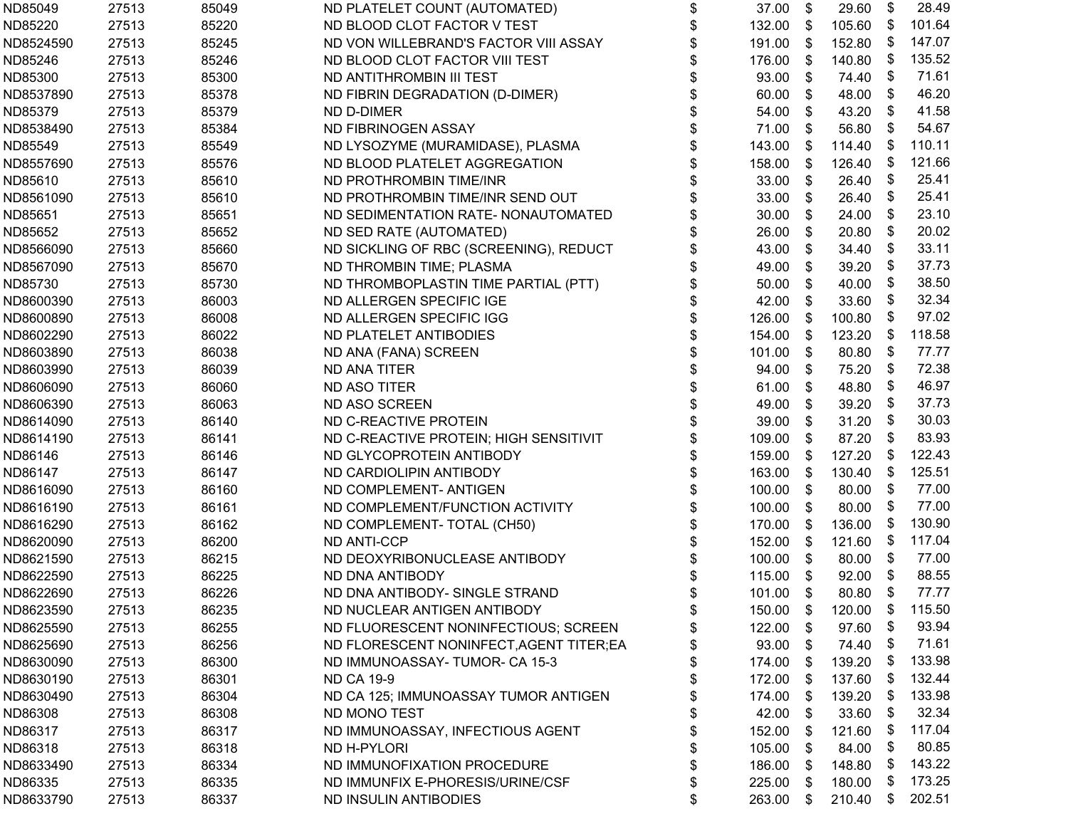| | | | | | | |
|---|---|---|---|---|---|---|
| ND85049 | 27513 | 85049 | ND PLATELET COUNT (AUTOMATED) | $ 37.00 | $ 29.60 | $ 28.49 |
| ND85220 | 27513 | 85220 | ND BLOOD CLOT FACTOR V TEST | $ 132.00 | $ 105.60 | $ 101.64 |
| ND8524590 | 27513 | 85245 | ND VON WILLEBRAND'S FACTOR VIII ASSAY | $ 191.00 | $ 152.80 | $ 147.07 |
| ND85246 | 27513 | 85246 | ND BLOOD CLOT FACTOR VIII TEST | $ 176.00 | $ 140.80 | $ 135.52 |
| ND85300 | 27513 | 85300 | ND ANTITHROMBIN III TEST | $ 93.00 | $ 74.40 | $ 71.61 |
| ND8537890 | 27513 | 85378 | ND FIBRIN DEGRADATION (D-DIMER) | $ 60.00 | $ 48.00 | $ 46.20 |
| ND85379 | 27513 | 85379 | ND D-DIMER | $ 54.00 | $ 43.20 | $ 41.58 |
| ND8538490 | 27513 | 85384 | ND FIBRINOGEN ASSAY | $ 71.00 | $ 56.80 | $ 54.67 |
| ND85549 | 27513 | 85549 | ND LYSOZYME (MURAMIDASE), PLASMA | $ 143.00 | $ 114.40 | $ 110.11 |
| ND8557690 | 27513 | 85576 | ND BLOOD PLATELET AGGREGATION | $ 158.00 | $ 126.40 | $ 121.66 |
| ND85610 | 27513 | 85610 | ND PROTHROMBIN TIME/INR | $ 33.00 | $ 26.40 | $ 25.41 |
| ND8561090 | 27513 | 85610 | ND PROTHROMBIN TIME/INR SEND OUT | $ 33.00 | $ 26.40 | $ 25.41 |
| ND85651 | 27513 | 85651 | ND SEDIMENTATION RATE- NONAUTOMATED | $ 30.00 | $ 24.00 | $ 23.10 |
| ND85652 | 27513 | 85652 | ND SED RATE (AUTOMATED) | $ 26.00 | $ 20.80 | $ 20.02 |
| ND8566090 | 27513 | 85660 | ND SICKLING OF RBC (SCREENING), REDUCT | $ 43.00 | $ 34.40 | $ 33.11 |
| ND8567090 | 27513 | 85670 | ND THROMBIN TIME; PLASMA | $ 49.00 | $ 39.20 | $ 37.73 |
| ND85730 | 27513 | 85730 | ND THROMBOPLASTIN TIME PARTIAL (PTT) | $ 50.00 | $ 40.00 | $ 38.50 |
| ND8600390 | 27513 | 86003 | ND ALLERGEN SPECIFIC IGE | $ 42.00 | $ 33.60 | $ 32.34 |
| ND8600890 | 27513 | 86008 | ND ALLERGEN SPECIFIC IGG | $ 126.00 | $ 100.80 | $ 97.02 |
| ND8602290 | 27513 | 86022 | ND PLATELET ANTIBODIES | $ 154.00 | $ 123.20 | $ 118.58 |
| ND8603890 | 27513 | 86038 | ND ANA (FANA) SCREEN | $ 101.00 | $ 80.80 | $ 77.77 |
| ND8603990 | 27513 | 86039 | ND ANA TITER | $ 94.00 | $ 75.20 | $ 72.38 |
| ND8606090 | 27513 | 86060 | ND ASO TITER | $ 61.00 | $ 48.80 | $ 46.97 |
| ND8606390 | 27513 | 86063 | ND ASO SCREEN | $ 49.00 | $ 39.20 | $ 37.73 |
| ND8614090 | 27513 | 86140 | ND C-REACTIVE PROTEIN | $ 39.00 | $ 31.20 | $ 30.03 |
| ND8614190 | 27513 | 86141 | ND C-REACTIVE PROTEIN; HIGH SENSITIVIT | $ 109.00 | $ 87.20 | $ 83.93 |
| ND86146 | 27513 | 86146 | ND GLYCOPROTEIN ANTIBODY | $ 159.00 | $ 127.20 | $ 122.43 |
| ND86147 | 27513 | 86147 | ND CARDIOLIPIN ANTIBODY | $ 163.00 | $ 130.40 | $ 125.51 |
| ND8616090 | 27513 | 86160 | ND COMPLEMENT- ANTIGEN | $ 100.00 | $ 80.00 | $ 77.00 |
| ND8616190 | 27513 | 86161 | ND COMPLEMENT/FUNCTION ACTIVITY | $ 100.00 | $ 80.00 | $ 77.00 |
| ND8616290 | 27513 | 86162 | ND COMPLEMENT- TOTAL (CH50) | $ 170.00 | $ 136.00 | $ 130.90 |
| ND8620090 | 27513 | 86200 | ND ANTI-CCP | $ 152.00 | $ 121.60 | $ 117.04 |
| ND8621590 | 27513 | 86215 | ND DEOXYRIBONUCLEASE ANTIBODY | $ 100.00 | $ 80.00 | $ 77.00 |
| ND8622590 | 27513 | 86225 | ND DNA ANTIBODY | $ 115.00 | $ 92.00 | $ 88.55 |
| ND8622690 | 27513 | 86226 | ND DNA ANTIBODY- SINGLE STRAND | $ 101.00 | $ 80.80 | $ 77.77 |
| ND8623590 | 27513 | 86235 | ND NUCLEAR ANTIGEN ANTIBODY | $ 150.00 | $ 120.00 | $ 115.50 |
| ND8625590 | 27513 | 86255 | ND FLUORESCENT NONINFECTIOUS; SCREEN | $ 122.00 | $ 97.60 | $ 93.94 |
| ND8625690 | 27513 | 86256 | ND FLORESCENT NONINFECT,AGENT TITER;EA | $ 93.00 | $ 74.40 | $ 71.61 |
| ND8630090 | 27513 | 86300 | ND IMMUNOASSAY- TUMOR- CA 15-3 | $ 174.00 | $ 139.20 | $ 133.98 |
| ND8630190 | 27513 | 86301 | ND CA 19-9 | $ 172.00 | $ 137.60 | $ 132.44 |
| ND8630490 | 27513 | 86304 | ND CA 125; IMMUNOASSAY TUMOR ANTIGEN | $ 174.00 | $ 139.20 | $ 133.98 |
| ND86308 | 27513 | 86308 | ND MONO TEST | $ 42.00 | $ 33.60 | $ 32.34 |
| ND86317 | 27513 | 86317 | ND IMMUNOASSAY, INFECTIOUS AGENT | $ 152.00 | $ 121.60 | $ 117.04 |
| ND86318 | 27513 | 86318 | ND H-PYLORI | $ 105.00 | $ 84.00 | $ 80.85 |
| ND8633490 | 27513 | 86334 | ND IMMUNOFIXATION PROCEDURE | $ 186.00 | $ 148.80 | $ 143.22 |
| ND86335 | 27513 | 86335 | ND IMMUNFIX E-PHORESIS/URINE/CSF | $ 225.00 | $ 180.00 | $ 173.25 |
| ND8633790 | 27513 | 86337 | ND INSULIN ANTIBODIES | $ 263.00 | $ 210.40 | $ 202.51 |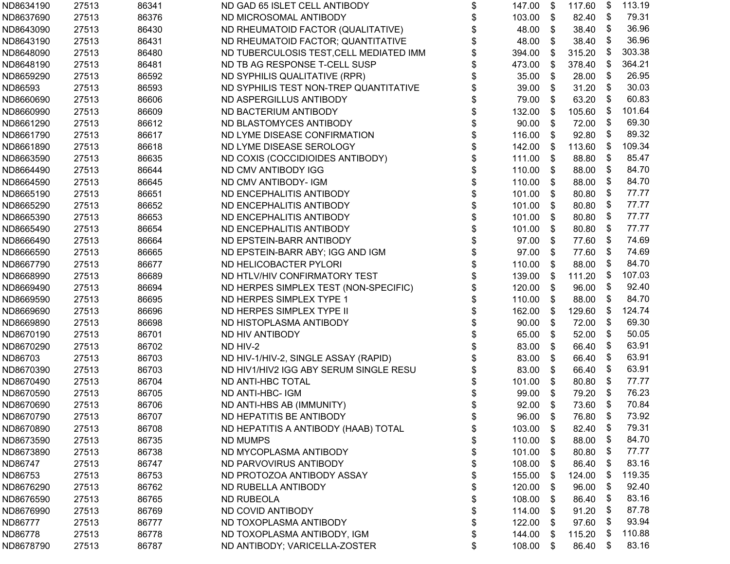| | | | | | |
|---|---|---|---|---|---|
| ND8634190 | 27513 | 86341 | ND GAD 65 ISLET CELL ANTIBODY | $ 147.00 | $ 117.60 | $ 113.19 |
| ND8637690 | 27513 | 86376 | ND MICROSOMAL ANTIBODY | $ 103.00 | $ 82.40 | $ 79.31 |
| ND8643090 | 27513 | 86430 | ND RHEUMATOID FACTOR (QUALITATIVE) | $ 48.00 | $ 38.40 | $ 36.96 |
| ND8643190 | 27513 | 86431 | ND RHEUMATOID FACTOR; QUANTITATIVE | $ 48.00 | $ 38.40 | $ 36.96 |
| ND8648090 | 27513 | 86480 | ND TUBERCULOSIS TEST,CELL MEDIATED IMM | $ 394.00 | $ 315.20 | $ 303.38 |
| ND8648190 | 27513 | 86481 | ND TB AG RESPONSE T-CELL SUSP | $ 473.00 | $ 378.40 | $ 364.21 |
| ND8659290 | 27513 | 86592 | ND SYPHILIS QUALITATIVE (RPR) | $ 35.00 | $ 28.00 | $ 26.95 |
| ND86593 | 27513 | 86593 | ND SYPHILIS TEST NON-TREP QUANTITATIVE | $ 39.00 | $ 31.20 | $ 30.03 |
| ND8660690 | 27513 | 86606 | ND ASPERGILLUS ANTIBODY | $ 79.00 | $ 63.20 | $ 60.83 |
| ND8660990 | 27513 | 86609 | ND BACTERIUM ANTIBODY | $ 132.00 | $ 105.60 | $ 101.64 |
| ND8661290 | 27513 | 86612 | ND BLASTOMYCES ANTIBODY | $ 90.00 | $ 72.00 | $ 69.30 |
| ND8661790 | 27513 | 86617 | ND LYME DISEASE CONFIRMATION | $ 116.00 | $ 92.80 | $ 89.32 |
| ND8661890 | 27513 | 86618 | ND LYME DISEASE SEROLOGY | $ 142.00 | $ 113.60 | $ 109.34 |
| ND8663590 | 27513 | 86635 | ND COXIS (COCCIDIOIDES ANTIBODY) | $ 111.00 | $ 88.80 | $ 85.47 |
| ND8664490 | 27513 | 86644 | ND CMV ANTIBODY IGG | $ 110.00 | $ 88.00 | $ 84.70 |
| ND8664590 | 27513 | 86645 | ND CMV ANTIBODY- IGM | $ 110.00 | $ 88.00 | $ 84.70 |
| ND8665190 | 27513 | 86651 | ND ENCEPHALITIS ANTIBODY | $ 101.00 | $ 80.80 | $ 77.77 |
| ND8665290 | 27513 | 86652 | ND ENCEPHALITIS ANTIBODY | $ 101.00 | $ 80.80 | $ 77.77 |
| ND8665390 | 27513 | 86653 | ND ENCEPHALITIS ANTIBODY | $ 101.00 | $ 80.80 | $ 77.77 |
| ND8665490 | 27513 | 86654 | ND ENCEPHALITIS ANTIBODY | $ 101.00 | $ 80.80 | $ 77.77 |
| ND8666490 | 27513 | 86664 | ND EPSTEIN-BARR ANTIBODY | $ 97.00 | $ 77.60 | $ 74.69 |
| ND8666590 | 27513 | 86665 | ND EPSTEIN-BARR ABY; IGG AND IGM | $ 97.00 | $ 77.60 | $ 74.69 |
| ND8667790 | 27513 | 86677 | ND HELICOBACTER PYLORI | $ 110.00 | $ 88.00 | $ 84.70 |
| ND8668990 | 27513 | 86689 | ND HTLV/HIV CONFIRMATORY TEST | $ 139.00 | $ 111.20 | $ 107.03 |
| ND8669490 | 27513 | 86694 | ND HERPES SIMPLEX TEST (NON-SPECIFIC) | $ 120.00 | $ 96.00 | $ 92.40 |
| ND8669590 | 27513 | 86695 | ND HERPES SIMPLEX TYPE 1 | $ 110.00 | $ 88.00 | $ 84.70 |
| ND8669690 | 27513 | 86696 | ND HERPES SIMPLEX TYPE II | $ 162.00 | $ 129.60 | $ 124.74 |
| ND8669890 | 27513 | 86698 | ND HISTOPLASMA ANTIBODY | $ 90.00 | $ 72.00 | $ 69.30 |
| ND8670190 | 27513 | 86701 | ND HIV ANTIBODY | $ 65.00 | $ 52.00 | $ 50.05 |
| ND8670290 | 27513 | 86702 | ND HIV-2 | $ 83.00 | $ 66.40 | $ 63.91 |
| ND86703 | 27513 | 86703 | ND HIV-1/HIV-2, SINGLE ASSAY (RAPID) | $ 83.00 | $ 66.40 | $ 63.91 |
| ND8670390 | 27513 | 86703 | ND HIV1/HIV2 IGG ABY SERUM SINGLE RESU | $ 83.00 | $ 66.40 | $ 63.91 |
| ND8670490 | 27513 | 86704 | ND ANTI-HBC TOTAL | $ 101.00 | $ 80.80 | $ 77.77 |
| ND8670590 | 27513 | 86705 | ND ANTI-HBC- IGM | $ 99.00 | $ 79.20 | $ 76.23 |
| ND8670690 | 27513 | 86706 | ND ANTI-HBS AB (IMMUNITY) | $ 92.00 | $ 73.60 | $ 70.84 |
| ND8670790 | 27513 | 86707 | ND HEPATITIS BE ANTIBODY | $ 96.00 | $ 76.80 | $ 73.92 |
| ND8670890 | 27513 | 86708 | ND HEPATITIS A ANTIBODY (HAAB) TOTAL | $ 103.00 | $ 82.40 | $ 79.31 |
| ND8673590 | 27513 | 86735 | ND MUMPS | $ 110.00 | $ 88.00 | $ 84.70 |
| ND8673890 | 27513 | 86738 | ND MYCOPLASMA ANTIBODY | $ 101.00 | $ 80.80 | $ 77.77 |
| ND86747 | 27513 | 86747 | ND PARVOVIRUS ANTIBODY | $ 108.00 | $ 86.40 | $ 83.16 |
| ND86753 | 27513 | 86753 | ND PROTOZOA ANTIBODY ASSAY | $ 155.00 | $ 124.00 | $ 119.35 |
| ND8676290 | 27513 | 86762 | ND RUBELLA ANTIBODY | $ 120.00 | $ 96.00 | $ 92.40 |
| ND8676590 | 27513 | 86765 | ND RUBEOLA | $ 108.00 | $ 86.40 | $ 83.16 |
| ND8676990 | 27513 | 86769 | ND COVID ANTIBODY | $ 114.00 | $ 91.20 | $ 87.78 |
| ND86777 | 27513 | 86777 | ND TOXOPLASMA ANTIBODY | $ 122.00 | $ 97.60 | $ 93.94 |
| ND86778 | 27513 | 86778 | ND TOXOPLASMA ANTIBODY, IGM | $ 144.00 | $ 115.20 | $ 110.88 |
| ND8678790 | 27513 | 86787 | ND ANTIBODY; VARICELLA-ZOSTER | $ 108.00 | $ 86.40 | $ 83.16 |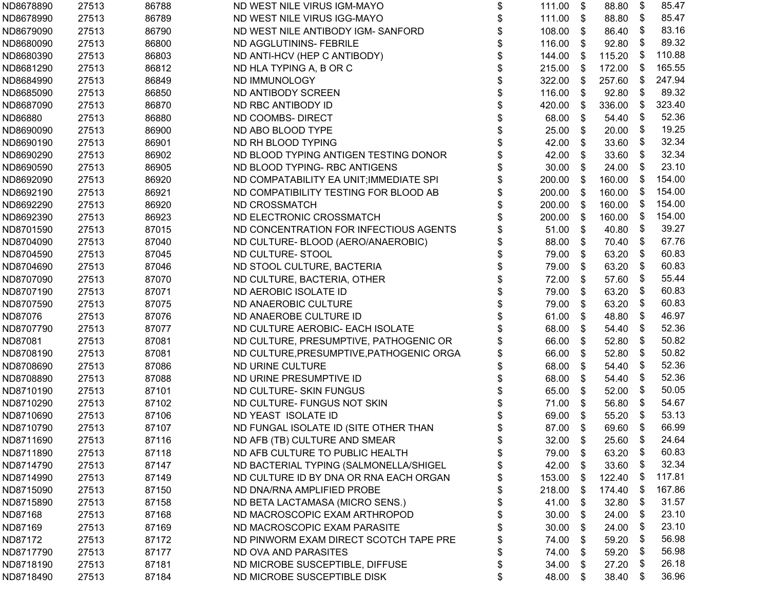| | | | | | | |
|---|---|---|---|---|---|---|
| ND8678890 | 27513 | 86788 | ND WEST NILE VIRUS IGM-MAYO | $ 111.00 | $ 88.80 | $ 85.47 |
| ND8678990 | 27513 | 86789 | ND WEST NILE VIRUS IGG-MAYO | $ 111.00 | $ 88.80 | $ 85.47 |
| ND8679090 | 27513 | 86790 | ND WEST NILE ANTIBODY IGM- SANFORD | $ 108.00 | $ 86.40 | $ 83.16 |
| ND8680090 | 27513 | 86800 | ND AGGLUTININS- FEBRILE | $ 116.00 | $ 92.80 | $ 89.32 |
| ND8680390 | 27513 | 86803 | ND ANTI-HCV (HEP C ANTIBODY) | $ 144.00 | $ 115.20 | $ 110.88 |
| ND8681290 | 27513 | 86812 | ND HLA TYPING A, B OR C | $ 215.00 | $ 172.00 | $ 165.55 |
| ND8684990 | 27513 | 86849 | ND IMMUNOLOGY | $ 322.00 | $ 257.60 | $ 247.94 |
| ND8685090 | 27513 | 86850 | ND ANTIBODY SCREEN | $ 116.00 | $ 92.80 | $ 89.32 |
| ND8687090 | 27513 | 86870 | ND RBC ANTIBODY ID | $ 420.00 | $ 336.00 | $ 323.40 |
| ND86880 | 27513 | 86880 | ND COOMBS- DIRECT | $ 68.00 | $ 54.40 | $ 52.36 |
| ND8690090 | 27513 | 86900 | ND ABO BLOOD TYPE | $ 25.00 | $ 20.00 | $ 19.25 |
| ND8690190 | 27513 | 86901 | ND RH BLOOD TYPING | $ 42.00 | $ 33.60 | $ 32.34 |
| ND8690290 | 27513 | 86902 | ND BLOOD TYPING ANTIGEN TESTING DONOR | $ 42.00 | $ 33.60 | $ 32.34 |
| ND8690590 | 27513 | 86905 | ND BLOOD TYPING- RBC ANTIGENS | $ 30.00 | $ 24.00 | $ 23.10 |
| ND8692090 | 27513 | 86920 | ND COMPATABILITY EA UNIT;IMMEDIATE SPI | $ 200.00 | $ 160.00 | $ 154.00 |
| ND8692190 | 27513 | 86921 | ND COMPATIBILITY TESTING FOR BLOOD AB | $ 200.00 | $ 160.00 | $ 154.00 |
| ND8692290 | 27513 | 86920 | ND CROSSMATCH | $ 200.00 | $ 160.00 | $ 154.00 |
| ND8692390 | 27513 | 86923 | ND ELECTRONIC CROSSMATCH | $ 200.00 | $ 160.00 | $ 154.00 |
| ND8701590 | 27513 | 87015 | ND CONCENTRATION FOR INFECTIOUS AGENTS | $ 51.00 | $ 40.80 | $ 39.27 |
| ND8704090 | 27513 | 87040 | ND CULTURE- BLOOD (AERO/ANAEROBIC) | $ 88.00 | $ 70.40 | $ 67.76 |
| ND8704590 | 27513 | 87045 | ND CULTURE- STOOL | $ 79.00 | $ 63.20 | $ 60.83 |
| ND8704690 | 27513 | 87046 | ND STOOL CULTURE, BACTERIA | $ 79.00 | $ 63.20 | $ 60.83 |
| ND8707090 | 27513 | 87070 | ND CULTURE, BACTERIA, OTHER | $ 72.00 | $ 57.60 | $ 55.44 |
| ND8707190 | 27513 | 87071 | ND AEROBIC ISOLATE ID | $ 79.00 | $ 63.20 | $ 60.83 |
| ND8707590 | 27513 | 87075 | ND ANAEROBIC CULTURE | $ 79.00 | $ 63.20 | $ 60.83 |
| ND87076 | 27513 | 87076 | ND ANAEROBE CULTURE ID | $ 61.00 | $ 48.80 | $ 46.97 |
| ND8707790 | 27513 | 87077 | ND CULTURE AEROBIC- EACH ISOLATE | $ 68.00 | $ 54.40 | $ 52.36 |
| ND87081 | 27513 | 87081 | ND CULTURE, PRESUMPTIVE, PATHOGENIC OR | $ 66.00 | $ 52.80 | $ 50.82 |
| ND8708190 | 27513 | 87081 | ND CULTURE,PRESUMPTIVE,PATHOGENIC ORGA | $ 66.00 | $ 52.80 | $ 50.82 |
| ND8708690 | 27513 | 87086 | ND URINE CULTURE | $ 68.00 | $ 54.40 | $ 52.36 |
| ND8708890 | 27513 | 87088 | ND URINE PRESUMPTIVE ID | $ 68.00 | $ 54.40 | $ 52.36 |
| ND8710190 | 27513 | 87101 | ND CULTURE- SKIN FUNGUS | $ 65.00 | $ 52.00 | $ 50.05 |
| ND8710290 | 27513 | 87102 | ND CULTURE- FUNGUS NOT SKIN | $ 71.00 | $ 56.80 | $ 54.67 |
| ND8710690 | 27513 | 87106 | ND YEAST ISOLATE ID | $ 69.00 | $ 55.20 | $ 53.13 |
| ND8710790 | 27513 | 87107 | ND FUNGAL ISOLATE ID (SITE OTHER THAN | $ 87.00 | $ 69.60 | $ 66.99 |
| ND8711690 | 27513 | 87116 | ND AFB (TB) CULTURE AND SMEAR | $ 32.00 | $ 25.60 | $ 24.64 |
| ND8711890 | 27513 | 87118 | ND AFB CULTURE TO PUBLIC HEALTH | $ 79.00 | $ 63.20 | $ 60.83 |
| ND8714790 | 27513 | 87147 | ND BACTERIAL TYPING (SALMONELLA/SHIGEL | $ 42.00 | $ 33.60 | $ 32.34 |
| ND8714990 | 27513 | 87149 | ND CULTURE ID BY DNA OR RNA EACH ORGAN | $ 153.00 | $ 122.40 | $ 117.81 |
| ND8715090 | 27513 | 87150 | ND DNA/RNA AMPLIFIED PROBE | $ 218.00 | $ 174.40 | $ 167.86 |
| ND8715890 | 27513 | 87158 | ND BETA LACTAMASA (MICRO SENS.) | $ 41.00 | $ 32.80 | $ 31.57 |
| ND87168 | 27513 | 87168 | ND MACROSCOPIC EXAM ARTHROPOD | $ 30.00 | $ 24.00 | $ 23.10 |
| ND87169 | 27513 | 87169 | ND MACROSCOPIC EXAM PARASITE | $ 30.00 | $ 24.00 | $ 23.10 |
| ND87172 | 27513 | 87172 | ND PINWORM EXAM DIRECT SCOTCH TAPE PRE | $ 74.00 | $ 59.20 | $ 56.98 |
| ND8717790 | 27513 | 87177 | ND OVA AND PARASITES | $ 74.00 | $ 59.20 | $ 56.98 |
| ND8718190 | 27513 | 87181 | ND MICROBE SUSCEPTIBLE, DIFFUSE | $ 34.00 | $ 27.20 | $ 26.18 |
| ND8718490 | 27513 | 87184 | ND MICROBE SUSCEPTIBLE DISK | $ 48.00 | $ 38.40 | $ 36.96 |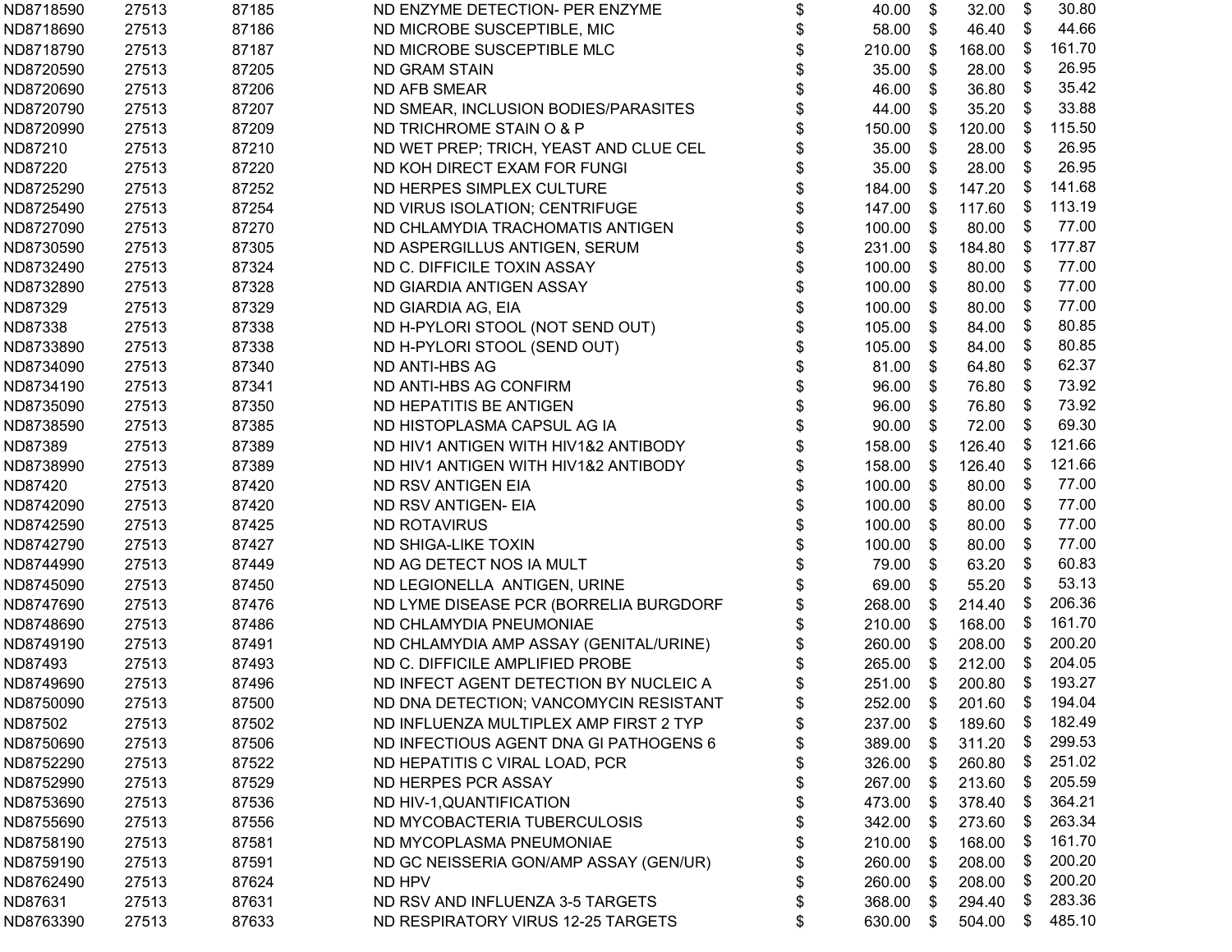| | | | | | | |
|---|---|---|---|---|---|---|
| ND8718590 | 27513 | 87185 | ND ENZYME DETECTION- PER ENZYME | $ 40.00 | $ 32.00 | $ 30.80 |
| ND8718690 | 27513 | 87186 | ND MICROBE SUSCEPTIBLE, MIC | $ 58.00 | $ 46.40 | $ 44.66 |
| ND8718790 | 27513 | 87187 | ND MICROBE SUSCEPTIBLE MLC | $ 210.00 | $ 168.00 | $ 161.70 |
| ND8720590 | 27513 | 87205 | ND GRAM STAIN | $ 35.00 | $ 28.00 | $ 26.95 |
| ND8720690 | 27513 | 87206 | ND AFB SMEAR | $ 46.00 | $ 36.80 | $ 35.42 |
| ND8720790 | 27513 | 87207 | ND SMEAR, INCLUSION BODIES/PARASITES | $ 44.00 | $ 35.20 | $ 33.88 |
| ND8720990 | 27513 | 87209 | ND TRICHROME STAIN O & P | $ 150.00 | $ 120.00 | $ 115.50 |
| ND87210 | 27513 | 87210 | ND WET PREP; TRICH, YEAST AND CLUE CEL | $ 35.00 | $ 28.00 | $ 26.95 |
| ND87220 | 27513 | 87220 | ND KOH DIRECT EXAM FOR FUNGI | $ 35.00 | $ 28.00 | $ 26.95 |
| ND8725290 | 27513 | 87252 | ND HERPES SIMPLEX CULTURE | $ 184.00 | $ 147.20 | $ 141.68 |
| ND8725490 | 27513 | 87254 | ND VIRUS ISOLATION; CENTRIFUGE | $ 147.00 | $ 117.60 | $ 113.19 |
| ND8727090 | 27513 | 87270 | ND CHLAMYDIA TRACHOMATIS ANTIGEN | $ 100.00 | $ 80.00 | $ 77.00 |
| ND8730590 | 27513 | 87305 | ND ASPERGILLUS ANTIGEN, SERUM | $ 231.00 | $ 184.80 | $ 177.87 |
| ND8732490 | 27513 | 87324 | ND C. DIFFICILE TOXIN ASSAY | $ 100.00 | $ 80.00 | $ 77.00 |
| ND8732890 | 27513 | 87328 | ND GIARDIA ANTIGEN ASSAY | $ 100.00 | $ 80.00 | $ 77.00 |
| ND87329 | 27513 | 87329 | ND GIARDIA AG, EIA | $ 100.00 | $ 80.00 | $ 77.00 |
| ND87338 | 27513 | 87338 | ND H-PYLORI STOOL (NOT SEND OUT) | $ 105.00 | $ 84.00 | $ 80.85 |
| ND8733890 | 27513 | 87338 | ND H-PYLORI STOOL (SEND OUT) | $ 105.00 | $ 84.00 | $ 80.85 |
| ND8734090 | 27513 | 87340 | ND ANTI-HBS AG | $ 81.00 | $ 64.80 | $ 62.37 |
| ND8734190 | 27513 | 87341 | ND ANTI-HBS AG CONFIRM | $ 96.00 | $ 76.80 | $ 73.92 |
| ND8735090 | 27513 | 87350 | ND HEPATITIS BE ANTIGEN | $ 96.00 | $ 76.80 | $ 73.92 |
| ND8738590 | 27513 | 87385 | ND HISTOPLASMA CAPSUL AG IA | $ 90.00 | $ 72.00 | $ 69.30 |
| ND87389 | 27513 | 87389 | ND HIV1 ANTIGEN WITH HIV1&2 ANTIBODY | $ 158.00 | $ 126.40 | $ 121.66 |
| ND8738990 | 27513 | 87389 | ND HIV1 ANTIGEN WITH HIV1&2 ANTIBODY | $ 158.00 | $ 126.40 | $ 121.66 |
| ND87420 | 27513 | 87420 | ND RSV ANTIGEN EIA | $ 100.00 | $ 80.00 | $ 77.00 |
| ND8742090 | 27513 | 87420 | ND RSV ANTIGEN- EIA | $ 100.00 | $ 80.00 | $ 77.00 |
| ND8742590 | 27513 | 87425 | ND ROTAVIRUS | $ 100.00 | $ 80.00 | $ 77.00 |
| ND8742790 | 27513 | 87427 | ND SHIGA-LIKE TOXIN | $ 100.00 | $ 80.00 | $ 77.00 |
| ND8744990 | 27513 | 87449 | ND AG DETECT NOS IA MULT | $ 79.00 | $ 63.20 | $ 60.83 |
| ND8745090 | 27513 | 87450 | ND LEGIONELLA ANTIGEN, URINE | $ 69.00 | $ 55.20 | $ 53.13 |
| ND8747690 | 27513 | 87476 | ND LYME DISEASE PCR (BORRELIA BURGDORF | $ 268.00 | $ 214.40 | $ 206.36 |
| ND8748690 | 27513 | 87486 | ND CHLAMYDIA PNEUMONIAE | $ 210.00 | $ 168.00 | $ 161.70 |
| ND8749190 | 27513 | 87491 | ND CHLAMYDIA AMP ASSAY (GENITAL/URINE) | $ 260.00 | $ 208.00 | $ 200.20 |
| ND87493 | 27513 | 87493 | ND C. DIFFICILE AMPLIFIED PROBE | $ 265.00 | $ 212.00 | $ 204.05 |
| ND8749690 | 27513 | 87496 | ND INFECT AGENT DETECTION BY NUCLEIC A | $ 251.00 | $ 200.80 | $ 193.27 |
| ND8750090 | 27513 | 87500 | ND DNA DETECTION; VANCOMYCIN RESISTANT | $ 252.00 | $ 201.60 | $ 194.04 |
| ND87502 | 27513 | 87502 | ND INFLUENZA MULTIPLEX AMP FIRST 2 TYP | $ 237.00 | $ 189.60 | $ 182.49 |
| ND8750690 | 27513 | 87506 | ND INFECTIOUS AGENT DNA GI PATHOGENS 6 | $ 389.00 | $ 311.20 | $ 299.53 |
| ND8752290 | 27513 | 87522 | ND HEPATITIS C VIRAL LOAD, PCR | $ 326.00 | $ 260.80 | $ 251.02 |
| ND8752990 | 27513 | 87529 | ND HERPES PCR ASSAY | $ 267.00 | $ 213.60 | $ 205.59 |
| ND8753690 | 27513 | 87536 | ND HIV-1,QUANTIFICATION | $ 473.00 | $ 378.40 | $ 364.21 |
| ND8755690 | 27513 | 87556 | ND MYCOBACTERIA TUBERCULOSIS | $ 342.00 | $ 273.60 | $ 263.34 |
| ND8758190 | 27513 | 87581 | ND MYCOPLASMA PNEUMONIAE | $ 210.00 | $ 168.00 | $ 161.70 |
| ND8759190 | 27513 | 87591 | ND GC NEISSERIA GON/AMP ASSAY (GEN/UR) | $ 260.00 | $ 208.00 | $ 200.20 |
| ND8762490 | 27513 | 87624 | ND HPV | $ 260.00 | $ 208.00 | $ 200.20 |
| ND87631 | 27513 | 87631 | ND RSV AND INFLUENZA 3-5 TARGETS | $ 368.00 | $ 294.40 | $ 283.36 |
| ND8763390 | 27513 | 87633 | ND RESPIRATORY VIRUS 12-25 TARGETS | $ 630.00 | $ 504.00 | $ 485.10 |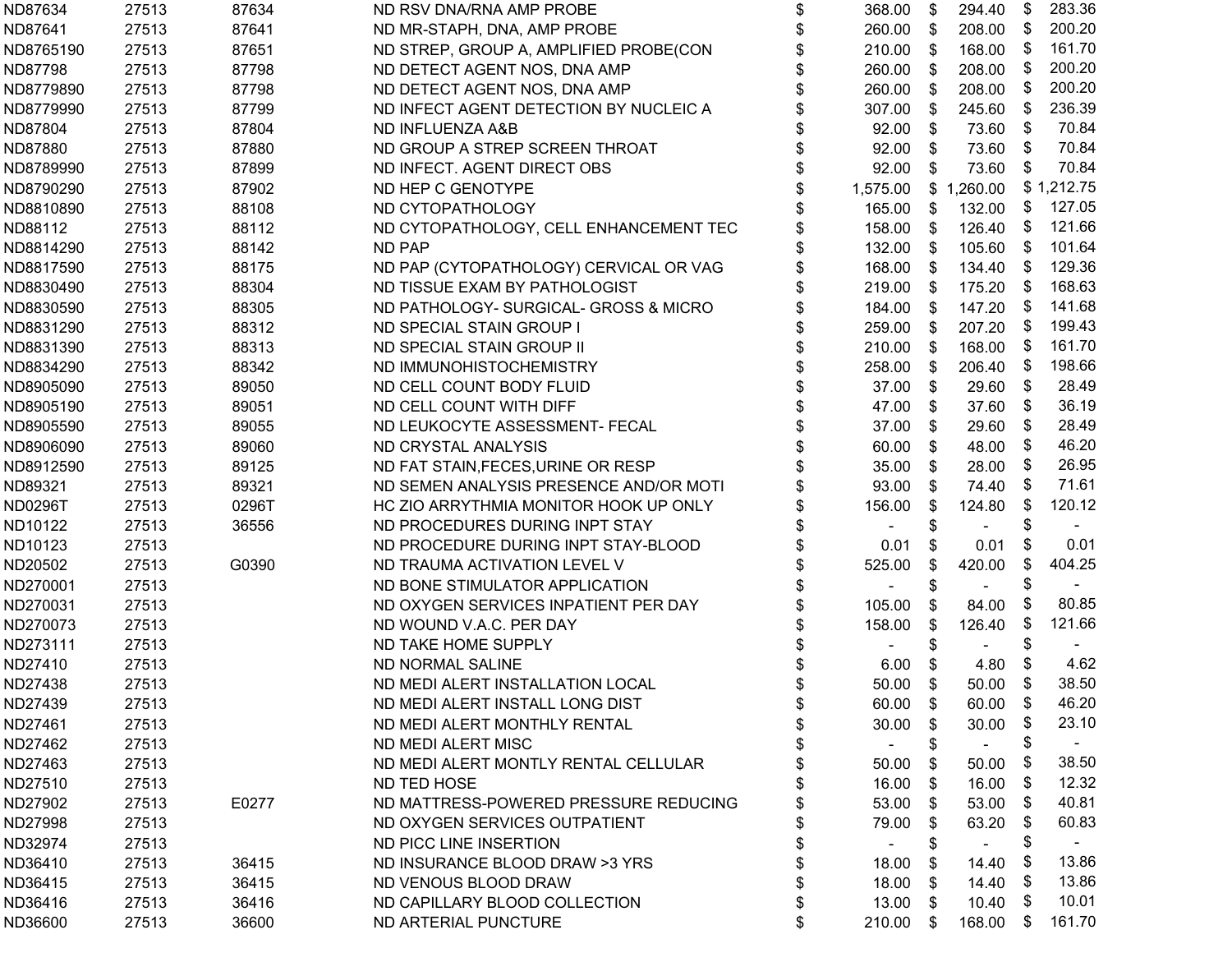| | | | | | | |
|---|---|---|---|---|---|---|
| ND87634 | 27513 | 87634 | ND RSV DNA/RNA AMP PROBE | $ 368.00 | $ 294.40 | $ 283.36 |
| ND87641 | 27513 | 87641 | ND MR-STAPH, DNA, AMP PROBE | $ 260.00 | $ 208.00 | $ 200.20 |
| ND8765190 | 27513 | 87651 | ND STREP, GROUP A, AMPLIFIED PROBE(CON | $ 210.00 | $ 168.00 | $ 161.70 |
| ND87798 | 27513 | 87798 | ND DETECT AGENT NOS, DNA AMP | $ 260.00 | $ 208.00 | $ 200.20 |
| ND8779890 | 27513 | 87798 | ND DETECT AGENT NOS, DNA AMP | $ 260.00 | $ 208.00 | $ 200.20 |
| ND8779990 | 27513 | 87799 | ND INFECT AGENT DETECTION BY NUCLEIC A | $ 307.00 | $ 245.60 | $ 236.39 |
| ND87804 | 27513 | 87804 | ND INFLUENZA A&B | $ 92.00 | $ 73.60 | $ 70.84 |
| ND87880 | 27513 | 87880 | ND GROUP A STREP SCREEN THROAT | $ 92.00 | $ 73.60 | $ 70.84 |
| ND8789990 | 27513 | 87899 | ND INFECT. AGENT DIRECT OBS | $ 92.00 | $ 73.60 | $ 70.84 |
| ND8790290 | 27513 | 87902 | ND HEP C GENOTYPE | $ 1,575.00 | $ 1,260.00 | $ 1,212.75 |
| ND8810890 | 27513 | 88108 | ND CYTOPATHOLOGY | $ 165.00 | $ 132.00 | $ 127.05 |
| ND88112 | 27513 | 88112 | ND CYTOPATHOLOGY, CELL ENHANCEMENT TEC | $ 158.00 | $ 126.40 | $ 121.66 |
| ND8814290 | 27513 | 88142 | ND PAP | $ 132.00 | $ 105.60 | $ 101.64 |
| ND8817590 | 27513 | 88175 | ND PAP (CYTOPATHOLOGY) CERVICAL OR VAG | $ 168.00 | $ 134.40 | $ 129.36 |
| ND8830490 | 27513 | 88304 | ND TISSUE EXAM BY PATHOLOGIST | $ 219.00 | $ 175.20 | $ 168.63 |
| ND8830590 | 27513 | 88305 | ND PATHOLOGY- SURGICAL- GROSS & MICRO | $ 184.00 | $ 147.20 | $ 141.68 |
| ND8831290 | 27513 | 88312 | ND SPECIAL STAIN GROUP I | $ 259.00 | $ 207.20 | $ 199.43 |
| ND8831390 | 27513 | 88313 | ND SPECIAL STAIN GROUP II | $ 210.00 | $ 168.00 | $ 161.70 |
| ND8834290 | 27513 | 88342 | ND IMMUNOHISTOCHEMISTRY | $ 258.00 | $ 206.40 | $ 198.66 |
| ND8905090 | 27513 | 89050 | ND CELL COUNT BODY FLUID | $ 37.00 | $ 29.60 | $ 28.49 |
| ND8905190 | 27513 | 89051 | ND CELL COUNT WITH DIFF | $ 47.00 | $ 37.60 | $ 36.19 |
| ND8905590 | 27513 | 89055 | ND LEUKOCYTE ASSESSMENT- FECAL | $ 37.00 | $ 29.60 | $ 28.49 |
| ND8906090 | 27513 | 89060 | ND CRYSTAL ANALYSIS | $ 60.00 | $ 48.00 | $ 46.20 |
| ND8912590 | 27513 | 89125 | ND FAT STAIN,FECES,URINE OR RESP | $ 35.00 | $ 28.00 | $ 26.95 |
| ND89321 | 27513 | 89321 | ND SEMEN ANALYSIS PRESENCE AND/OR MOTI | $ 93.00 | $ 74.40 | $ 71.61 |
| ND0296T | 27513 | 0296T | HC ZIO ARRYTHMIA MONITOR HOOK UP ONLY | $ 156.00 | $ 124.80 | $ 120.12 |
| ND10122 | 27513 | 36556 | ND PROCEDURES DURING INPT STAY | $ - | $ - | $ - |
| ND10123 | 27513 | | ND PROCEDURE DURING INPT STAY-BLOOD | $ 0.01 | $ 0.01 | $ 0.01 |
| ND20502 | 27513 | G0390 | ND TRAUMA ACTIVATION LEVEL V | $ 525.00 | $ 420.00 | $ 404.25 |
| ND270001 | 27513 | | ND BONE STIMULATOR APPLICATION | $ - | $ - | $ - |
| ND270031 | 27513 | | ND OXYGEN SERVICES INPATIENT PER DAY | $ 105.00 | $ 84.00 | $ 80.85 |
| ND270073 | 27513 | | ND WOUND V.A.C. PER DAY | $ 158.00 | $ 126.40 | $ 121.66 |
| ND273111 | 27513 | | ND TAKE HOME SUPPLY | $ - | $ - | $ - |
| ND27410 | 27513 | | ND NORMAL SALINE | $ 6.00 | $ 4.80 | $ 4.62 |
| ND27438 | 27513 | | ND MEDI ALERT INSTALLATION LOCAL | $ 50.00 | $ 50.00 | $ 38.50 |
| ND27439 | 27513 | | ND MEDI ALERT INSTALL LONG DIST | $ 60.00 | $ 60.00 | $ 46.20 |
| ND27461 | 27513 | | ND MEDI ALERT MONTHLY RENTAL | $ 30.00 | $ 30.00 | $ 23.10 |
| ND27462 | 27513 | | ND MEDI ALERT MISC | $ - | $ - | $ - |
| ND27463 | 27513 | | ND MEDI ALERT MONTLY RENTAL CELLULAR | $ 50.00 | $ 50.00 | $ 38.50 |
| ND27510 | 27513 | | ND TED HOSE | $ 16.00 | $ 16.00 | $ 12.32 |
| ND27902 | 27513 | E0277 | ND MATTRESS-POWERED PRESSURE REDUCING | $ 53.00 | $ 53.00 | $ 40.81 |
| ND27998 | 27513 | | ND OXYGEN SERVICES OUTPATIENT | $ 79.00 | $ 63.20 | $ 60.83 |
| ND32974 | 27513 | | ND PICC LINE INSERTION | $ - | $ - | $ - |
| ND36410 | 27513 | 36415 | ND INSURANCE BLOOD DRAW >3 YRS | $ 18.00 | $ 14.40 | $ 13.86 |
| ND36415 | 27513 | 36415 | ND VENOUS BLOOD DRAW | $ 18.00 | $ 14.40 | $ 13.86 |
| ND36416 | 27513 | 36416 | ND CAPILLARY BLOOD COLLECTION | $ 13.00 | $ 10.40 | $ 10.01 |
| ND36600 | 27513 | 36600 | ND ARTERIAL PUNCTURE | $ 210.00 | $ 168.00 | $ 161.70 |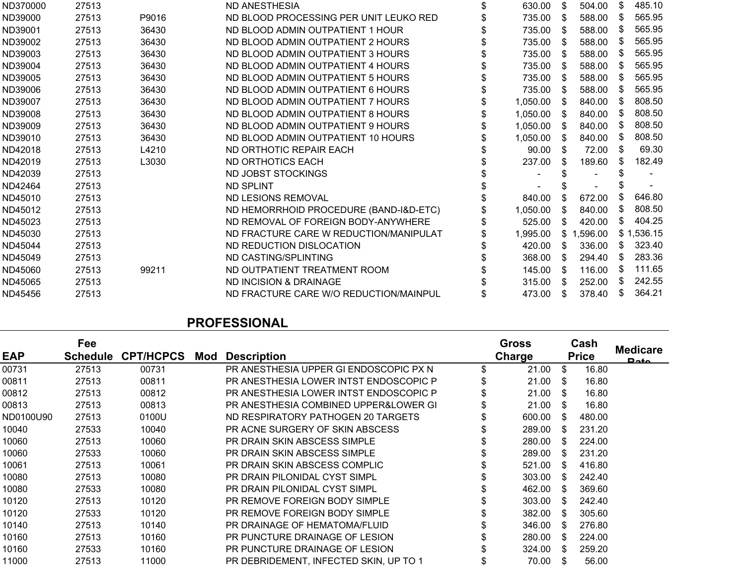| | | | | | | |
|---|---|---|---|---|---|---|
| ND370000 | 27513 | | ND ANESTHESIA | $ 630.00 | $ 504.00 | $ 485.10 |
| ND39000 | 27513 | P9016 | ND BLOOD PROCESSING PER UNIT LEUKO RED | $ 735.00 | $ 588.00 | $ 565.95 |
| ND39001 | 27513 | 36430 | ND BLOOD ADMIN OUTPATIENT 1 HOUR | $ 735.00 | $ 588.00 | $ 565.95 |
| ND39002 | 27513 | 36430 | ND BLOOD ADMIN OUTPATIENT 2 HOURS | $ 735.00 | $ 588.00 | $ 565.95 |
| ND39003 | 27513 | 36430 | ND BLOOD ADMIN OUTPATIENT 3 HOURS | $ 735.00 | $ 588.00 | $ 565.95 |
| ND39004 | 27513 | 36430 | ND BLOOD ADMIN OUTPATIENT 4 HOURS | $ 735.00 | $ 588.00 | $ 565.95 |
| ND39005 | 27513 | 36430 | ND BLOOD ADMIN OUTPATIENT 5 HOURS | $ 735.00 | $ 588.00 | $ 565.95 |
| ND39006 | 27513 | 36430 | ND BLOOD ADMIN OUTPATIENT 6 HOURS | $ 735.00 | $ 588.00 | $ 565.95 |
| ND39007 | 27513 | 36430 | ND BLOOD ADMIN OUTPATIENT 7 HOURS | $ 1,050.00 | $ 840.00 | $ 808.50 |
| ND39008 | 27513 | 36430 | ND BLOOD ADMIN OUTPATIENT 8 HOURS | $ 1,050.00 | $ 840.00 | $ 808.50 |
| ND39009 | 27513 | 36430 | ND BLOOD ADMIN OUTPATIENT 9 HOURS | $ 1,050.00 | $ 840.00 | $ 808.50 |
| ND39010 | 27513 | 36430 | ND BLOOD ADMIN OUTPATIENT 10 HOURS | $ 1,050.00 | $ 840.00 | $ 808.50 |
| ND42018 | 27513 | L4210 | ND ORTHOTIC REPAIR EACH | $ 90.00 | $ 72.00 | $ 69.30 |
| ND42019 | 27513 | L3030 | ND ORTHOTICS EACH | $ 237.00 | $ 189.60 | $ 182.49 |
| ND42039 | 27513 | | ND JOBST STOCKINGS | $ - | $ - | $ - |
| ND42464 | 27513 | | ND SPLINT | $ - | $ - | $ - |
| ND45010 | 27513 | | ND LESIONS REMOVAL | $ 840.00 | $ 672.00 | $ 646.80 |
| ND45012 | 27513 | | ND HEMORRHOID PROCEDURE (BAND-I&D-ETC) | $ 1,050.00 | $ 840.00 | $ 808.50 |
| ND45023 | 27513 | | ND REMOVAL OF FOREIGN BODY-ANYWHERE | $ 525.00 | $ 420.00 | $ 404.25 |
| ND45030 | 27513 | | ND FRACTURE CARE W REDUCTION/MANIPULAT | $ 1,995.00 | $ 1,596.00 | $ 1,536.15 |
| ND45044 | 27513 | | ND REDUCTION DISLOCATION | $ 420.00 | $ 336.00 | $ 323.40 |
| ND45049 | 27513 | | ND CASTING/SPLINTING | $ 368.00 | $ 294.40 | $ 283.36 |
| ND45060 | 27513 | 99211 | ND OUTPATIENT TREATMENT ROOM | $ 145.00 | $ 116.00 | $ 111.65 |
| ND45065 | 27513 | | ND INCISION & DRAINAGE | $ 315.00 | $ 252.00 | $ 242.55 |
| ND45456 | 27513 | | ND FRACTURE CARE W/O REDUCTION/MAINPUL | $ 473.00 | $ 378.40 | $ 364.21 |

## PROFESSIONAL

| EAP | Fee Schedule | CPT/HCPCS | Mod | Description | Gross Charge | Cash Price | Medicare Rate |
|---|---|---|---|---|---|---|---|
| 00731 | 27513 | 00731 | | PR ANESTHESIA UPPER GI ENDOSCOPIC PX N | $ 21.00 | $ 16.80 | |
| 00811 | 27513 | 00811 | | PR ANESTHESIA LOWER INTST ENDOSCOPIC P | $ 21.00 | $ 16.80 | |
| 00812 | 27513 | 00812 | | PR ANESTHESIA LOWER INTST ENDOSCOPIC P | $ 21.00 | $ 16.80 | |
| 00813 | 27513 | 00813 | | PR ANESTHESIA COMBINED UPPER&LOWER GI | $ 21.00 | $ 16.80 | |
| ND0100U90 | 27513 | 0100U | | ND RESPIRATORY PATHOGEN 20 TARGETS | $ 600.00 | $ 480.00 | |
| 10040 | 27533 | 10040 | | PR ACNE SURGERY OF SKIN ABSCESS | $ 289.00 | $ 231.20 | |
| 10060 | 27513 | 10060 | | PR DRAIN SKIN ABSCESS SIMPLE | $ 280.00 | $ 224.00 | |
| 10060 | 27533 | 10060 | | PR DRAIN SKIN ABSCESS SIMPLE | $ 289.00 | $ 231.20 | |
| 10061 | 27513 | 10061 | | PR DRAIN SKIN ABSCESS COMPLIC | $ 521.00 | $ 416.80 | |
| 10080 | 27513 | 10080 | | PR DRAIN PILONIDAL CYST SIMPL | $ 303.00 | $ 242.40 | |
| 10080 | 27533 | 10080 | | PR DRAIN PILONIDAL CYST SIMPL | $ 462.00 | $ 369.60 | |
| 10120 | 27513 | 10120 | | PR REMOVE FOREIGN BODY SIMPLE | $ 303.00 | $ 242.40 | |
| 10120 | 27533 | 10120 | | PR REMOVE FOREIGN BODY SIMPLE | $ 382.00 | $ 305.60 | |
| 10140 | 27513 | 10140 | | PR DRAINAGE OF HEMATOMA/FLUID | $ 346.00 | $ 276.80 | |
| 10160 | 27513 | 10160 | | PR PUNCTURE DRAINAGE OF LESION | $ 280.00 | $ 224.00 | |
| 10160 | 27533 | 10160 | | PR PUNCTURE DRAINAGE OF LESION | $ 324.00 | $ 259.20 | |
| 11000 | 27513 | 11000 | | PR DEBRIDEMENT, INFECTED SKIN, UP TO 1 | $ 70.00 | $ 56.00 | |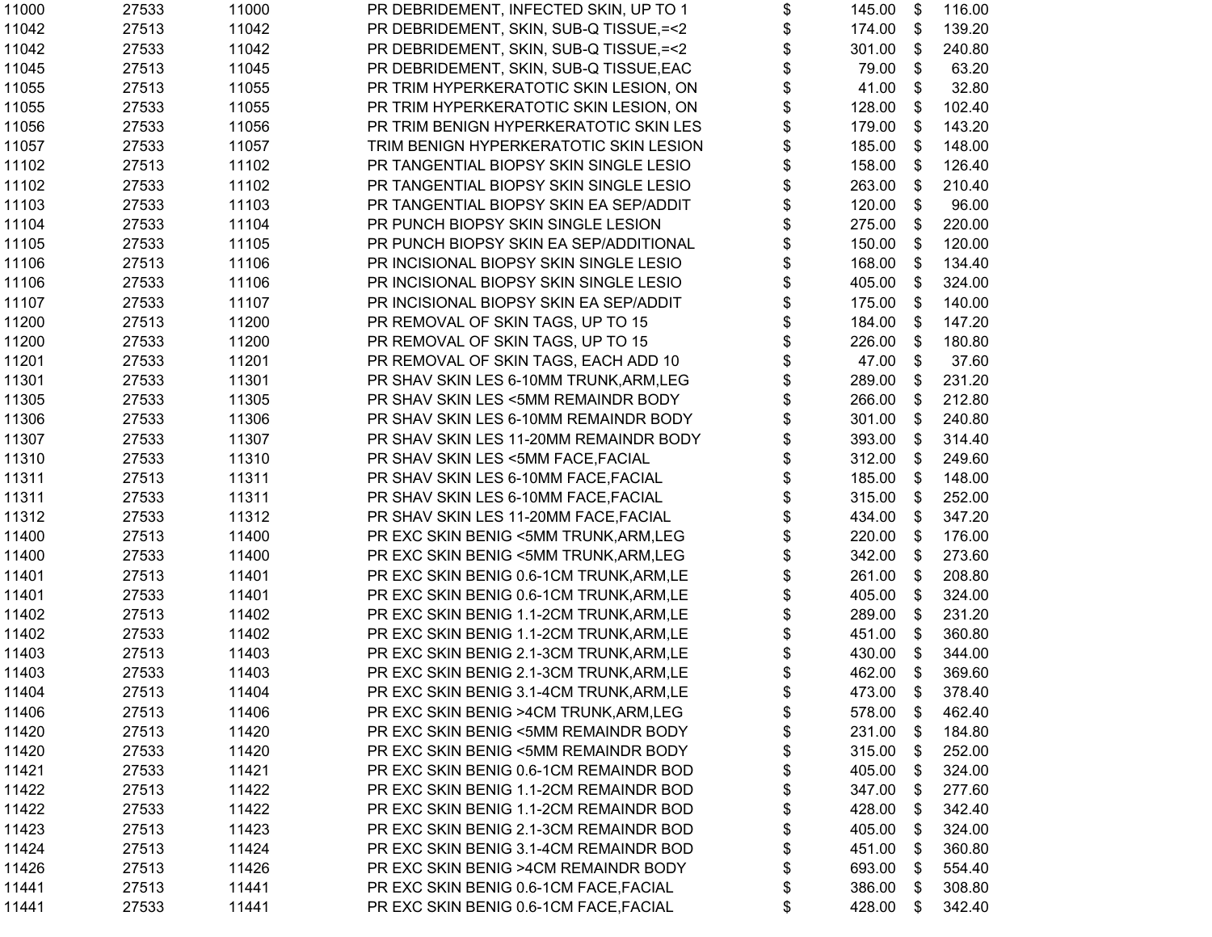| | | | | | | | |
|---|---|---|---|---|---|---|---|
| 11000 | 27533 | 11000 | PR DEBRIDEMENT, INFECTED SKIN, UP TO 1 | $ | 145.00 | $ | 116.00 |
| 11042 | 27513 | 11042 | PR DEBRIDEMENT, SKIN, SUB-Q TISSUE,=<2 | $ | 174.00 | $ | 139.20 |
| 11042 | 27533 | 11042 | PR DEBRIDEMENT, SKIN, SUB-Q TISSUE,=<2 | $ | 301.00 | $ | 240.80 |
| 11045 | 27513 | 11045 | PR DEBRIDEMENT, SKIN, SUB-Q TISSUE,EAC | $ | 79.00 | $ | 63.20 |
| 11055 | 27513 | 11055 | PR TRIM HYPERKERATOTIC SKIN LESION, ON | $ | 41.00 | $ | 32.80 |
| 11055 | 27533 | 11055 | PR TRIM HYPERKERATOTIC SKIN LESION, ON | $ | 128.00 | $ | 102.40 |
| 11056 | 27533 | 11056 | PR TRIM BENIGN HYPERKERATOTIC SKIN LES | $ | 179.00 | $ | 143.20 |
| 11057 | 27533 | 11057 | TRIM BENIGN HYPERKERATOTIC SKIN LESION | $ | 185.00 | $ | 148.00 |
| 11102 | 27513 | 11102 | PR TANGENTIAL BIOPSY SKIN SINGLE LESIO | $ | 158.00 | $ | 126.40 |
| 11102 | 27533 | 11102 | PR TANGENTIAL BIOPSY SKIN SINGLE LESIO | $ | 263.00 | $ | 210.40 |
| 11103 | 27533 | 11103 | PR TANGENTIAL BIOPSY SKIN EA SEP/ADDIT | $ | 120.00 | $ | 96.00 |
| 11104 | 27533 | 11104 | PR PUNCH BIOPSY SKIN SINGLE LESION | $ | 275.00 | $ | 220.00 |
| 11105 | 27533 | 11105 | PR PUNCH BIOPSY SKIN EA SEP/ADDITIONAL | $ | 150.00 | $ | 120.00 |
| 11106 | 27513 | 11106 | PR INCISIONAL BIOPSY SKIN SINGLE LESIO | $ | 168.00 | $ | 134.40 |
| 11106 | 27533 | 11106 | PR INCISIONAL BIOPSY SKIN SINGLE LESIO | $ | 405.00 | $ | 324.00 |
| 11107 | 27533 | 11107 | PR INCISIONAL BIOPSY SKIN EA SEP/ADDIT | $ | 175.00 | $ | 140.00 |
| 11200 | 27513 | 11200 | PR REMOVAL OF SKIN TAGS, UP TO 15 | $ | 184.00 | $ | 147.20 |
| 11200 | 27533 | 11200 | PR REMOVAL OF SKIN TAGS, UP TO 15 | $ | 226.00 | $ | 180.80 |
| 11201 | 27533 | 11201 | PR REMOVAL OF SKIN TAGS, EACH ADD 10 | $ | 47.00 | $ | 37.60 |
| 11301 | 27533 | 11301 | PR SHAV SKIN LES 6-10MM TRUNK,ARM,LEG | $ | 289.00 | $ | 231.20 |
| 11305 | 27533 | 11305 | PR SHAV SKIN LES <5MM REMAINDR BODY | $ | 266.00 | $ | 212.80 |
| 11306 | 27533 | 11306 | PR SHAV SKIN LES 6-10MM REMAINDR BODY | $ | 301.00 | $ | 240.80 |
| 11307 | 27533 | 11307 | PR SHAV SKIN LES 11-20MM REMAINDR BODY | $ | 393.00 | $ | 314.40 |
| 11310 | 27533 | 11310 | PR SHAV SKIN LES <5MM FACE,FACIAL | $ | 312.00 | $ | 249.60 |
| 11311 | 27513 | 11311 | PR SHAV SKIN LES 6-10MM FACE,FACIAL | $ | 185.00 | $ | 148.00 |
| 11311 | 27533 | 11311 | PR SHAV SKIN LES 6-10MM FACE,FACIAL | $ | 315.00 | $ | 252.00 |
| 11312 | 27533 | 11312 | PR SHAV SKIN LES 11-20MM FACE,FACIAL | $ | 434.00 | $ | 347.20 |
| 11400 | 27513 | 11400 | PR EXC SKIN BENIG <5MM TRUNK,ARM,LEG | $ | 220.00 | $ | 176.00 |
| 11400 | 27533 | 11400 | PR EXC SKIN BENIG <5MM TRUNK,ARM,LEG | $ | 342.00 | $ | 273.60 |
| 11401 | 27513 | 11401 | PR EXC SKIN BENIG 0.6-1CM TRUNK,ARM,LE | $ | 261.00 | $ | 208.80 |
| 11401 | 27533 | 11401 | PR EXC SKIN BENIG 0.6-1CM TRUNK,ARM,LE | $ | 405.00 | $ | 324.00 |
| 11402 | 27513 | 11402 | PR EXC SKIN BENIG 1.1-2CM TRUNK,ARM,LE | $ | 289.00 | $ | 231.20 |
| 11402 | 27533 | 11402 | PR EXC SKIN BENIG 1.1-2CM TRUNK,ARM,LE | $ | 451.00 | $ | 360.80 |
| 11403 | 27513 | 11403 | PR EXC SKIN BENIG 2.1-3CM TRUNK,ARM,LE | $ | 430.00 | $ | 344.00 |
| 11403 | 27533 | 11403 | PR EXC SKIN BENIG 2.1-3CM TRUNK,ARM,LE | $ | 462.00 | $ | 369.60 |
| 11404 | 27513 | 11404 | PR EXC SKIN BENIG 3.1-4CM TRUNK,ARM,LE | $ | 473.00 | $ | 378.40 |
| 11406 | 27513 | 11406 | PR EXC SKIN BENIG >4CM TRUNK,ARM,LEG | $ | 578.00 | $ | 462.40 |
| 11420 | 27513 | 11420 | PR EXC SKIN BENIG <5MM REMAINDR BODY | $ | 231.00 | $ | 184.80 |
| 11420 | 27533 | 11420 | PR EXC SKIN BENIG <5MM REMAINDR BODY | $ | 315.00 | $ | 252.00 |
| 11421 | 27533 | 11421 | PR EXC SKIN BENIG 0.6-1CM REMAINDR BOD | $ | 405.00 | $ | 324.00 |
| 11422 | 27513 | 11422 | PR EXC SKIN BENIG 1.1-2CM REMAINDR BOD | $ | 347.00 | $ | 277.60 |
| 11422 | 27533 | 11422 | PR EXC SKIN BENIG 1.1-2CM REMAINDR BOD | $ | 428.00 | $ | 342.40 |
| 11423 | 27513 | 11423 | PR EXC SKIN BENIG 2.1-3CM REMAINDR BOD | $ | 405.00 | $ | 324.00 |
| 11424 | 27513 | 11424 | PR EXC SKIN BENIG 3.1-4CM REMAINDR BOD | $ | 451.00 | $ | 360.80 |
| 11426 | 27513 | 11426 | PR EXC SKIN BENIG >4CM REMAINDR BODY | $ | 693.00 | $ | 554.40 |
| 11441 | 27513 | 11441 | PR EXC SKIN BENIG 0.6-1CM FACE,FACIAL | $ | 386.00 | $ | 308.80 |
| 11441 | 27533 | 11441 | PR EXC SKIN BENIG 0.6-1CM FACE,FACIAL | $ | 428.00 | $ | 342.40 |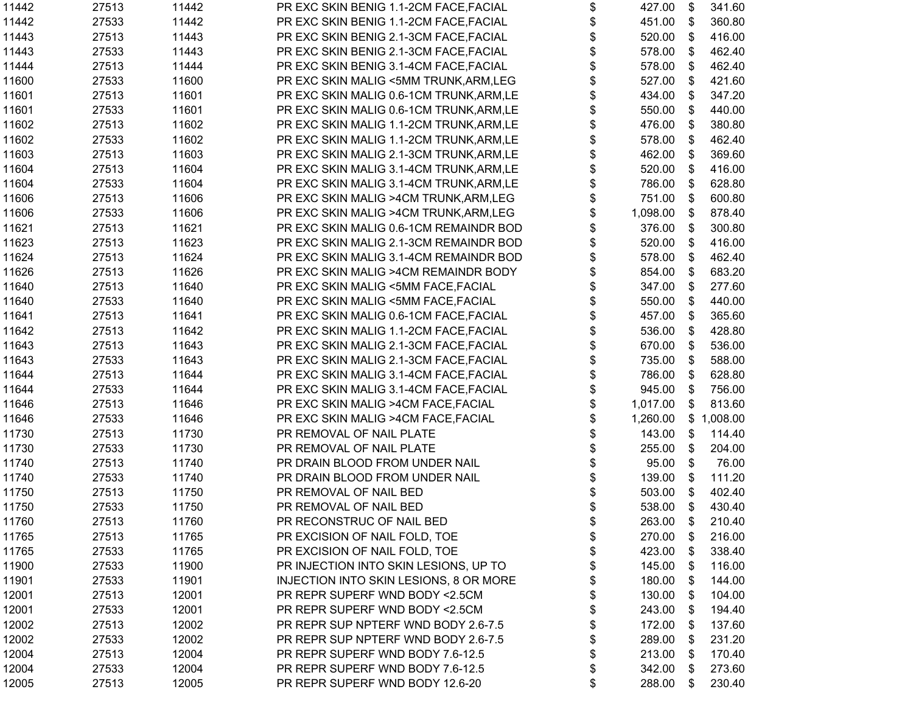| | | | | | | | |
|---|---|---|---|---|---|---|---|
| 11442 | 27513 | 11442 | PR EXC SKIN BENIG 1.1-2CM FACE,FACIAL | $ | 427.00 | $ | 341.60 |
| 11442 | 27533 | 11442 | PR EXC SKIN BENIG 1.1-2CM FACE,FACIAL | $ | 451.00 | $ | 360.80 |
| 11443 | 27513 | 11443 | PR EXC SKIN BENIG 2.1-3CM FACE,FACIAL | $ | 520.00 | $ | 416.00 |
| 11443 | 27533 | 11443 | PR EXC SKIN BENIG 2.1-3CM FACE,FACIAL | $ | 578.00 | $ | 462.40 |
| 11444 | 27513 | 11444 | PR EXC SKIN BENIG 3.1-4CM FACE,FACIAL | $ | 578.00 | $ | 462.40 |
| 11600 | 27533 | 11600 | PR EXC SKIN MALIG <5MM TRUNK,ARM,LEG | $ | 527.00 | $ | 421.60 |
| 11601 | 27513 | 11601 | PR EXC SKIN MALIG 0.6-1CM TRUNK,ARM,LE | $ | 434.00 | $ | 347.20 |
| 11601 | 27533 | 11601 | PR EXC SKIN MALIG 0.6-1CM TRUNK,ARM,LE | $ | 550.00 | $ | 440.00 |
| 11602 | 27513 | 11602 | PR EXC SKIN MALIG 1.1-2CM TRUNK,ARM,LE | $ | 476.00 | $ | 380.80 |
| 11602 | 27533 | 11602 | PR EXC SKIN MALIG 1.1-2CM TRUNK,ARM,LE | $ | 578.00 | $ | 462.40 |
| 11603 | 27513 | 11603 | PR EXC SKIN MALIG 2.1-3CM TRUNK,ARM,LE | $ | 462.00 | $ | 369.60 |
| 11604 | 27513 | 11604 | PR EXC SKIN MALIG 3.1-4CM TRUNK,ARM,LE | $ | 520.00 | $ | 416.00 |
| 11604 | 27533 | 11604 | PR EXC SKIN MALIG 3.1-4CM TRUNK,ARM,LE | $ | 786.00 | $ | 628.80 |
| 11606 | 27513 | 11606 | PR EXC SKIN MALIG >4CM TRUNK,ARM,LEG | $ | 751.00 | $ | 600.80 |
| 11606 | 27533 | 11606 | PR EXC SKIN MALIG >4CM TRUNK,ARM,LEG | $ | 1,098.00 | $ | 878.40 |
| 11621 | 27513 | 11621 | PR EXC SKIN MALIG 0.6-1CM REMAINDR BOD | $ | 376.00 | $ | 300.80 |
| 11623 | 27513 | 11623 | PR EXC SKIN MALIG 2.1-3CM REMAINDR BOD | $ | 520.00 | $ | 416.00 |
| 11624 | 27513 | 11624 | PR EXC SKIN MALIG 3.1-4CM REMAINDR BOD | $ | 578.00 | $ | 462.40 |
| 11626 | 27513 | 11626 | PR EXC SKIN MALIG >4CM REMAINDR BODY | $ | 854.00 | $ | 683.20 |
| 11640 | 27513 | 11640 | PR EXC SKIN MALIG <5MM FACE,FACIAL | $ | 347.00 | $ | 277.60 |
| 11640 | 27533 | 11640 | PR EXC SKIN MALIG <5MM FACE,FACIAL | $ | 550.00 | $ | 440.00 |
| 11641 | 27513 | 11641 | PR EXC SKIN MALIG 0.6-1CM FACE,FACIAL | $ | 457.00 | $ | 365.60 |
| 11642 | 27513 | 11642 | PR EXC SKIN MALIG 1.1-2CM FACE,FACIAL | $ | 536.00 | $ | 428.80 |
| 11643 | 27513 | 11643 | PR EXC SKIN MALIG 2.1-3CM FACE,FACIAL | $ | 670.00 | $ | 536.00 |
| 11643 | 27533 | 11643 | PR EXC SKIN MALIG 2.1-3CM FACE,FACIAL | $ | 735.00 | $ | 588.00 |
| 11644 | 27513 | 11644 | PR EXC SKIN MALIG 3.1-4CM FACE,FACIAL | $ | 786.00 | $ | 628.80 |
| 11644 | 27533 | 11644 | PR EXC SKIN MALIG 3.1-4CM FACE,FACIAL | $ | 945.00 | $ | 756.00 |
| 11646 | 27513 | 11646 | PR EXC SKIN MALIG >4CM FACE,FACIAL | $ | 1,017.00 | $ | 813.60 |
| 11646 | 27533 | 11646 | PR EXC SKIN MALIG >4CM FACE,FACIAL | $ | 1,260.00 | $ | 1,008.00 |
| 11730 | 27513 | 11730 | PR REMOVAL OF NAIL PLATE | $ | 143.00 | $ | 114.40 |
| 11730 | 27533 | 11730 | PR REMOVAL OF NAIL PLATE | $ | 255.00 | $ | 204.00 |
| 11740 | 27513 | 11740 | PR DRAIN BLOOD FROM UNDER NAIL | $ | 95.00 | $ | 76.00 |
| 11740 | 27533 | 11740 | PR DRAIN BLOOD FROM UNDER NAIL | $ | 139.00 | $ | 111.20 |
| 11750 | 27513 | 11750 | PR REMOVAL OF NAIL BED | $ | 503.00 | $ | 402.40 |
| 11750 | 27533 | 11750 | PR REMOVAL OF NAIL BED | $ | 538.00 | $ | 430.40 |
| 11760 | 27513 | 11760 | PR RECONSTRUC OF NAIL BED | $ | 263.00 | $ | 210.40 |
| 11765 | 27513 | 11765 | PR EXCISION OF NAIL FOLD, TOE | $ | 270.00 | $ | 216.00 |
| 11765 | 27533 | 11765 | PR EXCISION OF NAIL FOLD, TOE | $ | 423.00 | $ | 338.40 |
| 11900 | 27533 | 11900 | PR INJECTION INTO SKIN LESIONS, UP TO | $ | 145.00 | $ | 116.00 |
| 11901 | 27533 | 11901 | INJECTION INTO SKIN LESIONS, 8 OR MORE | $ | 180.00 | $ | 144.00 |
| 12001 | 27513 | 12001 | PR REPR SUPERF WND BODY <2.5CM | $ | 130.00 | $ | 104.00 |
| 12001 | 27533 | 12001 | PR REPR SUPERF WND BODY <2.5CM | $ | 243.00 | $ | 194.40 |
| 12002 | 27513 | 12002 | PR REPR SUP NPTERF WND BODY 2.6-7.5 | $ | 172.00 | $ | 137.60 |
| 12002 | 27533 | 12002 | PR REPR SUP NPTERF WND BODY 2.6-7.5 | $ | 289.00 | $ | 231.20 |
| 12004 | 27513 | 12004 | PR REPR SUPERF WND BODY 7.6-12.5 | $ | 213.00 | $ | 170.40 |
| 12004 | 27533 | 12004 | PR REPR SUPERF WND BODY 7.6-12.5 | $ | 342.00 | $ | 273.60 |
| 12005 | 27513 | 12005 | PR REPR SUPERF WND BODY 12.6-20 | $ | 288.00 | $ | 230.40 |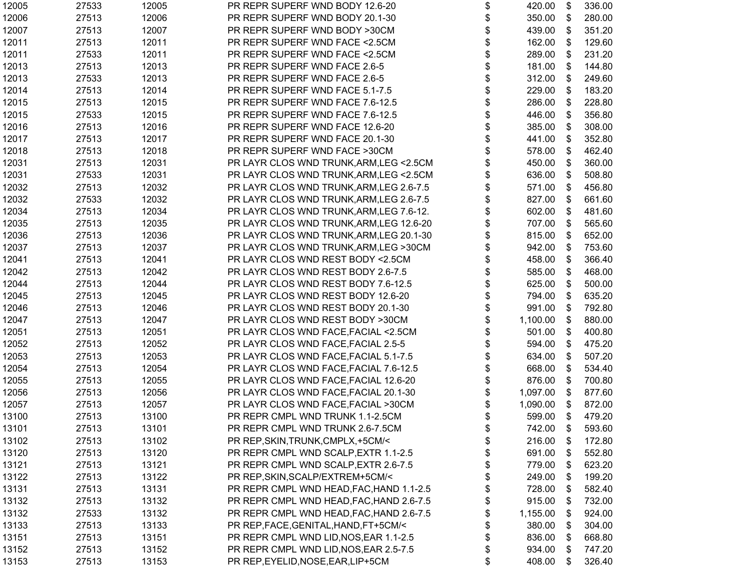| | | | | | |
|---|---|---|---|---|---|
| 12005 | 27533 | 12005 | PR REPR SUPERF WND BODY 12.6-20 | $ 420.00 | $ 336.00 |
| 12006 | 27513 | 12006 | PR REPR SUPERF WND BODY 20.1-30 | $ 350.00 | $ 280.00 |
| 12007 | 27513 | 12007 | PR REPR SUPERF WND BODY >30CM | $ 439.00 | $ 351.20 |
| 12011 | 27513 | 12011 | PR REPR SUPERF WND FACE <2.5CM | $ 162.00 | $ 129.60 |
| 12011 | 27533 | 12011 | PR REPR SUPERF WND FACE <2.5CM | $ 289.00 | $ 231.20 |
| 12013 | 27513 | 12013 | PR REPR SUPERF WND FACE 2.6-5 | $ 181.00 | $ 144.80 |
| 12013 | 27533 | 12013 | PR REPR SUPERF WND FACE 2.6-5 | $ 312.00 | $ 249.60 |
| 12014 | 27513 | 12014 | PR REPR SUPERF WND FACE 5.1-7.5 | $ 229.00 | $ 183.20 |
| 12015 | 27513 | 12015 | PR REPR SUPERF WND FACE 7.6-12.5 | $ 286.00 | $ 228.80 |
| 12015 | 27533 | 12015 | PR REPR SUPERF WND FACE 7.6-12.5 | $ 446.00 | $ 356.80 |
| 12016 | 27513 | 12016 | PR REPR SUPERF WND FACE 12.6-20 | $ 385.00 | $ 308.00 |
| 12017 | 27513 | 12017 | PR REPR SUPERF WND FACE 20.1-30 | $ 441.00 | $ 352.80 |
| 12018 | 27513 | 12018 | PR REPR SUPERF WND FACE >30CM | $ 578.00 | $ 462.40 |
| 12031 | 27513 | 12031 | PR LAYR CLOS WND TRUNK,ARM,LEG <2.5CM | $ 450.00 | $ 360.00 |
| 12031 | 27533 | 12031 | PR LAYR CLOS WND TRUNK,ARM,LEG <2.5CM | $ 636.00 | $ 508.80 |
| 12032 | 27513 | 12032 | PR LAYR CLOS WND TRUNK,ARM,LEG 2.6-7.5 | $ 571.00 | $ 456.80 |
| 12032 | 27533 | 12032 | PR LAYR CLOS WND TRUNK,ARM,LEG 2.6-7.5 | $ 827.00 | $ 661.60 |
| 12034 | 27513 | 12034 | PR LAYR CLOS WND TRUNK,ARM,LEG 7.6-12. | $ 602.00 | $ 481.60 |
| 12035 | 27513 | 12035 | PR LAYR CLOS WND TRUNK,ARM,LEG 12.6-20 | $ 707.00 | $ 565.60 |
| 12036 | 27513 | 12036 | PR LAYR CLOS WND TRUNK,ARM,LEG 20.1-30 | $ 815.00 | $ 652.00 |
| 12037 | 27513 | 12037 | PR LAYR CLOS WND TRUNK,ARM,LEG >30CM | $ 942.00 | $ 753.60 |
| 12041 | 27513 | 12041 | PR LAYR CLOS WND REST BODY <2.5CM | $ 458.00 | $ 366.40 |
| 12042 | 27513 | 12042 | PR LAYR CLOS WND REST BODY 2.6-7.5 | $ 585.00 | $ 468.00 |
| 12044 | 27513 | 12044 | PR LAYR CLOS WND REST BODY 7.6-12.5 | $ 625.00 | $ 500.00 |
| 12045 | 27513 | 12045 | PR LAYR CLOS WND REST BODY 12.6-20 | $ 794.00 | $ 635.20 |
| 12046 | 27513 | 12046 | PR LAYR CLOS WND REST BODY 20.1-30 | $ 991.00 | $ 792.80 |
| 12047 | 27513 | 12047 | PR LAYR CLOS WND REST BODY >30CM | $ 1,100.00 | $ 880.00 |
| 12051 | 27513 | 12051 | PR LAYR CLOS WND FACE,FACIAL <2.5CM | $ 501.00 | $ 400.80 |
| 12052 | 27513 | 12052 | PR LAYR CLOS WND FACE,FACIAL 2.5-5 | $ 594.00 | $ 475.20 |
| 12053 | 27513 | 12053 | PR LAYR CLOS WND FACE,FACIAL 5.1-7.5 | $ 634.00 | $ 507.20 |
| 12054 | 27513 | 12054 | PR LAYR CLOS WND FACE,FACIAL 7.6-12.5 | $ 668.00 | $ 534.40 |
| 12055 | 27513 | 12055 | PR LAYR CLOS WND FACE,FACIAL 12.6-20 | $ 876.00 | $ 700.80 |
| 12056 | 27513 | 12056 | PR LAYR CLOS WND FACE,FACIAL 20.1-30 | $ 1,097.00 | $ 877.60 |
| 12057 | 27513 | 12057 | PR LAYR CLOS WND FACE,FACIAL >30CM | $ 1,090.00 | $ 872.00 |
| 13100 | 27513 | 13100 | PR REPR CMPL WND TRUNK 1.1-2.5CM | $ 599.00 | $ 479.20 |
| 13101 | 27513 | 13101 | PR REPR CMPL WND TRUNK 2.6-7.5CM | $ 742.00 | $ 593.60 |
| 13102 | 27513 | 13102 | PR REP,SKIN,TRUNK,CMPLX,+5CM/< | $ 216.00 | $ 172.80 |
| 13120 | 27513 | 13120 | PR REPR CMPL WND SCALP,EXTR 1.1-2.5 | $ 691.00 | $ 552.80 |
| 13121 | 27513 | 13121 | PR REPR CMPL WND SCALP,EXTR 2.6-7.5 | $ 779.00 | $ 623.20 |
| 13122 | 27513 | 13122 | PR REP,SKIN,SCALP/EXTREM+5CM/< | $ 249.00 | $ 199.20 |
| 13131 | 27513 | 13131 | PR REPR CMPL WND HEAD,FAC,HAND 1.1-2.5 | $ 728.00 | $ 582.40 |
| 13132 | 27513 | 13132 | PR REPR CMPL WND HEAD,FAC,HAND 2.6-7.5 | $ 915.00 | $ 732.00 |
| 13132 | 27533 | 13132 | PR REPR CMPL WND HEAD,FAC,HAND 2.6-7.5 | $ 1,155.00 | $ 924.00 |
| 13133 | 27513 | 13133 | PR REP,FACE,GENITAL,HAND,FT+5CM/< | $ 380.00 | $ 304.00 |
| 13151 | 27513 | 13151 | PR REPR CMPL WND LID,NOS,EAR 1.1-2.5 | $ 836.00 | $ 668.80 |
| 13152 | 27513 | 13152 | PR REPR CMPL WND LID,NOS,EAR 2.5-7.5 | $ 934.00 | $ 747.20 |
| 13153 | 27513 | 13153 | PR REP,EYELID,NOSE,EAR,LIP+5CM | $ 408.00 | $ 326.40 |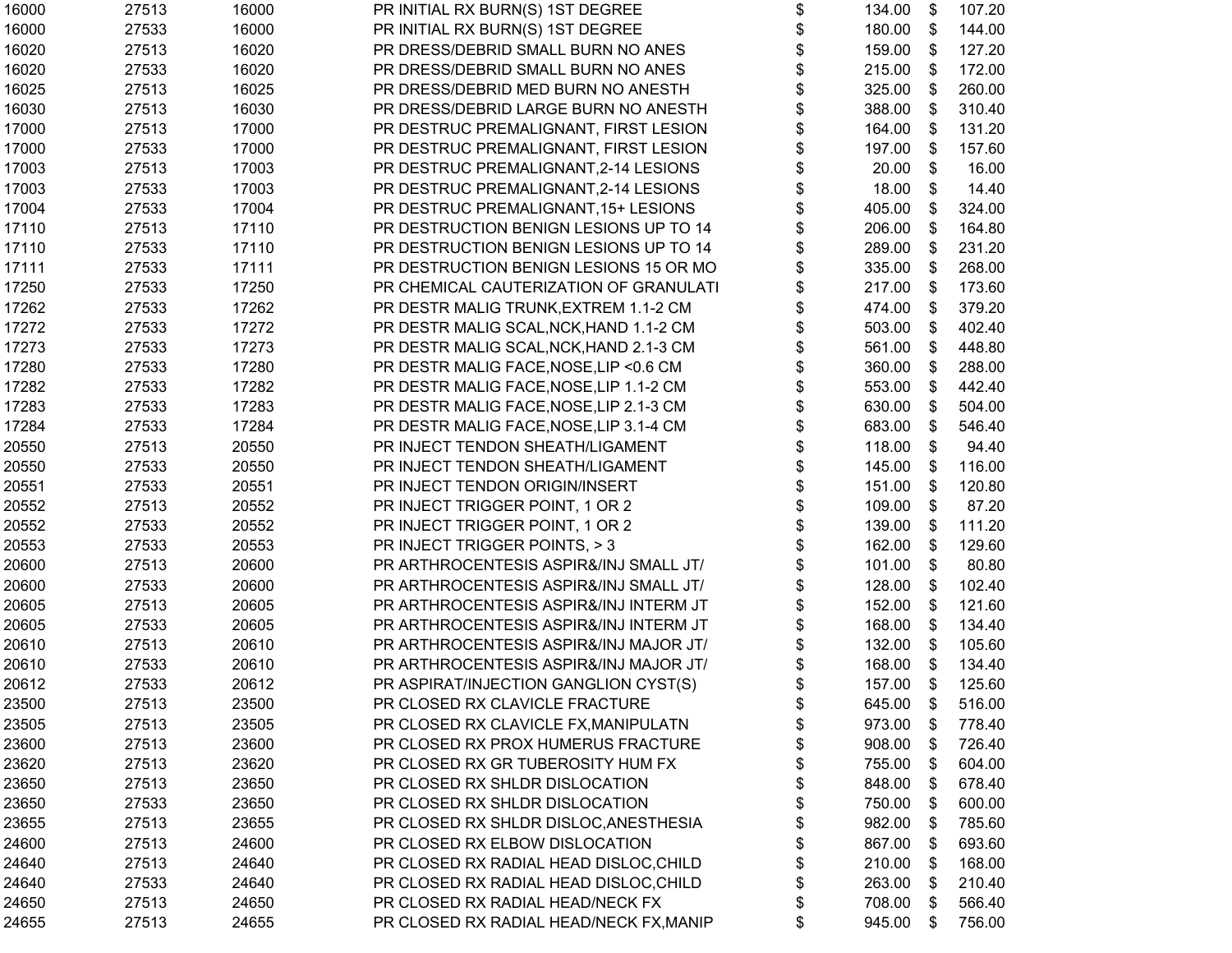| | | | | | | | |
|---|---|---|---|---|---|---|---|
| 16000 | 27513 | 16000 | PR INITIAL RX BURN(S) 1ST DEGREE | $ | 134.00 | $ | 107.20 |
| 16000 | 27533 | 16000 | PR INITIAL RX BURN(S) 1ST DEGREE | $ | 180.00 | $ | 144.00 |
| 16020 | 27513 | 16020 | PR DRESS/DEBRID SMALL BURN NO ANES | $ | 159.00 | $ | 127.20 |
| 16020 | 27533 | 16020 | PR DRESS/DEBRID SMALL BURN NO ANES | $ | 215.00 | $ | 172.00 |
| 16025 | 27513 | 16025 | PR DRESS/DEBRID MED BURN NO ANESTH | $ | 325.00 | $ | 260.00 |
| 16030 | 27513 | 16030 | PR DRESS/DEBRID LARGE BURN NO ANESTH | $ | 388.00 | $ | 310.40 |
| 17000 | 27513 | 17000 | PR DESTRUC PREMALIGNANT, FIRST LESION | $ | 164.00 | $ | 131.20 |
| 17000 | 27533 | 17000 | PR DESTRUC PREMALIGNANT, FIRST LESION | $ | 197.00 | $ | 157.60 |
| 17003 | 27513 | 17003 | PR DESTRUC PREMALIGNANT,2-14 LESIONS | $ | 20.00 | $ | 16.00 |
| 17003 | 27533 | 17003 | PR DESTRUC PREMALIGNANT,2-14 LESIONS | $ | 18.00 | $ | 14.40 |
| 17004 | 27533 | 17004 | PR DESTRUC PREMALIGNANT,15+ LESIONS | $ | 405.00 | $ | 324.00 |
| 17110 | 27513 | 17110 | PR DESTRUCTION BENIGN LESIONS UP TO 14 | $ | 206.00 | $ | 164.80 |
| 17110 | 27533 | 17110 | PR DESTRUCTION BENIGN LESIONS UP TO 14 | $ | 289.00 | $ | 231.20 |
| 17111 | 27533 | 17111 | PR DESTRUCTION BENIGN LESIONS 15 OR MO | $ | 335.00 | $ | 268.00 |
| 17250 | 27533 | 17250 | PR CHEMICAL CAUTERIZATION OF GRANULATI | $ | 217.00 | $ | 173.60 |
| 17262 | 27533 | 17262 | PR DESTR MALIG TRUNK,EXTREM 1.1-2 CM | $ | 474.00 | $ | 379.20 |
| 17272 | 27533 | 17272 | PR DESTR MALIG SCAL,NCK,HAND 1.1-2 CM | $ | 503.00 | $ | 402.40 |
| 17273 | 27533 | 17273 | PR DESTR MALIG SCAL,NCK,HAND 2.1-3 CM | $ | 561.00 | $ | 448.80 |
| 17280 | 27533 | 17280 | PR DESTR MALIG FACE,NOSE,LIP <0.6 CM | $ | 360.00 | $ | 288.00 |
| 17282 | 27533 | 17282 | PR DESTR MALIG FACE,NOSE,LIP 1.1-2 CM | $ | 553.00 | $ | 442.40 |
| 17283 | 27533 | 17283 | PR DESTR MALIG FACE,NOSE,LIP 2.1-3 CM | $ | 630.00 | $ | 504.00 |
| 17284 | 27533 | 17284 | PR DESTR MALIG FACE,NOSE,LIP 3.1-4 CM | $ | 683.00 | $ | 546.40 |
| 20550 | 27513 | 20550 | PR INJECT TENDON SHEATH/LIGAMENT | $ | 118.00 | $ | 94.40 |
| 20550 | 27533 | 20550 | PR INJECT TENDON SHEATH/LIGAMENT | $ | 145.00 | $ | 116.00 |
| 20551 | 27533 | 20551 | PR INJECT TENDON ORIGIN/INSERT | $ | 151.00 | $ | 120.80 |
| 20552 | 27513 | 20552 | PR INJECT TRIGGER POINT, 1 OR 2 | $ | 109.00 | $ | 87.20 |
| 20552 | 27533 | 20552 | PR INJECT TRIGGER POINT, 1 OR 2 | $ | 139.00 | $ | 111.20 |
| 20553 | 27533 | 20553 | PR INJECT TRIGGER POINTS, > 3 | $ | 162.00 | $ | 129.60 |
| 20600 | 27513 | 20600 | PR ARTHROCENTESIS ASPIR&/INJ SMALL JT/ | $ | 101.00 | $ | 80.80 |
| 20600 | 27533 | 20600 | PR ARTHROCENTESIS ASPIR&/INJ SMALL JT/ | $ | 128.00 | $ | 102.40 |
| 20605 | 27513 | 20605 | PR ARTHROCENTESIS ASPIR&/INJ INTERM JT | $ | 152.00 | $ | 121.60 |
| 20605 | 27533 | 20605 | PR ARTHROCENTESIS ASPIR&/INJ INTERM JT | $ | 168.00 | $ | 134.40 |
| 20610 | 27513 | 20610 | PR ARTHROCENTESIS ASPIR&/INJ MAJOR JT/ | $ | 132.00 | $ | 105.60 |
| 20610 | 27533 | 20610 | PR ARTHROCENTESIS ASPIR&/INJ MAJOR JT/ | $ | 168.00 | $ | 134.40 |
| 20612 | 27533 | 20612 | PR ASPIRAT/INJECTION GANGLION CYST(S) | $ | 157.00 | $ | 125.60 |
| 23500 | 27513 | 23500 | PR CLOSED RX CLAVICLE FRACTURE | $ | 645.00 | $ | 516.00 |
| 23505 | 27513 | 23505 | PR CLOSED RX CLAVICLE FX,MANIPULATN | $ | 973.00 | $ | 778.40 |
| 23600 | 27513 | 23600 | PR CLOSED RX PROX HUMERUS FRACTURE | $ | 908.00 | $ | 726.40 |
| 23620 | 27513 | 23620 | PR CLOSED RX GR TUBEROSITY HUM FX | $ | 755.00 | $ | 604.00 |
| 23650 | 27513 | 23650 | PR CLOSED RX SHLDR DISLOCATION | $ | 848.00 | $ | 678.40 |
| 23650 | 27533 | 23650 | PR CLOSED RX SHLDR DISLOCATION | $ | 750.00 | $ | 600.00 |
| 23655 | 27513 | 23655 | PR CLOSED RX SHLDR DISLOC,ANESTHESIA | $ | 982.00 | $ | 785.60 |
| 24600 | 27513 | 24600 | PR CLOSED RX ELBOW DISLOCATION | $ | 867.00 | $ | 693.60 |
| 24640 | 27513 | 24640 | PR CLOSED RX RADIAL HEAD DISLOC,CHILD | $ | 210.00 | $ | 168.00 |
| 24640 | 27533 | 24640 | PR CLOSED RX RADIAL HEAD DISLOC,CHILD | $ | 263.00 | $ | 210.40 |
| 24650 | 27513 | 24650 | PR CLOSED RX RADIAL HEAD/NECK FX | $ | 708.00 | $ | 566.40 |
| 24655 | 27513 | 24655 | PR CLOSED RX RADIAL HEAD/NECK FX,MANIP | $ | 945.00 | $ | 756.00 |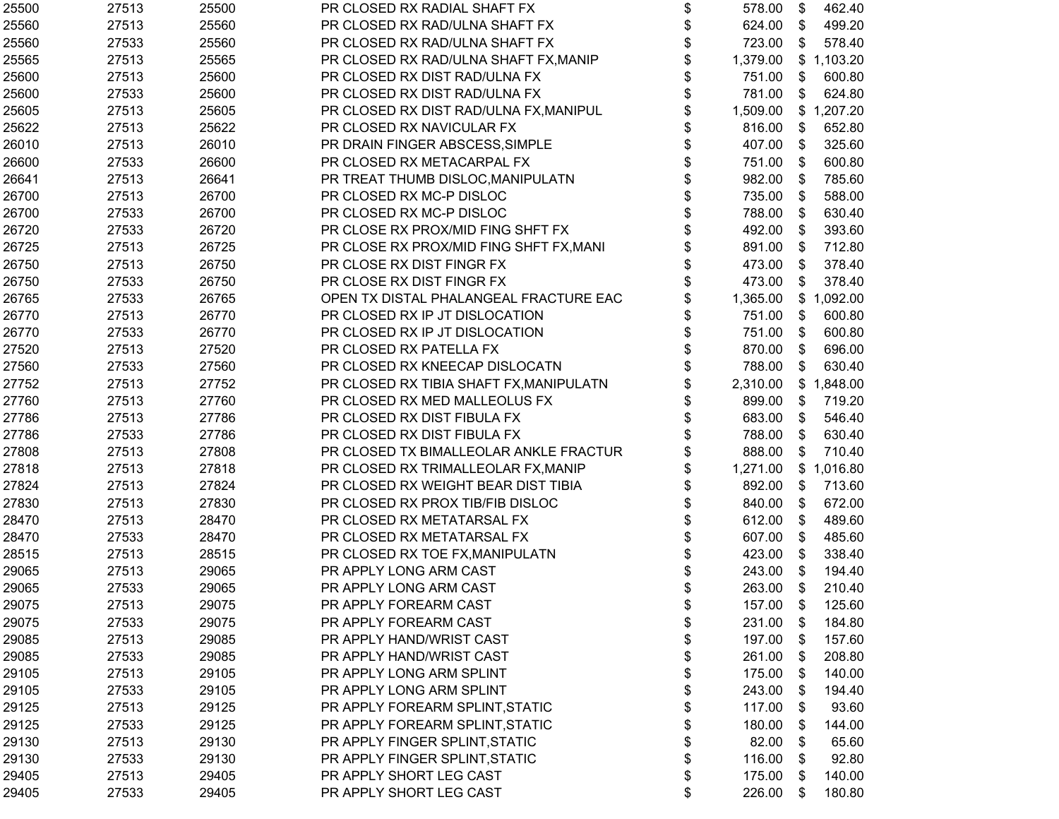| | | | | | |
|---|---|---|---|---|---|
| 25500 | 27513 | 25500 | PR CLOSED RX RADIAL SHAFT FX | $ 578.00 | $ 462.40 |
| 25560 | 27513 | 25560 | PR CLOSED RX RAD/ULNA SHAFT FX | $ 624.00 | $ 499.20 |
| 25560 | 27533 | 25560 | PR CLOSED RX RAD/ULNA SHAFT FX | $ 723.00 | $ 578.40 |
| 25565 | 27513 | 25565 | PR CLOSED RX RAD/ULNA SHAFT FX,MANIP | $ 1,379.00 | $ 1,103.20 |
| 25600 | 27513 | 25600 | PR CLOSED RX DIST RAD/ULNA FX | $ 751.00 | $ 600.80 |
| 25600 | 27533 | 25600 | PR CLOSED RX DIST RAD/ULNA FX | $ 781.00 | $ 624.80 |
| 25605 | 27513 | 25605 | PR CLOSED RX DIST RAD/ULNA FX,MANIPUL | $ 1,509.00 | $ 1,207.20 |
| 25622 | 27513 | 25622 | PR CLOSED RX NAVICULAR FX | $ 816.00 | $ 652.80 |
| 26010 | 27513 | 26010 | PR DRAIN FINGER ABSCESS,SIMPLE | $ 407.00 | $ 325.60 |
| 26600 | 27533 | 26600 | PR CLOSED RX METACARPAL FX | $ 751.00 | $ 600.80 |
| 26641 | 27513 | 26641 | PR TREAT THUMB DISLOC,MANIPULATN | $ 982.00 | $ 785.60 |
| 26700 | 27513 | 26700 | PR CLOSED RX MC-P DISLOC | $ 735.00 | $ 588.00 |
| 26700 | 27533 | 26700 | PR CLOSED RX MC-P DISLOC | $ 788.00 | $ 630.40 |
| 26720 | 27533 | 26720 | PR CLOSE RX PROX/MID FING SHFT FX | $ 492.00 | $ 393.60 |
| 26725 | 27513 | 26725 | PR CLOSE RX PROX/MID FING SHFT FX,MANI | $ 891.00 | $ 712.80 |
| 26750 | 27513 | 26750 | PR CLOSE RX DIST FINGR FX | $ 473.00 | $ 378.40 |
| 26750 | 27533 | 26750 | PR CLOSE RX DIST FINGR FX | $ 473.00 | $ 378.40 |
| 26765 | 27533 | 26765 | OPEN TX DISTAL PHALANGEAL FRACTURE EAC | $ 1,365.00 | $ 1,092.00 |
| 26770 | 27513 | 26770 | PR CLOSED RX IP JT DISLOCATION | $ 751.00 | $ 600.80 |
| 26770 | 27533 | 26770 | PR CLOSED RX IP JT DISLOCATION | $ 751.00 | $ 600.80 |
| 27520 | 27513 | 27520 | PR CLOSED RX PATELLA FX | $ 870.00 | $ 696.00 |
| 27560 | 27533 | 27560 | PR CLOSED RX KNEECAP DISLOCATN | $ 788.00 | $ 630.40 |
| 27752 | 27513 | 27752 | PR CLOSED RX TIBIA SHAFT FX,MANIPULATN | $ 2,310.00 | $ 1,848.00 |
| 27760 | 27513 | 27760 | PR CLOSED RX MED MALLEOLUS FX | $ 899.00 | $ 719.20 |
| 27786 | 27513 | 27786 | PR CLOSED RX DIST FIBULA FX | $ 683.00 | $ 546.40 |
| 27786 | 27533 | 27786 | PR CLOSED RX DIST FIBULA FX | $ 788.00 | $ 630.40 |
| 27808 | 27513 | 27808 | PR CLOSED TX BIMALLEOLAR ANKLE FRACTUR | $ 888.00 | $ 710.40 |
| 27818 | 27513 | 27818 | PR CLOSED RX TRIMALLEOLAR FX,MANIP | $ 1,271.00 | $ 1,016.80 |
| 27824 | 27513 | 27824 | PR CLOSED RX WEIGHT BEAR DIST TIBIA | $ 892.00 | $ 713.60 |
| 27830 | 27513 | 27830 | PR CLOSED RX PROX TIB/FIB DISLOC | $ 840.00 | $ 672.00 |
| 28470 | 27513 | 28470 | PR CLOSED RX METATARSAL FX | $ 612.00 | $ 489.60 |
| 28470 | 27533 | 28470 | PR CLOSED RX METATARSAL FX | $ 607.00 | $ 485.60 |
| 28515 | 27513 | 28515 | PR CLOSED RX TOE FX,MANIPULATN | $ 423.00 | $ 338.40 |
| 29065 | 27513 | 29065 | PR APPLY LONG ARM CAST | $ 243.00 | $ 194.40 |
| 29065 | 27533 | 29065 | PR APPLY LONG ARM CAST | $ 263.00 | $ 210.40 |
| 29075 | 27513 | 29075 | PR APPLY FOREARM CAST | $ 157.00 | $ 125.60 |
| 29075 | 27533 | 29075 | PR APPLY FOREARM CAST | $ 231.00 | $ 184.80 |
| 29085 | 27513 | 29085 | PR APPLY HAND/WRIST CAST | $ 197.00 | $ 157.60 |
| 29085 | 27533 | 29085 | PR APPLY HAND/WRIST CAST | $ 261.00 | $ 208.80 |
| 29105 | 27513 | 29105 | PR APPLY LONG ARM SPLINT | $ 175.00 | $ 140.00 |
| 29105 | 27533 | 29105 | PR APPLY LONG ARM SPLINT | $ 243.00 | $ 194.40 |
| 29125 | 27513 | 29125 | PR APPLY FOREARM SPLINT,STATIC | $ 117.00 | $ 93.60 |
| 29125 | 27533 | 29125 | PR APPLY FOREARM SPLINT,STATIC | $ 180.00 | $ 144.00 |
| 29130 | 27513 | 29130 | PR APPLY FINGER SPLINT,STATIC | $ 82.00 | $ 65.60 |
| 29130 | 27533 | 29130 | PR APPLY FINGER SPLINT,STATIC | $ 116.00 | $ 92.80 |
| 29405 | 27513 | 29405 | PR APPLY SHORT LEG CAST | $ 175.00 | $ 140.00 |
| 29405 | 27533 | 29405 | PR APPLY SHORT LEG CAST | $ 226.00 | $ 180.80 |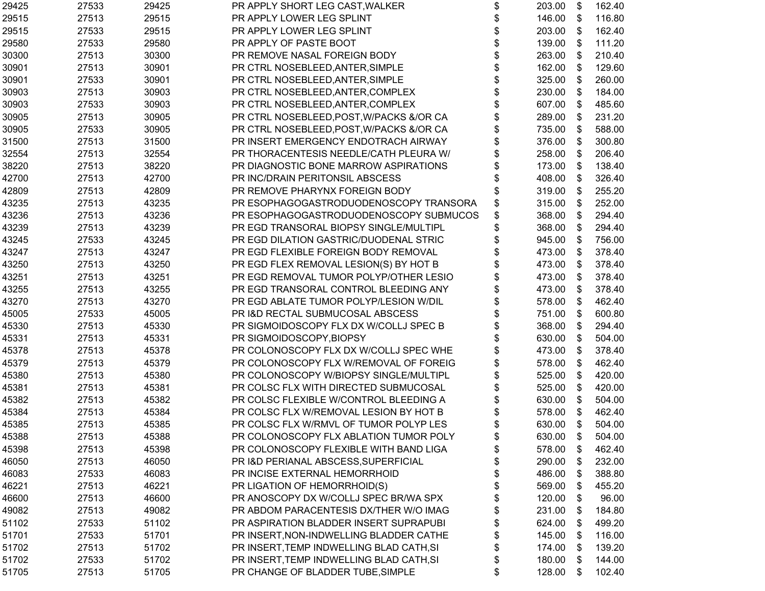| | | | | | | | |
|---|---|---|---|---|---|---|---|
| 29425 | 27533 | 29425 | PR APPLY SHORT LEG CAST,WALKER | $ | 203.00 | $ | 162.40 |
| 29515 | 27513 | 29515 | PR APPLY LOWER LEG SPLINT | $ | 146.00 | $ | 116.80 |
| 29515 | 27533 | 29515 | PR APPLY LOWER LEG SPLINT | $ | 203.00 | $ | 162.40 |
| 29580 | 27533 | 29580 | PR APPLY OF PASTE BOOT | $ | 139.00 | $ | 111.20 |
| 30300 | 27513 | 30300 | PR REMOVE NASAL FOREIGN BODY | $ | 263.00 | $ | 210.40 |
| 30901 | 27513 | 30901 | PR CTRL NOSEBLEED,ANTER,SIMPLE | $ | 162.00 | $ | 129.60 |
| 30901 | 27533 | 30901 | PR CTRL NOSEBLEED,ANTER,SIMPLE | $ | 325.00 | $ | 260.00 |
| 30903 | 27513 | 30903 | PR CTRL NOSEBLEED,ANTER,COMPLEX | $ | 230.00 | $ | 184.00 |
| 30903 | 27533 | 30903 | PR CTRL NOSEBLEED,ANTER,COMPLEX | $ | 607.00 | $ | 485.60 |
| 30905 | 27513 | 30905 | PR CTRL NOSEBLEED,POST,W/PACKS &/OR CA | $ | 289.00 | $ | 231.20 |
| 30905 | 27533 | 30905 | PR CTRL NOSEBLEED,POST,W/PACKS &/OR CA | $ | 735.00 | $ | 588.00 |
| 31500 | 27513 | 31500 | PR INSERT EMERGENCY ENDOTRACH AIRWAY | $ | 376.00 | $ | 300.80 |
| 32554 | 27513 | 32554 | PR THORACENTESIS NEEDLE/CATH PLEURA W/ | $ | 258.00 | $ | 206.40 |
| 38220 | 27513 | 38220 | PR DIAGNOSTIC BONE MARROW ASPIRATIONS | $ | 173.00 | $ | 138.40 |
| 42700 | 27513 | 42700 | PR INC/DRAIN PERITONSIL ABSCESS | $ | 408.00 | $ | 326.40 |
| 42809 | 27513 | 42809 | PR REMOVE PHARYNX FOREIGN BODY | $ | 319.00 | $ | 255.20 |
| 43235 | 27513 | 43235 | PR ESOPHAGOGASTRODUODENOSCOPY TRANSORA | $ | 315.00 | $ | 252.00 |
| 43236 | 27513 | 43236 | PR ESOPHAGOGASTRODUODENOSCOPY SUBMUCOS | $ | 368.00 | $ | 294.40 |
| 43239 | 27513 | 43239 | PR EGD TRANSORAL BIOPSY SINGLE/MULTIPL | $ | 368.00 | $ | 294.40 |
| 43245 | 27533 | 43245 | PR EGD DILATION GASTRIC/DUODENAL STRIC | $ | 945.00 | $ | 756.00 |
| 43247 | 27513 | 43247 | PR EGD FLEXIBLE FOREIGN BODY REMOVAL | $ | 473.00 | $ | 378.40 |
| 43250 | 27513 | 43250 | PR EGD FLEX REMOVAL LESION(S) BY HOT B | $ | 473.00 | $ | 378.40 |
| 43251 | 27513 | 43251 | PR EGD REMOVAL TUMOR POLYP/OTHER LESIO | $ | 473.00 | $ | 378.40 |
| 43255 | 27513 | 43255 | PR EGD TRANSORAL CONTROL BLEEDING ANY | $ | 473.00 | $ | 378.40 |
| 43270 | 27513 | 43270 | PR EGD ABLATE TUMOR POLYP/LESION W/DIL | $ | 578.00 | $ | 462.40 |
| 45005 | 27533 | 45005 | PR I&D RECTAL SUBMUCOSAL ABSCESS | $ | 751.00 | $ | 600.80 |
| 45330 | 27513 | 45330 | PR SIGMOIDOSCOPY FLX DX W/COLLJ SPEC B | $ | 368.00 | $ | 294.40 |
| 45331 | 27513 | 45331 | PR SIGMOIDOSCOPY,BIOPSY | $ | 630.00 | $ | 504.00 |
| 45378 | 27513 | 45378 | PR COLONOSCOPY FLX DX W/COLLJ SPEC WHE | $ | 473.00 | $ | 378.40 |
| 45379 | 27513 | 45379 | PR COLONOSCOPY FLX W/REMOVAL OF FOREIG | $ | 578.00 | $ | 462.40 |
| 45380 | 27513 | 45380 | PR COLONOSCOPY W/BIOPSY SINGLE/MULTIPL | $ | 525.00 | $ | 420.00 |
| 45381 | 27513 | 45381 | PR COLSC FLX WITH DIRECTED SUBMUCOSAL | $ | 525.00 | $ | 420.00 |
| 45382 | 27513 | 45382 | PR COLSC FLEXIBLE W/CONTROL BLEEDING A | $ | 630.00 | $ | 504.00 |
| 45384 | 27513 | 45384 | PR COLSC FLX W/REMOVAL LESION BY HOT B | $ | 578.00 | $ | 462.40 |
| 45385 | 27513 | 45385 | PR COLSC FLX W/RMVL OF TUMOR POLYP LES | $ | 630.00 | $ | 504.00 |
| 45388 | 27513 | 45388 | PR COLONOSCOPY FLX ABLATION TUMOR POLY | $ | 630.00 | $ | 504.00 |
| 45398 | 27513 | 45398 | PR COLONOSCOPY FLEXIBLE WITH BAND LIGA | $ | 578.00 | $ | 462.40 |
| 46050 | 27513 | 46050 | PR I&D PERIANAL ABSCESS,SUPERFICIAL | $ | 290.00 | $ | 232.00 |
| 46083 | 27533 | 46083 | PR INCISE EXTERNAL HEMORRHOID | $ | 486.00 | $ | 388.80 |
| 46221 | 27513 | 46221 | PR LIGATION OF HEMORRHOID(S) | $ | 569.00 | $ | 455.20 |
| 46600 | 27513 | 46600 | PR ANOSCOPY DX W/COLLJ SPEC BR/WA SPX | $ | 120.00 | $ | 96.00 |
| 49082 | 27513 | 49082 | PR ABDOM PARACENTESIS DX/THER W/O IMAG | $ | 231.00 | $ | 184.80 |
| 51102 | 27533 | 51102 | PR ASPIRATION BLADDER INSERT SUPRAPUBI | $ | 624.00 | $ | 499.20 |
| 51701 | 27533 | 51701 | PR INSERT,NON-INDWELLING BLADDER CATHE | $ | 145.00 | $ | 116.00 |
| 51702 | 27513 | 51702 | PR INSERT,TEMP INDWELLING BLAD CATH,SI | $ | 174.00 | $ | 139.20 |
| 51702 | 27533 | 51702 | PR INSERT,TEMP INDWELLING BLAD CATH,SI | $ | 180.00 | $ | 144.00 |
| 51705 | 27513 | 51705 | PR CHANGE OF BLADDER TUBE,SIMPLE | $ | 128.00 | $ | 102.40 |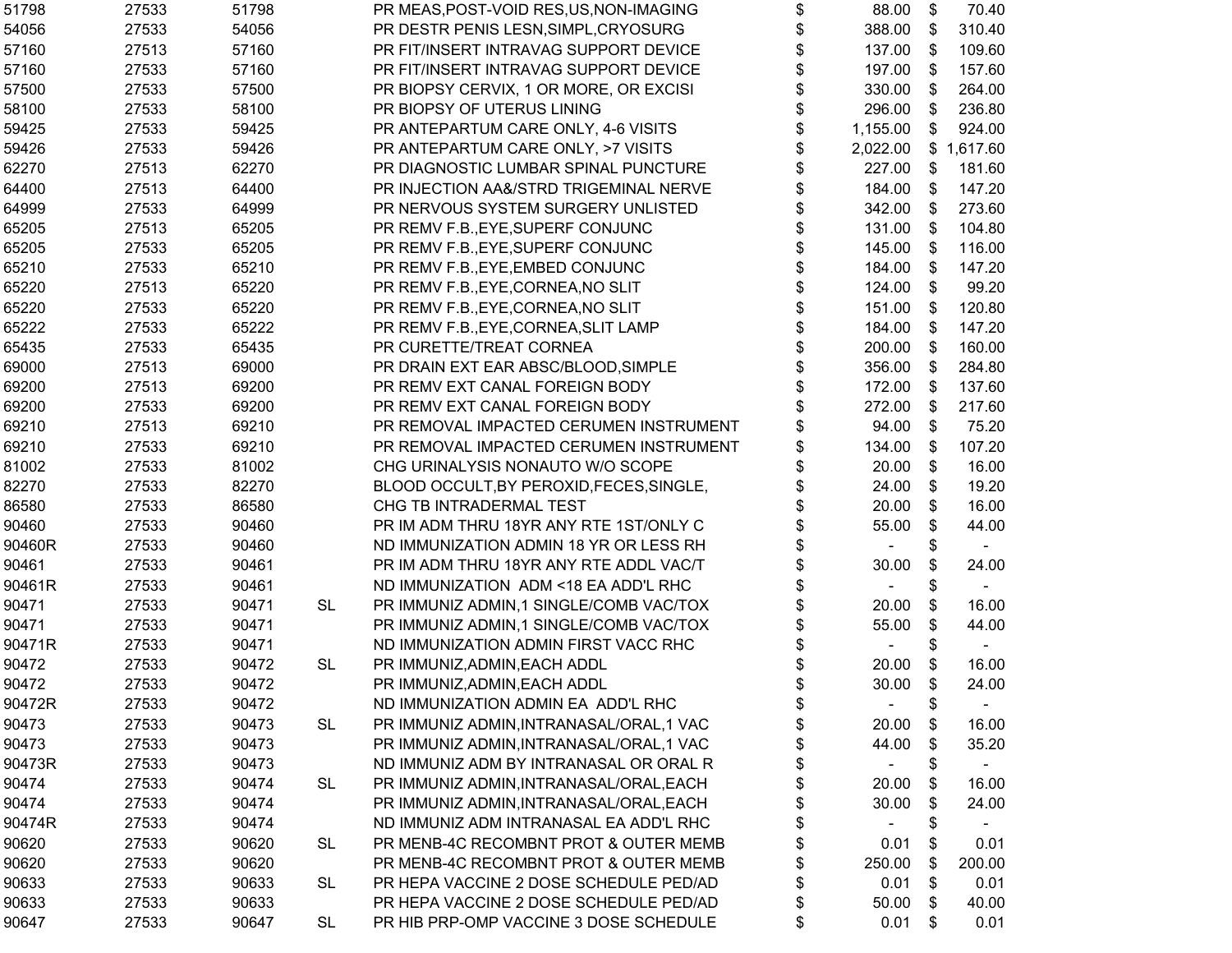| | | | | | | |
|---|---|---|---|---|---|---|
| 51798 | 27533 | 51798 | | PR MEAS,POST-VOID RES,US,NON-IMAGING | $ 88.00 | $ 70.40 |
| 54056 | 27533 | 54056 | | PR DESTR PENIS LESN,SIMPL,CRYOSURG | $ 388.00 | $ 310.40 |
| 57160 | 27513 | 57160 | | PR FIT/INSERT INTRAVAG SUPPORT DEVICE | $ 137.00 | $ 109.60 |
| 57160 | 27533 | 57160 | | PR FIT/INSERT INTRAVAG SUPPORT DEVICE | $ 197.00 | $ 157.60 |
| 57500 | 27533 | 57500 | | PR BIOPSY CERVIX, 1 OR MORE, OR EXCISI | $ 330.00 | $ 264.00 |
| 58100 | 27533 | 58100 | | PR BIOPSY OF UTERUS LINING | $ 296.00 | $ 236.80 |
| 59425 | 27533 | 59425 | | PR ANTEPARTUM CARE ONLY, 4-6 VISITS | $ 1,155.00 | $ 924.00 |
| 59426 | 27533 | 59426 | | PR ANTEPARTUM CARE ONLY, >7 VISITS | $ 2,022.00 | $ 1,617.60 |
| 62270 | 27513 | 62270 | | PR DIAGNOSTIC LUMBAR SPINAL PUNCTURE | $ 227.00 | $ 181.60 |
| 64400 | 27513 | 64400 | | PR INJECTION AA&/STRD TRIGEMINAL NERVE | $ 184.00 | $ 147.20 |
| 64999 | 27533 | 64999 | | PR NERVOUS SYSTEM SURGERY UNLISTED | $ 342.00 | $ 273.60 |
| 65205 | 27513 | 65205 | | PR REMV F.B.,EYE,SUPERF CONJUNC | $ 131.00 | $ 104.80 |
| 65205 | 27533 | 65205 | | PR REMV F.B.,EYE,SUPERF CONJUNC | $ 145.00 | $ 116.00 |
| 65210 | 27533 | 65210 | | PR REMV F.B.,EYE,EMBED CONJUNC | $ 184.00 | $ 147.20 |
| 65220 | 27513 | 65220 | | PR REMV F.B.,EYE,CORNEA,NO SLIT | $ 124.00 | $ 99.20 |
| 65220 | 27533 | 65220 | | PR REMV F.B.,EYE,CORNEA,NO SLIT | $ 151.00 | $ 120.80 |
| 65222 | 27533 | 65222 | | PR REMV F.B.,EYE,CORNEA,SLIT LAMP | $ 184.00 | $ 147.20 |
| 65435 | 27533 | 65435 | | PR CURETTE/TREAT CORNEA | $ 200.00 | $ 160.00 |
| 69000 | 27513 | 69000 | | PR DRAIN EXT EAR ABSC/BLOOD,SIMPLE | $ 356.00 | $ 284.80 |
| 69200 | 27513 | 69200 | | PR REMV EXT CANAL FOREIGN BODY | $ 172.00 | $ 137.60 |
| 69200 | 27533 | 69200 | | PR REMV EXT CANAL FOREIGN BODY | $ 272.00 | $ 217.60 |
| 69210 | 27513 | 69210 | | PR REMOVAL IMPACTED CERUMEN INSTRUMENT | $ 94.00 | $ 75.20 |
| 69210 | 27533 | 69210 | | PR REMOVAL IMPACTED CERUMEN INSTRUMENT | $ 134.00 | $ 107.20 |
| 81002 | 27533 | 81002 | | CHG URINALYSIS NONAUTO W/O SCOPE | $ 20.00 | $ 16.00 |
| 82270 | 27533 | 82270 | | BLOOD OCCULT,BY PEROXID,FECES,SINGLE, | $ 24.00 | $ 19.20 |
| 86580 | 27533 | 86580 | | CHG TB INTRADERMAL TEST | $ 20.00 | $ 16.00 |
| 90460 | 27533 | 90460 | | PR IM ADM THRU 18YR ANY RTE 1ST/ONLY C | $ 55.00 | $ 44.00 |
| 90460R | 27533 | 90460 | | ND IMMUNIZATION ADMIN 18 YR OR LESS RH | $ - | $ - |
| 90461 | 27533 | 90461 | | PR IM ADM THRU 18YR ANY RTE ADDL VAC/T | $ 30.00 | $ 24.00 |
| 90461R | 27533 | 90461 | | ND IMMUNIZATION ADM <18 EA ADD'L RHC | $ - | $ - |
| 90471 | 27533 | 90471 | SL | PR IMMUNIZ ADMIN,1 SINGLE/COMB VAC/TOX | $ 20.00 | $ 16.00 |
| 90471 | 27533 | 90471 | | PR IMMUNIZ ADMIN,1 SINGLE/COMB VAC/TOX | $ 55.00 | $ 44.00 |
| 90471R | 27533 | 90471 | | ND IMMUNIZATION ADMIN FIRST VACC RHC | $ - | $ - |
| 90472 | 27533 | 90472 | SL | PR IMMUNIZ,ADMIN,EACH ADDL | $ 20.00 | $ 16.00 |
| 90472 | 27533 | 90472 | | PR IMMUNIZ,ADMIN,EACH ADDL | $ 30.00 | $ 24.00 |
| 90472R | 27533 | 90472 | | ND IMMUNIZATION ADMIN EA ADD'L RHC | $ - | $ - |
| 90473 | 27533 | 90473 | SL | PR IMMUNIZ ADMIN,INTRANASAL/ORAL,1 VAC | $ 20.00 | $ 16.00 |
| 90473 | 27533 | 90473 | | PR IMMUNIZ ADMIN,INTRANASAL/ORAL,1 VAC | $ 44.00 | $ 35.20 |
| 90473R | 27533 | 90473 | | ND IMMUNIZ ADM BY INTRANASAL OR ORAL R | $ - | $ - |
| 90474 | 27533 | 90474 | SL | PR IMMUNIZ ADMIN,INTRANASAL/ORAL,EACH | $ 20.00 | $ 16.00 |
| 90474 | 27533 | 90474 | | PR IMMUNIZ ADMIN,INTRANASAL/ORAL,EACH | $ 30.00 | $ 24.00 |
| 90474R | 27533 | 90474 | | ND IMMUNIZ ADM INTRANASAL EA ADD'L RHC | $ - | $ - |
| 90620 | 27533 | 90620 | SL | PR MENB-4C RECOMBNT PROT & OUTER MEMB | $ 0.01 | $ 0.01 |
| 90620 | 27533 | 90620 | | PR MENB-4C RECOMBNT PROT & OUTER MEMB | $ 250.00 | $ 200.00 |
| 90633 | 27533 | 90633 | SL | PR HEPA VACCINE 2 DOSE SCHEDULE PED/AD | $ 0.01 | $ 0.01 |
| 90633 | 27533 | 90633 | | PR HEPA VACCINE 2 DOSE SCHEDULE PED/AD | $ 50.00 | $ 40.00 |
| 90647 | 27533 | 90647 | SL | PR HIB PRP-OMP VACCINE 3 DOSE SCHEDULE | $ 0.01 | $ 0.01 |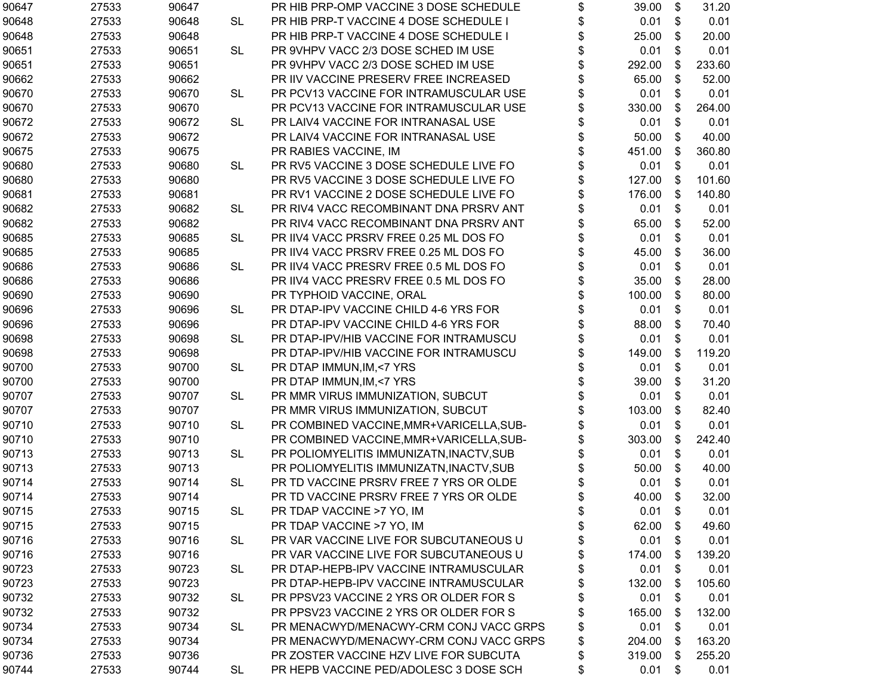| | | | | | | | | |
|---|---|---|---|---|---|---|---|---|
| 90647 | 27533 | 90647 | | PR HIB PRP-OMP VACCINE 3 DOSE SCHEDULE | $ | 39.00 | $ | 31.20 |
| 90648 | 27533 | 90648 | SL | PR HIB PRP-T VACCINE 4 DOSE SCHEDULE I | $ | 0.01 | $ | 0.01 |
| 90648 | 27533 | 90648 | | PR HIB PRP-T VACCINE 4 DOSE SCHEDULE I | $ | 25.00 | $ | 20.00 |
| 90651 | 27533 | 90651 | SL | PR 9VHPV VACC 2/3 DOSE SCHED IM USE | $ | 0.01 | $ | 0.01 |
| 90651 | 27533 | 90651 | | PR 9VHPV VACC 2/3 DOSE SCHED IM USE | $ | 292.00 | $ | 233.60 |
| 90662 | 27533 | 90662 | | PR IIV VACCINE PRESERV FREE INCREASED | $ | 65.00 | $ | 52.00 |
| 90670 | 27533 | 90670 | SL | PR PCV13 VACCINE FOR INTRAMUSCULAR USE | $ | 0.01 | $ | 0.01 |
| 90670 | 27533 | 90670 | | PR PCV13 VACCINE FOR INTRAMUSCULAR USE | $ | 330.00 | $ | 264.00 |
| 90672 | 27533 | 90672 | SL | PR LAIV4 VACCINE FOR INTRANASAL USE | $ | 0.01 | $ | 0.01 |
| 90672 | 27533 | 90672 | | PR LAIV4 VACCINE FOR INTRANASAL USE | $ | 50.00 | $ | 40.00 |
| 90675 | 27533 | 90675 | | PR RABIES VACCINE, IM | $ | 451.00 | $ | 360.80 |
| 90680 | 27533 | 90680 | SL | PR RV5 VACCINE 3 DOSE SCHEDULE LIVE FO | $ | 0.01 | $ | 0.01 |
| 90680 | 27533 | 90680 | | PR RV5 VACCINE 3 DOSE SCHEDULE LIVE FO | $ | 127.00 | $ | 101.60 |
| 90681 | 27533 | 90681 | | PR RV1 VACCINE 2 DOSE SCHEDULE LIVE FO | $ | 176.00 | $ | 140.80 |
| 90682 | 27533 | 90682 | SL | PR RIV4 VACC RECOMBINANT DNA PRSRV ANT | $ | 0.01 | $ | 0.01 |
| 90682 | 27533 | 90682 | | PR RIV4 VACC RECOMBINANT DNA PRSRV ANT | $ | 65.00 | $ | 52.00 |
| 90685 | 27533 | 90685 | SL | PR IIV4 VACC PRSRV FREE 0.25 ML DOS FO | $ | 0.01 | $ | 0.01 |
| 90685 | 27533 | 90685 | | PR IIV4 VACC PRSRV FREE 0.25 ML DOS FO | $ | 45.00 | $ | 36.00 |
| 90686 | 27533 | 90686 | SL | PR IIV4 VACC PRESRV FREE 0.5 ML DOS FO | $ | 0.01 | $ | 0.01 |
| 90686 | 27533 | 90686 | | PR IIV4 VACC PRESRV FREE 0.5 ML DOS FO | $ | 35.00 | $ | 28.00 |
| 90690 | 27533 | 90690 | | PR TYPHOID VACCINE, ORAL | $ | 100.00 | $ | 80.00 |
| 90696 | 27533 | 90696 | SL | PR DTAP-IPV VACCINE CHILD 4-6 YRS FOR | $ | 0.01 | $ | 0.01 |
| 90696 | 27533 | 90696 | | PR DTAP-IPV VACCINE CHILD 4-6 YRS FOR | $ | 88.00 | $ | 70.40 |
| 90698 | 27533 | 90698 | SL | PR DTAP-IPV/HIB VACCINE FOR INTRAMUSCU | $ | 0.01 | $ | 0.01 |
| 90698 | 27533 | 90698 | | PR DTAP-IPV/HIB VACCINE FOR INTRAMUSCU | $ | 149.00 | $ | 119.20 |
| 90700 | 27533 | 90700 | SL | PR DTAP IMMUN,IM,<7 YRS | $ | 0.01 | $ | 0.01 |
| 90700 | 27533 | 90700 | | PR DTAP IMMUN,IM,<7 YRS | $ | 39.00 | $ | 31.20 |
| 90707 | 27533 | 90707 | SL | PR MMR VIRUS IMMUNIZATION, SUBCUT | $ | 0.01 | $ | 0.01 |
| 90707 | 27533 | 90707 | | PR MMR VIRUS IMMUNIZATION, SUBCUT | $ | 103.00 | $ | 82.40 |
| 90710 | 27533 | 90710 | SL | PR COMBINED VACCINE,MMR+VARICELLA,SUB- | $ | 0.01 | $ | 0.01 |
| 90710 | 27533 | 90710 | | PR COMBINED VACCINE,MMR+VARICELLA,SUB- | $ | 303.00 | $ | 242.40 |
| 90713 | 27533 | 90713 | SL | PR POLIOMYELITIS IMMUNIZATN,INACTV,SUB | $ | 0.01 | $ | 0.01 |
| 90713 | 27533 | 90713 | | PR POLIOMYELITIS IMMUNIZATN,INACTV,SUB | $ | 50.00 | $ | 40.00 |
| 90714 | 27533 | 90714 | SL | PR TD VACCINE PRSRV FREE 7 YRS OR OLDE | $ | 0.01 | $ | 0.01 |
| 90714 | 27533 | 90714 | | PR TD VACCINE PRSRV FREE 7 YRS OR OLDE | $ | 40.00 | $ | 32.00 |
| 90715 | 27533 | 90715 | SL | PR TDAP VACCINE >7 YO, IM | $ | 0.01 | $ | 0.01 |
| 90715 | 27533 | 90715 | | PR TDAP VACCINE >7 YO, IM | $ | 62.00 | $ | 49.60 |
| 90716 | 27533 | 90716 | SL | PR VAR VACCINE LIVE FOR SUBCUTANEOUS U | $ | 0.01 | $ | 0.01 |
| 90716 | 27533 | 90716 | | PR VAR VACCINE LIVE FOR SUBCUTANEOUS U | $ | 174.00 | $ | 139.20 |
| 90723 | 27533 | 90723 | SL | PR DTAP-HEPB-IPV VACCINE INTRAMUSCULAR | $ | 0.01 | $ | 0.01 |
| 90723 | 27533 | 90723 | | PR DTAP-HEPB-IPV VACCINE INTRAMUSCULAR | $ | 132.00 | $ | 105.60 |
| 90732 | 27533 | 90732 | SL | PR PPSV23 VACCINE 2 YRS OR OLDER FOR S | $ | 0.01 | $ | 0.01 |
| 90732 | 27533 | 90732 | | PR PPSV23 VACCINE 2 YRS OR OLDER FOR S | $ | 165.00 | $ | 132.00 |
| 90734 | 27533 | 90734 | SL | PR MENACWYD/MENACWY-CRM CONJ VACC GRPS | $ | 0.01 | $ | 0.01 |
| 90734 | 27533 | 90734 | | PR MENACWYD/MENACWY-CRM CONJ VACC GRPS | $ | 204.00 | $ | 163.20 |
| 90736 | 27533 | 90736 | | PR ZOSTER VACCINE HZV LIVE FOR SUBCUTA | $ | 319.00 | $ | 255.20 |
| 90744 | 27533 | 90744 | SL | PR HEPB VACCINE PED/ADOLESC 3 DOSE SCH | $ | 0.01 | $ | 0.01 |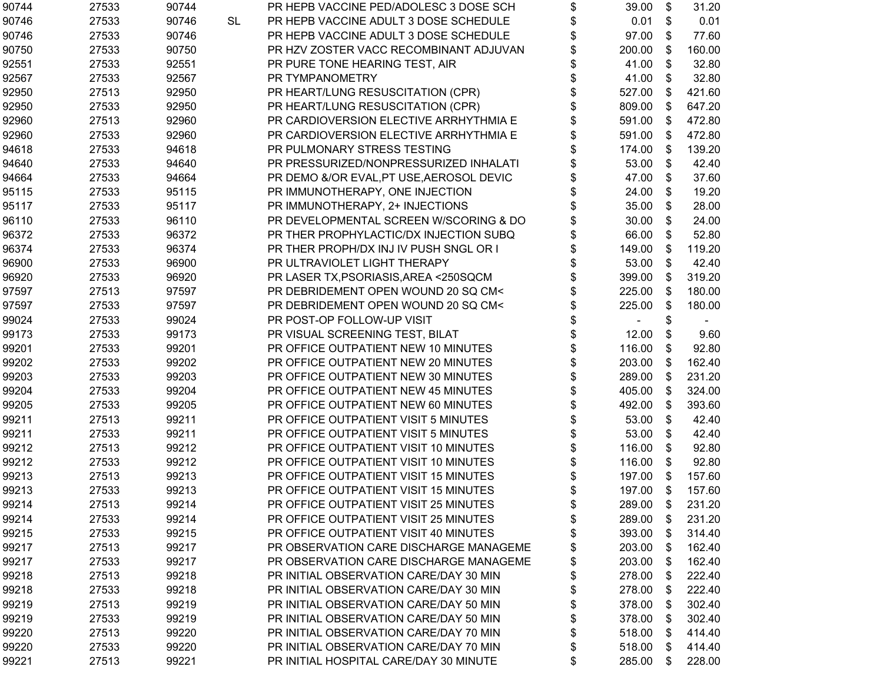| | | | | | | |
|---|---|---|---|---|---|---|
| 90744 | 27533 | 90744 | | PR HEPB VACCINE PED/ADOLESC 3 DOSE SCH | $ 39.00 | $ 31.20 |
| 90746 | 27533 | 90746 | SL | PR HEPB VACCINE ADULT 3 DOSE SCHEDULE | $ 0.01 | $ 0.01 |
| 90746 | 27533 | 90746 | | PR HEPB VACCINE ADULT 3 DOSE SCHEDULE | $ 97.00 | $ 77.60 |
| 90750 | 27533 | 90750 | | PR HZV ZOSTER VACC RECOMBINANT ADJUVAN | $ 200.00 | $ 160.00 |
| 92551 | 27533 | 92551 | | PR PURE TONE HEARING TEST, AIR | $ 41.00 | $ 32.80 |
| 92567 | 27533 | 92567 | | PR TYMPANOMETRY | $ 41.00 | $ 32.80 |
| 92950 | 27513 | 92950 | | PR HEART/LUNG RESUSCITATION (CPR) | $ 527.00 | $ 421.60 |
| 92950 | 27533 | 92950 | | PR HEART/LUNG RESUSCITATION (CPR) | $ 809.00 | $ 647.20 |
| 92960 | 27513 | 92960 | | PR CARDIOVERSION ELECTIVE ARRHYTHMIA E | $ 591.00 | $ 472.80 |
| 92960 | 27533 | 92960 | | PR CARDIOVERSION ELECTIVE ARRHYTHMIA E | $ 591.00 | $ 472.80 |
| 94618 | 27533 | 94618 | | PR PULMONARY STRESS TESTING | $ 174.00 | $ 139.20 |
| 94640 | 27533 | 94640 | | PR PRESSURIZED/NONPRESSURIZED INHALATI | $ 53.00 | $ 42.40 |
| 94664 | 27533 | 94664 | | PR DEMO &/OR EVAL,PT USE,AEROSOL DEVIC | $ 47.00 | $ 37.60 |
| 95115 | 27533 | 95115 | | PR IMMUNOTHERAPY, ONE INJECTION | $ 24.00 | $ 19.20 |
| 95117 | 27533 | 95117 | | PR IMMUNOTHERAPY, 2+ INJECTIONS | $ 35.00 | $ 28.00 |
| 96110 | 27533 | 96110 | | PR DEVELOPMENTAL SCREEN W/SCORING & DO | $ 30.00 | $ 24.00 |
| 96372 | 27533 | 96372 | | PR THER PROPHYLACTIC/DX INJECTION SUBQ | $ 66.00 | $ 52.80 |
| 96374 | 27533 | 96374 | | PR THER PROPH/DX INJ IV PUSH SNGL OR I | $ 149.00 | $ 119.20 |
| 96900 | 27533 | 96900 | | PR ULTRAVIOLET LIGHT THERAPY | $ 53.00 | $ 42.40 |
| 96920 | 27533 | 96920 | | PR LASER TX,PSORIASIS,AREA <250SQCM | $ 399.00 | $ 319.20 |
| 97597 | 27513 | 97597 | | PR DEBRIDEMENT OPEN WOUND 20 SQ CM< | $ 225.00 | $ 180.00 |
| 97597 | 27533 | 97597 | | PR DEBRIDEMENT OPEN WOUND 20 SQ CM< | $ 225.00 | $ 180.00 |
| 99024 | 27533 | 99024 | | PR POST-OP FOLLOW-UP VISIT | $ - | $ - |
| 99173 | 27533 | 99173 | | PR VISUAL SCREENING TEST, BILAT | $ 12.00 | $ 9.60 |
| 99201 | 27533 | 99201 | | PR OFFICE OUTPATIENT NEW 10 MINUTES | $ 116.00 | $ 92.80 |
| 99202 | 27533 | 99202 | | PR OFFICE OUTPATIENT NEW 20 MINUTES | $ 203.00 | $ 162.40 |
| 99203 | 27533 | 99203 | | PR OFFICE OUTPATIENT NEW 30 MINUTES | $ 289.00 | $ 231.20 |
| 99204 | 27533 | 99204 | | PR OFFICE OUTPATIENT NEW 45 MINUTES | $ 405.00 | $ 324.00 |
| 99205 | 27533 | 99205 | | PR OFFICE OUTPATIENT NEW 60 MINUTES | $ 492.00 | $ 393.60 |
| 99211 | 27513 | 99211 | | PR OFFICE OUTPATIENT VISIT 5 MINUTES | $ 53.00 | $ 42.40 |
| 99211 | 27533 | 99211 | | PR OFFICE OUTPATIENT VISIT 5 MINUTES | $ 53.00 | $ 42.40 |
| 99212 | 27513 | 99212 | | PR OFFICE OUTPATIENT VISIT 10 MINUTES | $ 116.00 | $ 92.80 |
| 99212 | 27533 | 99212 | | PR OFFICE OUTPATIENT VISIT 10 MINUTES | $ 116.00 | $ 92.80 |
| 99213 | 27513 | 99213 | | PR OFFICE OUTPATIENT VISIT 15 MINUTES | $ 197.00 | $ 157.60 |
| 99213 | 27533 | 99213 | | PR OFFICE OUTPATIENT VISIT 15 MINUTES | $ 197.00 | $ 157.60 |
| 99214 | 27513 | 99214 | | PR OFFICE OUTPATIENT VISIT 25 MINUTES | $ 289.00 | $ 231.20 |
| 99214 | 27533 | 99214 | | PR OFFICE OUTPATIENT VISIT 25 MINUTES | $ 289.00 | $ 231.20 |
| 99215 | 27533 | 99215 | | PR OFFICE OUTPATIENT VISIT 40 MINUTES | $ 393.00 | $ 314.40 |
| 99217 | 27513 | 99217 | | PR OBSERVATION CARE DISCHARGE MANAGEME | $ 203.00 | $ 162.40 |
| 99217 | 27533 | 99217 | | PR OBSERVATION CARE DISCHARGE MANAGEME | $ 203.00 | $ 162.40 |
| 99218 | 27513 | 99218 | | PR INITIAL OBSERVATION CARE/DAY 30 MIN | $ 278.00 | $ 222.40 |
| 99218 | 27533 | 99218 | | PR INITIAL OBSERVATION CARE/DAY 30 MIN | $ 278.00 | $ 222.40 |
| 99219 | 27513 | 99219 | | PR INITIAL OBSERVATION CARE/DAY 50 MIN | $ 378.00 | $ 302.40 |
| 99219 | 27533 | 99219 | | PR INITIAL OBSERVATION CARE/DAY 50 MIN | $ 378.00 | $ 302.40 |
| 99220 | 27513 | 99220 | | PR INITIAL OBSERVATION CARE/DAY 70 MIN | $ 518.00 | $ 414.40 |
| 99220 | 27533 | 99220 | | PR INITIAL OBSERVATION CARE/DAY 70 MIN | $ 518.00 | $ 414.40 |
| 99221 | 27513 | 99221 | | PR INITIAL HOSPITAL CARE/DAY 30 MINUTE | $ 285.00 | $ 228.00 |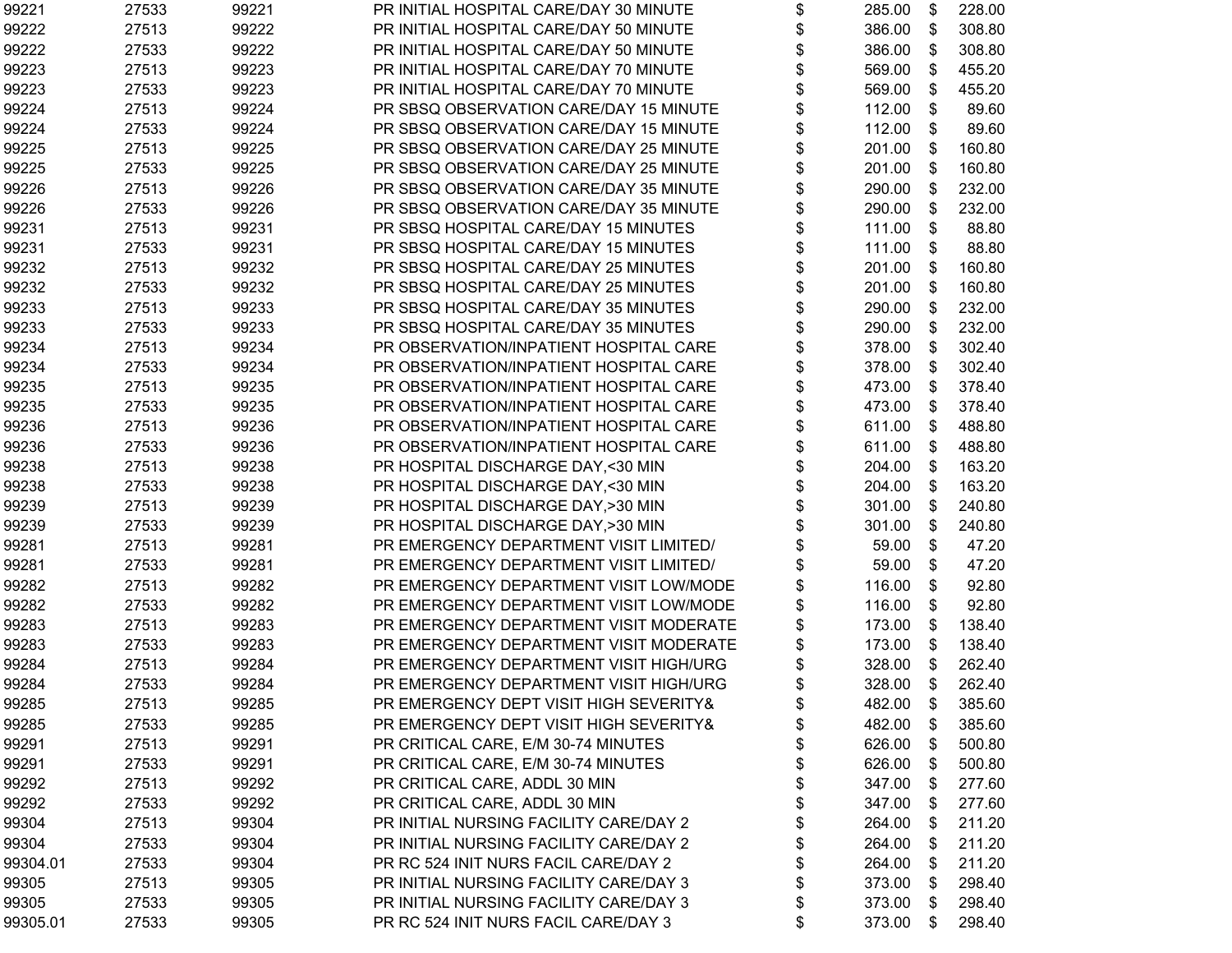| | | | | | | | |
|---|---|---|---|---|---|---|---|
| 99221 | 27533 | 99221 | PR INITIAL HOSPITAL CARE/DAY 30 MINUTE | $ | 285.00 | $ | 228.00 |
| 99222 | 27513 | 99222 | PR INITIAL HOSPITAL CARE/DAY 50 MINUTE | $ | 386.00 | $ | 308.80 |
| 99222 | 27533 | 99222 | PR INITIAL HOSPITAL CARE/DAY 50 MINUTE | $ | 386.00 | $ | 308.80 |
| 99223 | 27513 | 99223 | PR INITIAL HOSPITAL CARE/DAY 70 MINUTE | $ | 569.00 | $ | 455.20 |
| 99223 | 27533 | 99223 | PR INITIAL HOSPITAL CARE/DAY 70 MINUTE | $ | 569.00 | $ | 455.20 |
| 99224 | 27513 | 99224 | PR SBSQ OBSERVATION CARE/DAY 15 MINUTE | $ | 112.00 | $ | 89.60 |
| 99224 | 27533 | 99224 | PR SBSQ OBSERVATION CARE/DAY 15 MINUTE | $ | 112.00 | $ | 89.60 |
| 99225 | 27513 | 99225 | PR SBSQ OBSERVATION CARE/DAY 25 MINUTE | $ | 201.00 | $ | 160.80 |
| 99225 | 27533 | 99225 | PR SBSQ OBSERVATION CARE/DAY 25 MINUTE | $ | 201.00 | $ | 160.80 |
| 99226 | 27513 | 99226 | PR SBSQ OBSERVATION CARE/DAY 35 MINUTE | $ | 290.00 | $ | 232.00 |
| 99226 | 27533 | 99226 | PR SBSQ OBSERVATION CARE/DAY 35 MINUTE | $ | 290.00 | $ | 232.00 |
| 99231 | 27513 | 99231 | PR SBSQ HOSPITAL CARE/DAY 15 MINUTES | $ | 111.00 | $ | 88.80 |
| 99231 | 27533 | 99231 | PR SBSQ HOSPITAL CARE/DAY 15 MINUTES | $ | 111.00 | $ | 88.80 |
| 99232 | 27513 | 99232 | PR SBSQ HOSPITAL CARE/DAY 25 MINUTES | $ | 201.00 | $ | 160.80 |
| 99232 | 27533 | 99232 | PR SBSQ HOSPITAL CARE/DAY 25 MINUTES | $ | 201.00 | $ | 160.80 |
| 99233 | 27513 | 99233 | PR SBSQ HOSPITAL CARE/DAY 35 MINUTES | $ | 290.00 | $ | 232.00 |
| 99233 | 27533 | 99233 | PR SBSQ HOSPITAL CARE/DAY 35 MINUTES | $ | 290.00 | $ | 232.00 |
| 99234 | 27513 | 99234 | PR OBSERVATION/INPATIENT HOSPITAL CARE | $ | 378.00 | $ | 302.40 |
| 99234 | 27533 | 99234 | PR OBSERVATION/INPATIENT HOSPITAL CARE | $ | 378.00 | $ | 302.40 |
| 99235 | 27513 | 99235 | PR OBSERVATION/INPATIENT HOSPITAL CARE | $ | 473.00 | $ | 378.40 |
| 99235 | 27533 | 99235 | PR OBSERVATION/INPATIENT HOSPITAL CARE | $ | 473.00 | $ | 378.40 |
| 99236 | 27513 | 99236 | PR OBSERVATION/INPATIENT HOSPITAL CARE | $ | 611.00 | $ | 488.80 |
| 99236 | 27533 | 99236 | PR OBSERVATION/INPATIENT HOSPITAL CARE | $ | 611.00 | $ | 488.80 |
| 99238 | 27513 | 99238 | PR HOSPITAL DISCHARGE DAY,<30 MIN | $ | 204.00 | $ | 163.20 |
| 99238 | 27533 | 99238 | PR HOSPITAL DISCHARGE DAY,<30 MIN | $ | 204.00 | $ | 163.20 |
| 99239 | 27513 | 99239 | PR HOSPITAL DISCHARGE DAY,>30 MIN | $ | 301.00 | $ | 240.80 |
| 99239 | 27533 | 99239 | PR HOSPITAL DISCHARGE DAY,>30 MIN | $ | 301.00 | $ | 240.80 |
| 99281 | 27513 | 99281 | PR EMERGENCY DEPARTMENT VISIT LIMITED/ | $ | 59.00 | $ | 47.20 |
| 99281 | 27533 | 99281 | PR EMERGENCY DEPARTMENT VISIT LIMITED/ | $ | 59.00 | $ | 47.20 |
| 99282 | 27513 | 99282 | PR EMERGENCY DEPARTMENT VISIT LOW/MODE | $ | 116.00 | $ | 92.80 |
| 99282 | 27533 | 99282 | PR EMERGENCY DEPARTMENT VISIT LOW/MODE | $ | 116.00 | $ | 92.80 |
| 99283 | 27513 | 99283 | PR EMERGENCY DEPARTMENT VISIT MODERATE | $ | 173.00 | $ | 138.40 |
| 99283 | 27533 | 99283 | PR EMERGENCY DEPARTMENT VISIT MODERATE | $ | 173.00 | $ | 138.40 |
| 99284 | 27513 | 99284 | PR EMERGENCY DEPARTMENT VISIT HIGH/URG | $ | 328.00 | $ | 262.40 |
| 99284 | 27533 | 99284 | PR EMERGENCY DEPARTMENT VISIT HIGH/URG | $ | 328.00 | $ | 262.40 |
| 99285 | 27513 | 99285 | PR EMERGENCY DEPT VISIT HIGH SEVERITY& | $ | 482.00 | $ | 385.60 |
| 99285 | 27533 | 99285 | PR EMERGENCY DEPT VISIT HIGH SEVERITY& | $ | 482.00 | $ | 385.60 |
| 99291 | 27513 | 99291 | PR CRITICAL CARE, E/M 30-74 MINUTES | $ | 626.00 | $ | 500.80 |
| 99291 | 27533 | 99291 | PR CRITICAL CARE, E/M 30-74 MINUTES | $ | 626.00 | $ | 500.80 |
| 99292 | 27513 | 99292 | PR CRITICAL CARE, ADDL 30 MIN | $ | 347.00 | $ | 277.60 |
| 99292 | 27533 | 99292 | PR CRITICAL CARE, ADDL 30 MIN | $ | 347.00 | $ | 277.60 |
| 99304 | 27513 | 99304 | PR INITIAL NURSING FACILITY CARE/DAY 2 | $ | 264.00 | $ | 211.20 |
| 99304 | 27533 | 99304 | PR INITIAL NURSING FACILITY CARE/DAY 2 | $ | 264.00 | $ | 211.20 |
| 99304.01 | 27533 | 99304 | PR RC 524 INIT NURS FACIL CARE/DAY 2 | $ | 264.00 | $ | 211.20 |
| 99305 | 27513 | 99305 | PR INITIAL NURSING FACILITY CARE/DAY 3 | $ | 373.00 | $ | 298.40 |
| 99305 | 27533 | 99305 | PR INITIAL NURSING FACILITY CARE/DAY 3 | $ | 373.00 | $ | 298.40 |
| 99305.01 | 27533 | 99305 | PR RC 524 INIT NURS FACIL CARE/DAY 3 | $ | 373.00 | $ | 298.40 |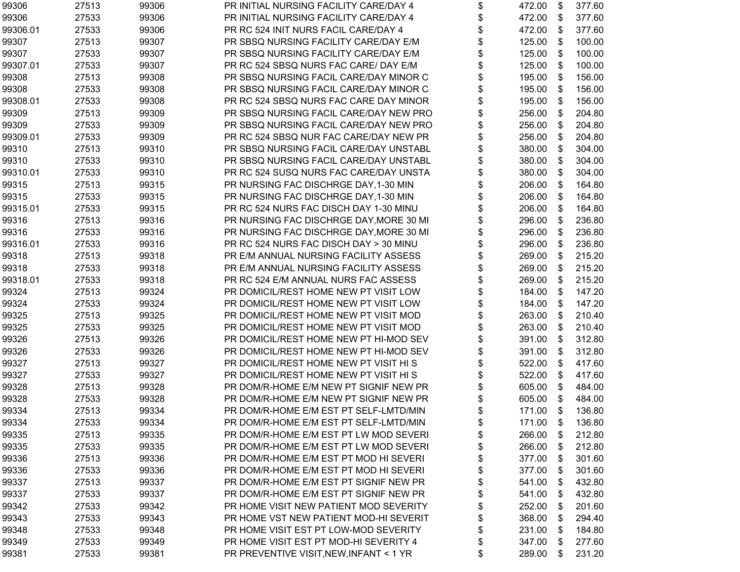| | | | | | | | |
|---|---|---|---|---|---|---|---|
| 99306 | 27513 | 99306 | PR INITIAL NURSING FACILITY CARE/DAY 4 | $ | 472.00 | $ | 377.60 |
| 99306 | 27533 | 99306 | PR INITIAL NURSING FACILITY CARE/DAY 4 | $ | 472.00 | $ | 377.60 |
| 99306.01 | 27533 | 99306 | PR RC 524 INIT NURS FACIL CARE/DAY 4 | $ | 472.00 | $ | 377.60 |
| 99307 | 27513 | 99307 | PR SBSQ NURSING FACILITY CARE/DAY E/M | $ | 125.00 | $ | 100.00 |
| 99307 | 27533 | 99307 | PR SBSQ NURSING FACILITY CARE/DAY E/M | $ | 125.00 | $ | 100.00 |
| 99307.01 | 27533 | 99307 | PR RC 524 SBSQ NURS FAC CARE/ DAY E/M | $ | 125.00 | $ | 100.00 |
| 99308 | 27513 | 99308 | PR SBSQ NURSING FACIL CARE/DAY MINOR C | $ | 195.00 | $ | 156.00 |
| 99308 | 27533 | 99308 | PR SBSQ NURSING FACIL CARE/DAY MINOR C | $ | 195.00 | $ | 156.00 |
| 99308.01 | 27533 | 99308 | PR RC 524 SBSQ NURS FAC CARE DAY MINOR | $ | 195.00 | $ | 156.00 |
| 99309 | 27513 | 99309 | PR SBSQ NURSING FACIL CARE/DAY NEW PRO | $ | 256.00 | $ | 204.80 |
| 99309 | 27533 | 99309 | PR SBSQ NURSING FACIL CARE/DAY NEW PRO | $ | 256.00 | $ | 204.80 |
| 99309.01 | 27533 | 99309 | PR RC 524 SBSQ NUR FAC CARE/DAY NEW PR | $ | 256.00 | $ | 204.80 |
| 99310 | 27513 | 99310 | PR SBSQ NURSING FACIL CARE/DAY UNSTABL | $ | 380.00 | $ | 304.00 |
| 99310 | 27533 | 99310 | PR SBSQ NURSING FACIL CARE/DAY UNSTABL | $ | 380.00 | $ | 304.00 |
| 99310.01 | 27533 | 99310 | PR RC 524 SUSQ NURS FAC CARE/DAY UNSTA | $ | 380.00 | $ | 304.00 |
| 99315 | 27513 | 99315 | PR NURSING FAC DISCHRGE DAY,1-30 MIN | $ | 206.00 | $ | 164.80 |
| 99315 | 27533 | 99315 | PR NURSING FAC DISCHRGE DAY,1-30 MIN | $ | 206.00 | $ | 164.80 |
| 99315.01 | 27533 | 99315 | PR RC 524 NURS FAC DISCH DAY 1-30 MINU | $ | 206.00 | $ | 164.80 |
| 99316 | 27513 | 99316 | PR NURSING FAC DISCHRGE DAY,MORE 30 MI | $ | 296.00 | $ | 236.80 |
| 99316 | 27533 | 99316 | PR NURSING FAC DISCHRGE DAY,MORE 30 MI | $ | 296.00 | $ | 236.80 |
| 99316.01 | 27533 | 99316 | PR RC 524 NURS FAC DISCH DAY > 30 MINU | $ | 296.00 | $ | 236.80 |
| 99318 | 27513 | 99318 | PR E/M ANNUAL NURSING FACILITY ASSESS | $ | 269.00 | $ | 215.20 |
| 99318 | 27533 | 99318 | PR E/M ANNUAL NURSING FACILITY ASSESS | $ | 269.00 | $ | 215.20 |
| 99318.01 | 27533 | 99318 | PR RC 524 E/M ANNUAL NURS FAC ASSESS | $ | 269.00 | $ | 215.20 |
| 99324 | 27513 | 99324 | PR DOMICIL/REST HOME NEW PT VISIT LOW | $ | 184.00 | $ | 147.20 |
| 99324 | 27533 | 99324 | PR DOMICIL/REST HOME NEW PT VISIT LOW | $ | 184.00 | $ | 147.20 |
| 99325 | 27513 | 99325 | PR DOMICIL/REST HOME NEW PT VISIT MOD | $ | 263.00 | $ | 210.40 |
| 99325 | 27533 | 99325 | PR DOMICIL/REST HOME NEW PT VISIT MOD | $ | 263.00 | $ | 210.40 |
| 99326 | 27513 | 99326 | PR DOMICIL/REST HOME NEW PT HI-MOD SEV | $ | 391.00 | $ | 312.80 |
| 99326 | 27533 | 99326 | PR DOMICIL/REST HOME NEW PT HI-MOD SEV | $ | 391.00 | $ | 312.80 |
| 99327 | 27513 | 99327 | PR DOMICIL/REST HOME NEW PT VISIT HI S | $ | 522.00 | $ | 417.60 |
| 99327 | 27533 | 99327 | PR DOMICIL/REST HOME NEW PT VISIT HI S | $ | 522.00 | $ | 417.60 |
| 99328 | 27513 | 99328 | PR DOM/R-HOME E/M NEW PT SIGNIF NEW PR | $ | 605.00 | $ | 484.00 |
| 99328 | 27533 | 99328 | PR DOM/R-HOME E/M NEW PT SIGNIF NEW PR | $ | 605.00 | $ | 484.00 |
| 99334 | 27513 | 99334 | PR DOM/R-HOME E/M EST PT SELF-LMTD/MIN | $ | 171.00 | $ | 136.80 |
| 99334 | 27533 | 99334 | PR DOM/R-HOME E/M EST PT SELF-LMTD/MIN | $ | 171.00 | $ | 136.80 |
| 99335 | 27513 | 99335 | PR DOM/R-HOME E/M EST PT LW MOD SEVERI | $ | 266.00 | $ | 212.80 |
| 99335 | 27533 | 99335 | PR DOM/R-HOME E/M EST PT LW MOD SEVERI | $ | 266.00 | $ | 212.80 |
| 99336 | 27513 | 99336 | PR DOM/R-HOME E/M EST PT MOD HI SEVERI | $ | 377.00 | $ | 301.60 |
| 99336 | 27533 | 99336 | PR DOM/R-HOME E/M EST PT MOD HI SEVERI | $ | 377.00 | $ | 301.60 |
| 99337 | 27513 | 99337 | PR DOM/R-HOME E/M EST PT SIGNIF NEW PR | $ | 541.00 | $ | 432.80 |
| 99337 | 27533 | 99337 | PR DOM/R-HOME E/M EST PT SIGNIF NEW PR | $ | 541.00 | $ | 432.80 |
| 99342 | 27533 | 99342 | PR HOME VISIT NEW PATIENT MOD SEVERITY | $ | 252.00 | $ | 201.60 |
| 99343 | 27533 | 99343 | PR HOME VST NEW PATIENT MOD-HI SEVERIT | $ | 368.00 | $ | 294.40 |
| 99348 | 27533 | 99348 | PR HOME VISIT EST PT LOW-MOD SEVERITY | $ | 231.00 | $ | 184.80 |
| 99349 | 27533 | 99349 | PR HOME VISIT EST PT MOD-HI SEVERITY 4 | $ | 347.00 | $ | 277.60 |
| 99381 | 27533 | 99381 | PR PREVENTIVE VISIT,NEW,INFANT < 1 YR | $ | 289.00 | $ | 231.20 |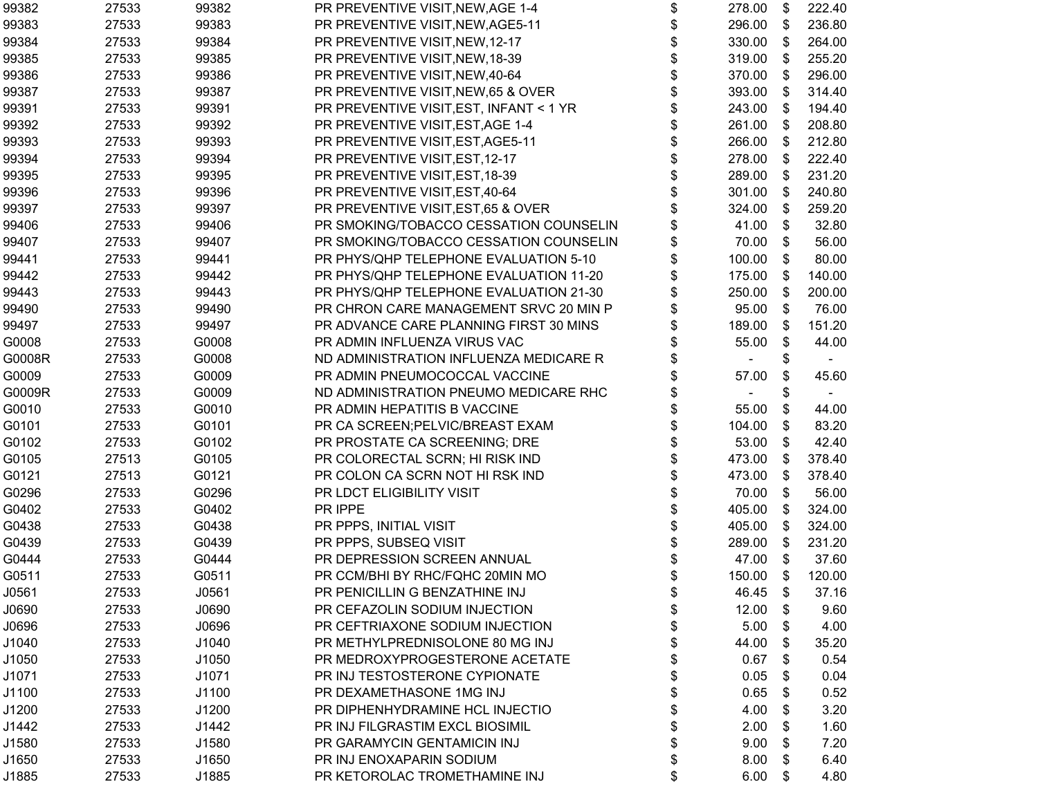| | | | | | | | |
|---|---|---|---|---|---|---|---|
| 99382 | 27533 | 99382 | PR PREVENTIVE VISIT,NEW,AGE 1-4 | $ | 278.00 | $ | 222.40 |
| 99383 | 27533 | 99383 | PR PREVENTIVE VISIT,NEW,AGE5-11 | $ | 296.00 | $ | 236.80 |
| 99384 | 27533 | 99384 | PR PREVENTIVE VISIT,NEW,12-17 | $ | 330.00 | $ | 264.00 |
| 99385 | 27533 | 99385 | PR PREVENTIVE VISIT,NEW,18-39 | $ | 319.00 | $ | 255.20 |
| 99386 | 27533 | 99386 | PR PREVENTIVE VISIT,NEW,40-64 | $ | 370.00 | $ | 296.00 |
| 99387 | 27533 | 99387 | PR PREVENTIVE VISIT,NEW,65 & OVER | $ | 393.00 | $ | 314.40 |
| 99391 | 27533 | 99391 | PR PREVENTIVE VISIT,EST, INFANT < 1 YR | $ | 243.00 | $ | 194.40 |
| 99392 | 27533 | 99392 | PR PREVENTIVE VISIT,EST,AGE 1-4 | $ | 261.00 | $ | 208.80 |
| 99393 | 27533 | 99393 | PR PREVENTIVE VISIT,EST,AGE5-11 | $ | 266.00 | $ | 212.80 |
| 99394 | 27533 | 99394 | PR PREVENTIVE VISIT,EST,12-17 | $ | 278.00 | $ | 222.40 |
| 99395 | 27533 | 99395 | PR PREVENTIVE VISIT,EST,18-39 | $ | 289.00 | $ | 231.20 |
| 99396 | 27533 | 99396 | PR PREVENTIVE VISIT,EST,40-64 | $ | 301.00 | $ | 240.80 |
| 99397 | 27533 | 99397 | PR PREVENTIVE VISIT,EST,65 & OVER | $ | 324.00 | $ | 259.20 |
| 99406 | 27533 | 99406 | PR SMOKING/TOBACCO CESSATION COUNSELIN | $ | 41.00 | $ | 32.80 |
| 99407 | 27533 | 99407 | PR SMOKING/TOBACCO CESSATION COUNSELIN | $ | 70.00 | $ | 56.00 |
| 99441 | 27533 | 99441 | PR PHYS/QHP TELEPHONE EVALUATION 5-10 | $ | 100.00 | $ | 80.00 |
| 99442 | 27533 | 99442 | PR PHYS/QHP TELEPHONE EVALUATION 11-20 | $ | 175.00 | $ | 140.00 |
| 99443 | 27533 | 99443 | PR PHYS/QHP TELEPHONE EVALUATION 21-30 | $ | 250.00 | $ | 200.00 |
| 99490 | 27533 | 99490 | PR CHRON CARE MANAGEMENT SRVC 20 MIN P | $ | 95.00 | $ | 76.00 |
| 99497 | 27533 | 99497 | PR ADVANCE CARE PLANNING FIRST 30 MINS | $ | 189.00 | $ | 151.20 |
| G0008 | 27533 | G0008 | PR ADMIN INFLUENZA VIRUS VAC | $ | 55.00 | $ | 44.00 |
| G0008R | 27533 | G0008 | ND ADMINISTRATION INFLUENZA MEDICARE R | $ | - | $ | - |
| G0009 | 27533 | G0009 | PR ADMIN PNEUMOCOCCAL VACCINE | $ | 57.00 | $ | 45.60 |
| G0009R | 27533 | G0009 | ND ADMINISTRATION PNEUMO MEDICARE RHC | $ | - | $ | - |
| G0010 | 27533 | G0010 | PR ADMIN HEPATITIS B VACCINE | $ | 55.00 | $ | 44.00 |
| G0101 | 27533 | G0101 | PR CA SCREEN;PELVIC/BREAST EXAM | $ | 104.00 | $ | 83.20 |
| G0102 | 27533 | G0102 | PR PROSTATE CA SCREENING; DRE | $ | 53.00 | $ | 42.40 |
| G0105 | 27513 | G0105 | PR COLORECTAL SCRN; HI RISK IND | $ | 473.00 | $ | 378.40 |
| G0121 | 27513 | G0121 | PR COLON CA SCRN NOT HI RSK IND | $ | 473.00 | $ | 378.40 |
| G0296 | 27533 | G0296 | PR LDCT ELIGIBILITY VISIT | $ | 70.00 | $ | 56.00 |
| G0402 | 27533 | G0402 | PR IPPE | $ | 405.00 | $ | 324.00 |
| G0438 | 27533 | G0438 | PR PPPS, INITIAL VISIT | $ | 405.00 | $ | 324.00 |
| G0439 | 27533 | G0439 | PR PPPS, SUBSEQ VISIT | $ | 289.00 | $ | 231.20 |
| G0444 | 27533 | G0444 | PR DEPRESSION SCREEN ANNUAL | $ | 47.00 | $ | 37.60 |
| G0511 | 27533 | G0511 | PR CCM/BHI BY RHC/FQHC 20MIN MO | $ | 150.00 | $ | 120.00 |
| J0561 | 27533 | J0561 | PR PENICILLIN G BENZATHINE INJ | $ | 46.45 | $ | 37.16 |
| J0690 | 27533 | J0690 | PR CEFAZOLIN SODIUM INJECTION | $ | 12.00 | $ | 9.60 |
| J0696 | 27533 | J0696 | PR CEFTRIAXONE SODIUM INJECTION | $ | 5.00 | $ | 4.00 |
| J1040 | 27533 | J1040 | PR METHYLPREDNISOLONE 80 MG INJ | $ | 44.00 | $ | 35.20 |
| J1050 | 27533 | J1050 | PR MEDROXYPROGESTERONE ACETATE | $ | 0.67 | $ | 0.54 |
| J1071 | 27533 | J1071 | PR INJ TESTOSTERONE CYPIONATE | $ | 0.05 | $ | 0.04 |
| J1100 | 27533 | J1100 | PR DEXAMETHASONE 1MG INJ | $ | 0.65 | $ | 0.52 |
| J1200 | 27533 | J1200 | PR DIPHENHYDRAMINE HCL INJECTIO | $ | 4.00 | $ | 3.20 |
| J1442 | 27533 | J1442 | PR INJ FILGRASTIM EXCL BIOSIMIL | $ | 2.00 | $ | 1.60 |
| J1580 | 27533 | J1580 | PR GARAMYCIN GENTAMICIN INJ | $ | 9.00 | $ | 7.20 |
| J1650 | 27533 | J1650 | PR INJ ENOXAPARIN SODIUM | $ | 8.00 | $ | 6.40 |
| J1885 | 27533 | J1885 | PR KETOROLAC TROMETHAMINE INJ | $ | 6.00 | $ | 4.80 |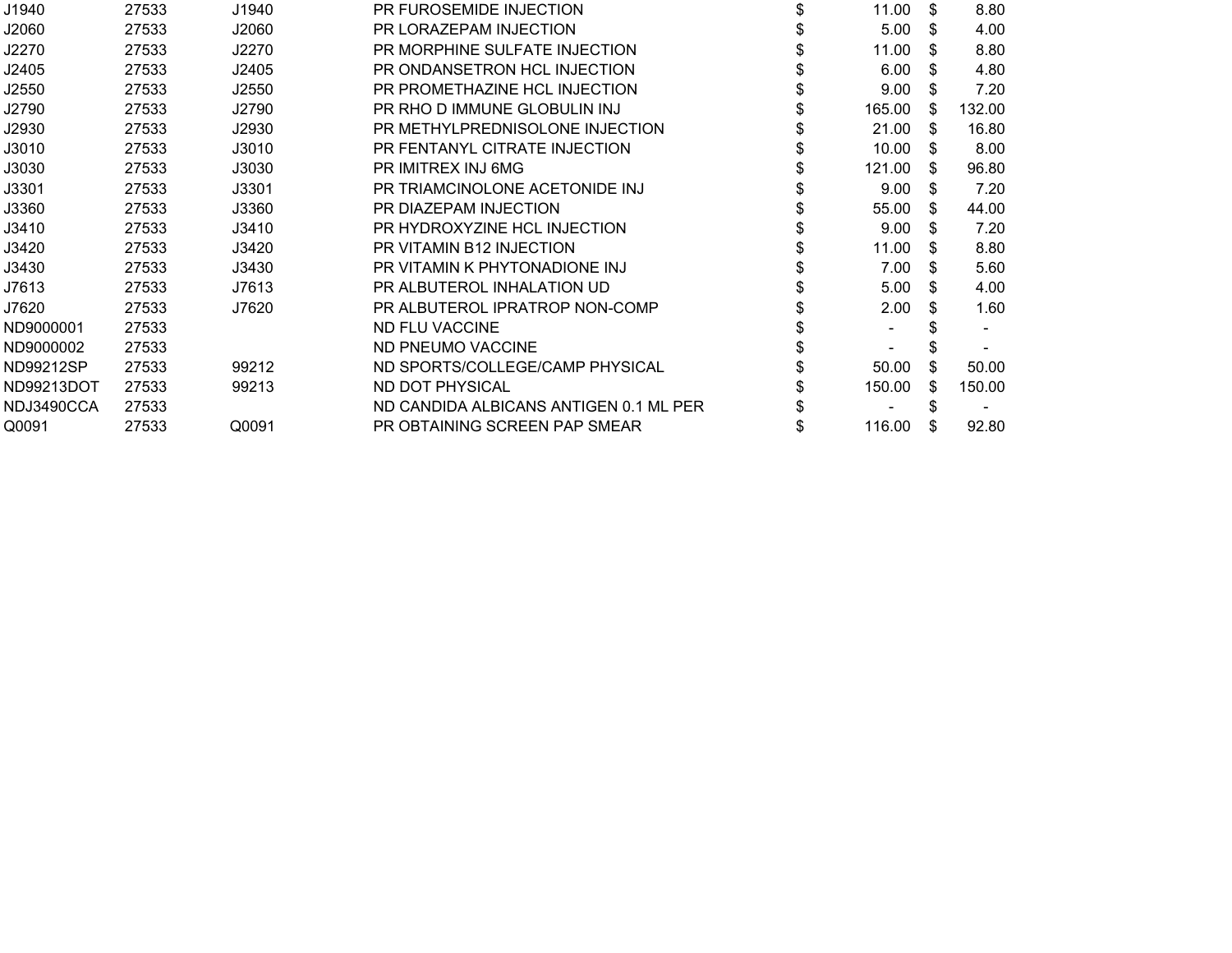| | | | | | |
|---|---|---|---|---|---|
| J1940 | 27533 | J1940 | PR FUROSEMIDE INJECTION | $ 11.00 | $ 8.80 |
| J2060 | 27533 | J2060 | PR LORAZEPAM INJECTION | $ 5.00 | $ 4.00 |
| J2270 | 27533 | J2270 | PR MORPHINE SULFATE INJECTION | $ 11.00 | $ 8.80 |
| J2405 | 27533 | J2405 | PR ONDANSETRON HCL INJECTION | $ 6.00 | $ 4.80 |
| J2550 | 27533 | J2550 | PR PROMETHAZINE HCL INJECTION | $ 9.00 | $ 7.20 |
| J2790 | 27533 | J2790 | PR RHO D IMMUNE GLOBULIN INJ | $ 165.00 | $ 132.00 |
| J2930 | 27533 | J2930 | PR METHYLPREDNISOLONE INJECTION | $ 21.00 | $ 16.80 |
| J3010 | 27533 | J3010 | PR FENTANYL CITRATE INJECTION | $ 10.00 | $ 8.00 |
| J3030 | 27533 | J3030 | PR IMITREX INJ 6MG | $ 121.00 | $ 96.80 |
| J3301 | 27533 | J3301 | PR TRIAMCINOLONE ACETONIDE INJ | $ 9.00 | $ 7.20 |
| J3360 | 27533 | J3360 | PR DIAZEPAM INJECTION | $ 55.00 | $ 44.00 |
| J3410 | 27533 | J3410 | PR HYDROXYZINE HCL INJECTION | $ 9.00 | $ 7.20 |
| J3420 | 27533 | J3420 | PR VITAMIN B12 INJECTION | $ 11.00 | $ 8.80 |
| J3430 | 27533 | J3430 | PR VITAMIN K PHYTONADIONE INJ | $ 7.00 | $ 5.60 |
| J7613 | 27533 | J7613 | PR ALBUTEROL INHALATION UD | $ 5.00 | $ 4.00 |
| J7620 | 27533 | J7620 | PR ALBUTEROL IPRATROP NON-COMP | $ 2.00 | $ 1.60 |
| ND9000001 | 27533 | | ND FLU VACCINE | $ - | $ - |
| ND9000002 | 27533 | | ND PNEUMO VACCINE | $ - | $ - |
| ND99212SP | 27533 | 99212 | ND SPORTS/COLLEGE/CAMP PHYSICAL | $ 50.00 | $ 50.00 |
| ND99213DOT | 27533 | 99213 | ND DOT PHYSICAL | $ 150.00 | $ 150.00 |
| NDJ3490CCA | 27533 | | ND CANDIDA ALBICANS ANTIGEN 0.1 ML PER | $ - | $ - |
| Q0091 | 27533 | Q0091 | PR OBTAINING SCREEN PAP SMEAR | $ 116.00 | $ 92.80 |